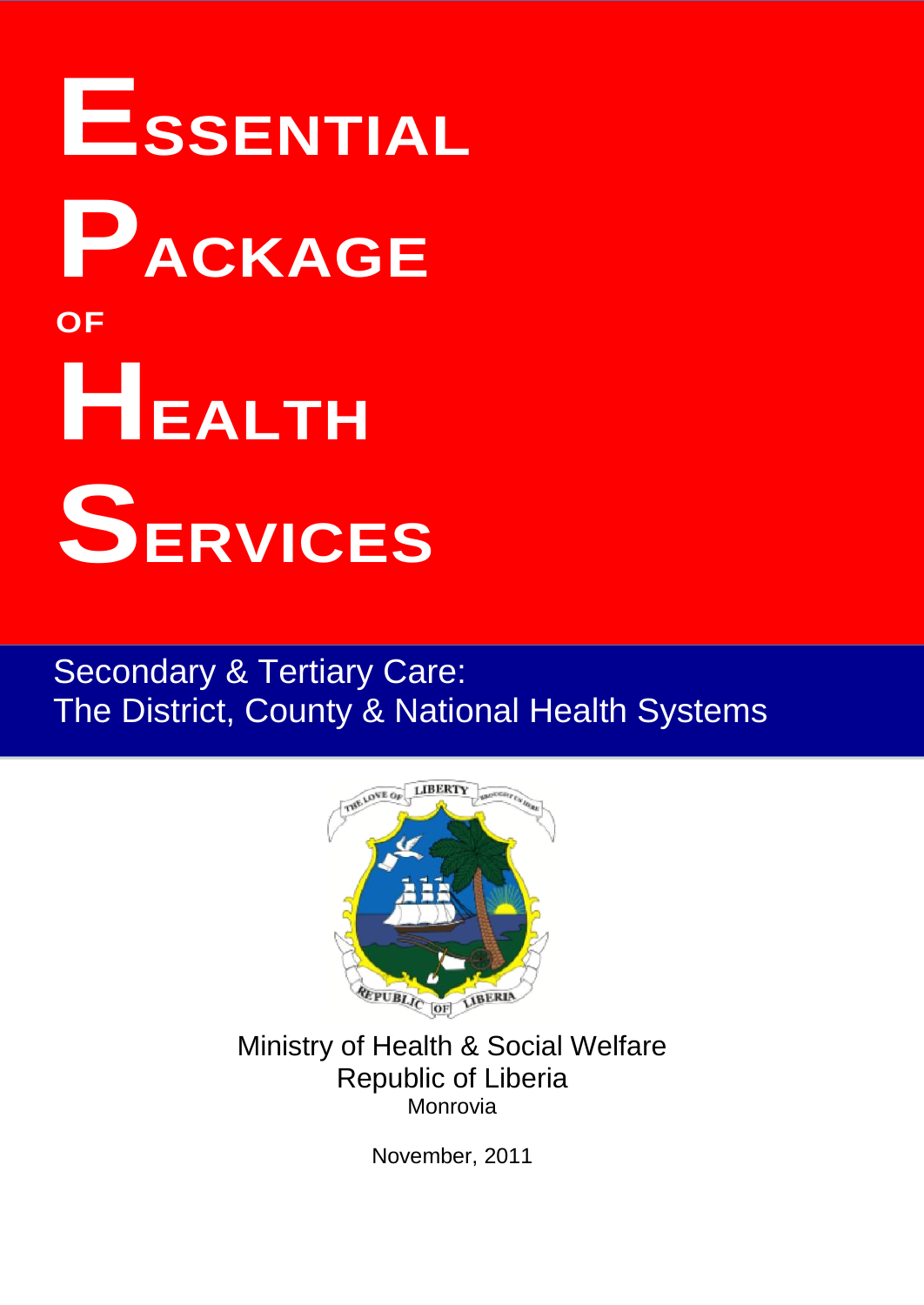# ESSENTIAL PACKAGE OF HEALTH SERVICES

## Secondary & Tertiary Care:
## The District, County & National Health Systems

Ministry of Health & Social Welfare
Republic of Liberia
Monrovia

November, 2011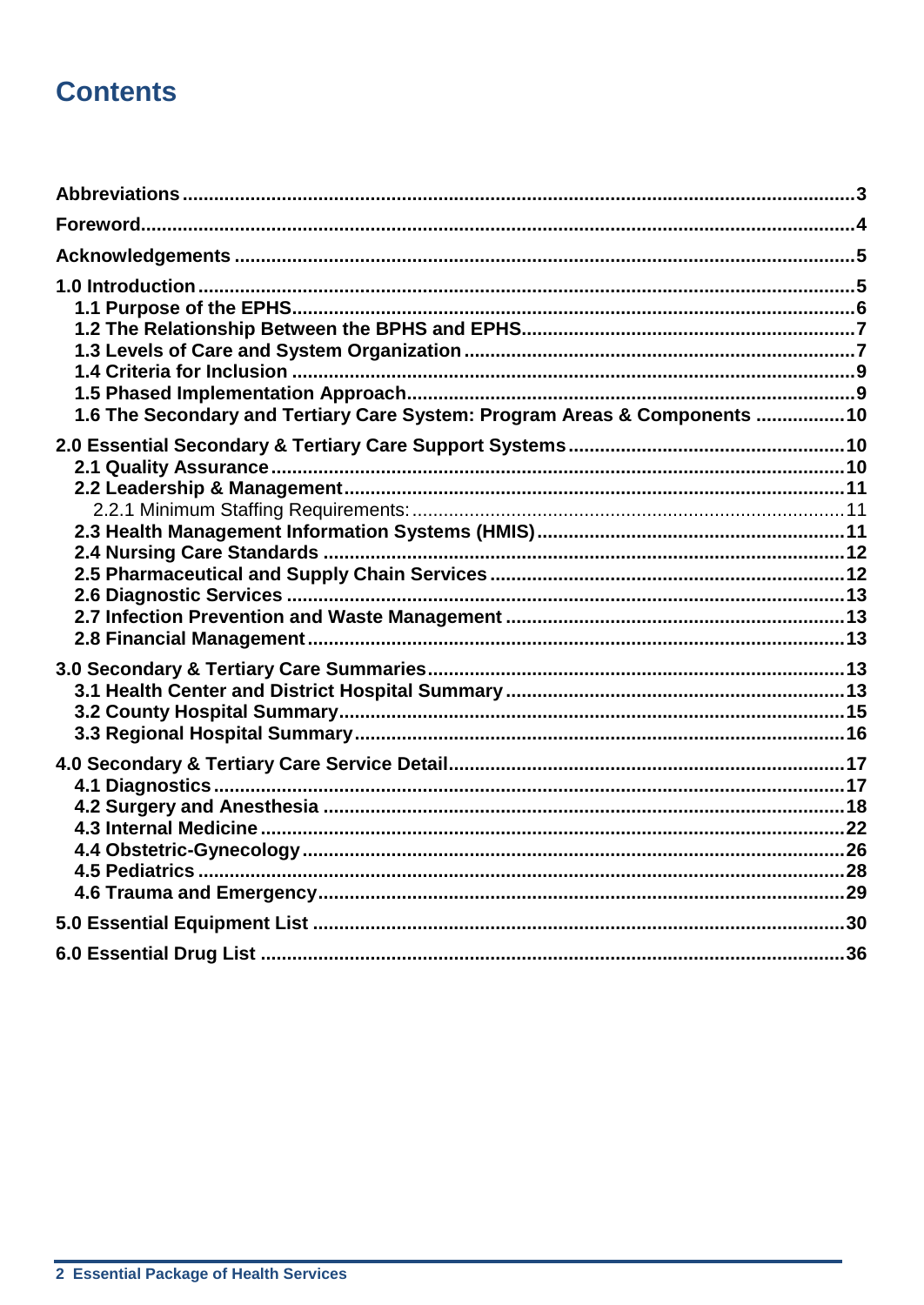# Contents

Abbreviations ........................................................................................................................... 3
Foreword.................................................................................................................................... 4
Acknowledgements ................................................................................................................... 5
1.0 Introduction .......................................................................................................................... 5
- 1.1 Purpose of the EPHS......................................................................................................... 6
- 1.2 The Relationship Between the BPHS and EPHS ............................................................... 7
- 1.3 Levels of Care and System Organization ........................................................................... 7
- 1.4 Criteria for Inclusion .......................................................................................................... 9
- 1.5 Phased Implementation Approach...................................................................................... 9
- 1.6 The Secondary and Tertiary Care System: Program Areas & Components ................ 10

2.0 Essential Secondary & Tertiary Care Support Systems ..................................................... 10
- 2.1 Quality Assurance ........................................................................................................... 10
- 2.2 Leadership & Management .............................................................................................. 11
  - 2.2.1 Minimum Staffing Requirements: .................................................................................. 11
- 2.3 Health Management Information Systems (HMIS) ........................................................... 11
- 2.4 Nursing Care Standards .................................................................................................. 12
- 2.5 Pharmaceutical and Supply Chain Services .................................................................... 12
- 2.6 Diagnostic Services ........................................................................................................ 13
- 2.7 Infection Prevention and Waste Management ................................................................. 13
- 2.8 Financial Management ..................................................................................................... 13

3.0 Secondary & Tertiary Care Summaries ............................................................................... 13
- 3.1 Health Center and District Hospital Summary ................................................................. 13
- 3.2 County Hospital Summary ................................................................................................ 15
- 3.3 Regional Hospital Summary ............................................................................................. 16

4.0 Secondary & Tertiary Care Service Detail ........................................................................... 17
- 4.1 Diagnostics ...................................................................................................................... 17
- 4.2 Surgery and Anesthesia ................................................................................................... 18
- 4.3 Internal Medicine .............................................................................................................. 22
- 4.4 Obstetric-Gynecology ....................................................................................................... 26
- 4.5 Pediatrics ......................................................................................................................... 28
- 4.6 Trauma and Emergency .................................................................................................... 29

5.0 Essential Equipment List ..................................................................................................... 30
6.0 Essential Drug List ............................................................................................................... 36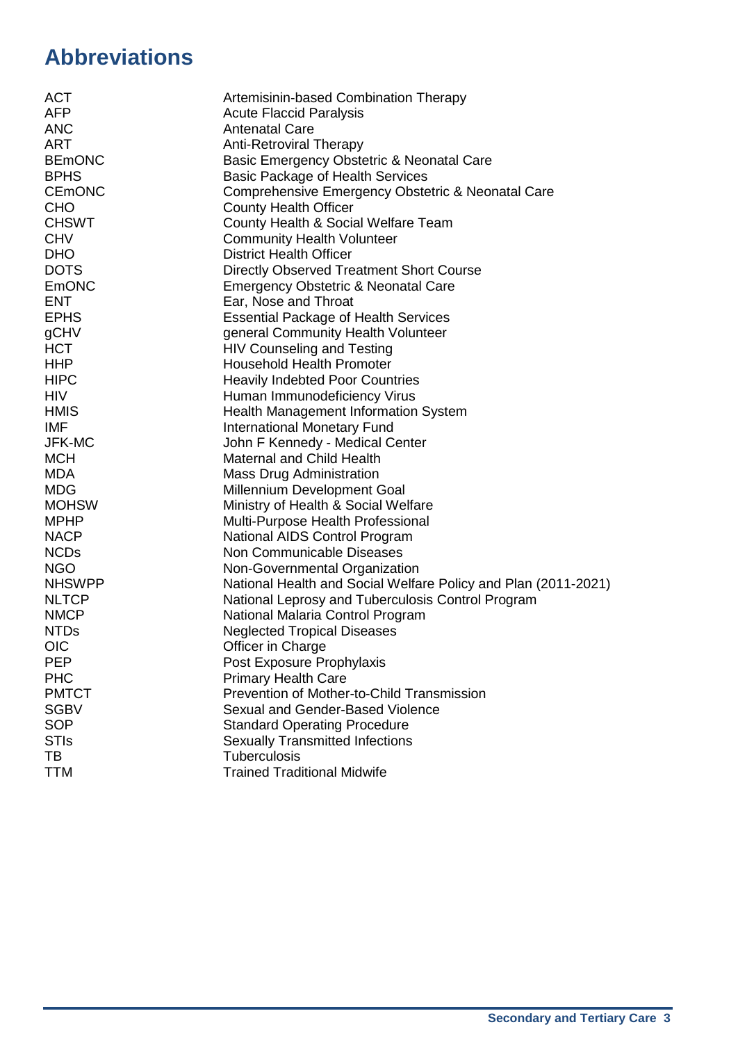# Abbreviations

| | |
|---|---|
| ACT | Artemisinin-based Combination Therapy |
| AFP | Acute Flaccid Paralysis |
| ANC | Antenatal Care |
| ART | Anti-Retroviral Therapy |
| BEmONC | Basic Emergency Obstetric & Neonatal Care |
| BPHS | Basic Package of Health Services |
| CEmONC | Comprehensive Emergency Obstetric & Neonatal Care |
| CHO | County Health Officer |
| CHSWT | County Health & Social Welfare Team |
| CHV | Community Health Volunteer |
| DHO | District Health Officer |
| DOTS | Directly Observed Treatment Short Course |
| EmONC | Emergency Obstetric & Neonatal Care |
| ENT | Ear, Nose and Throat |
| EPHS | Essential Package of Health Services |
| gCHV | general Community Health Volunteer |
| HCT | HIV Counseling and Testing |
| HHP | Household Health Promoter |
| HIPC | Heavily Indebted Poor Countries |
| HIV | Human Immunodeficiency Virus |
| HMIS | Health Management Information System |
| IMF | International Monetary Fund |
| JFK-MC | John F Kennedy - Medical Center |
| MCH | Maternal and Child Health |
| MDA | Mass Drug Administration |
| MDG | Millennium Development Goal |
| MOHSW | Ministry of Health & Social Welfare |
| MPHP | Multi-Purpose Health Professional |
| NACP | National AIDS Control Program |
| NCDs | Non Communicable Diseases |
| NGO | Non-Governmental Organization |
| NHSWPP | National Health and Social Welfare Policy and Plan (2011-2021) |
| NLTCP | National Leprosy and Tuberculosis Control Program |
| NMCP | National Malaria Control Program |
| NTDs | Neglected Tropical Diseases |
| OIC | Officer in Charge |
| PEP | Post Exposure Prophylaxis |
| PHC | Primary Health Care |
| PMTCT | Prevention of Mother-to-Child Transmission |
| SGBV | Sexual and Gender-Based Violence |
| SOP | Standard Operating Procedure |
| STIs | Sexually Transmitted Infections |
| TB | Tuberculosis |
| TTM | Trained Traditional Midwife |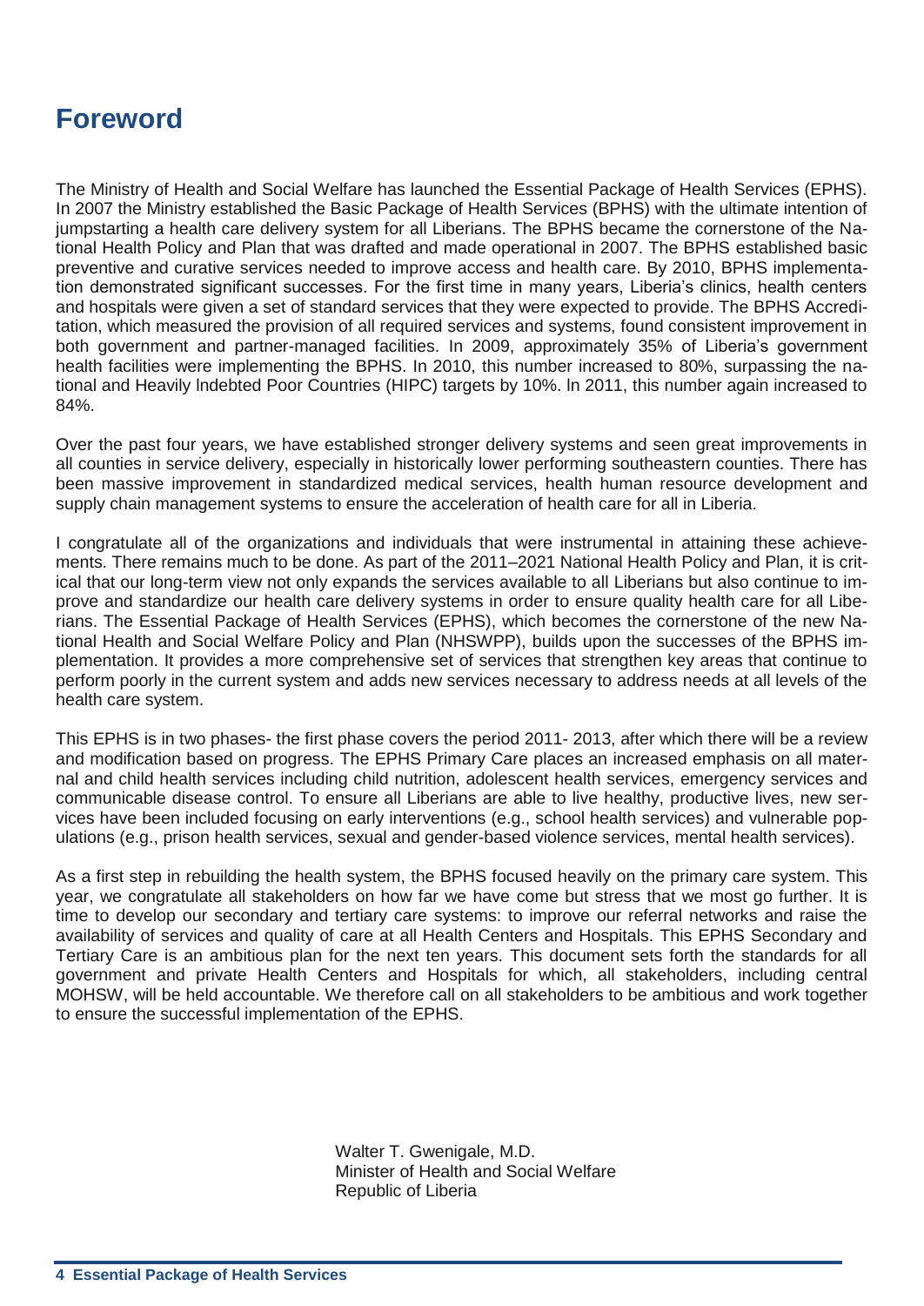# Foreword

The Ministry of Health and Social Welfare has launched the Essential Package of Health Services (EPHS). In 2007 the Ministry established the Basic Package of Health Services (BPHS) with the ultimate intention of jumpstarting a health care delivery system for all Liberians. The BPHS became the cornerstone of the National Health Policy and Plan that was drafted and made operational in 2007. The BPHS established basic preventive and curative services needed to improve access and health care. By 2010, BPHS implementation demonstrated significant successes. For the first time in many years, Liberia's clinics, health centers and hospitals were given a set of standard services that they were expected to provide. The BPHS Accreditation, which measured the provision of all required services and systems, found consistent improvement in both government and partner-managed facilities. In 2009, approximately 35% of Liberia's government health facilities were implementing the BPHS. In 2010, this number increased to 80%, surpassing the national and Heavily lndebted Poor Countries (HIPC) targets by 10%. ln 2011, this number again increased to 84%.

Over the past four years, we have established stronger delivery systems and seen great improvements in all counties in service delivery, especially in historically lower performing southeastern counties. There has been massive improvement in standardized medical services, health human resource development and supply chain management systems to ensure the acceleration of health care for all in Liberia.

I congratulate all of the organizations and individuals that were instrumental in attaining these achievements. There remains much to be done. As part of the 2011–2021 National Health Policy and Plan, it is critical that our long-term view not only expands the services available to all Liberians but also continue to improve and standardize our health care delivery systems in order to ensure quality health care for all Liberians. The Essential Package of Health Services (EPHS), which becomes the cornerstone of the new National Health and Social Welfare Policy and Plan (NHSWPP), builds upon the successes of the BPHS implementation. It provides a more comprehensive set of services that strengthen key areas that continue to perform poorly in the current system and adds new services necessary to address needs at all levels of the health care system.

This EPHS is in two phases- the first phase covers the period 2011- 2013, after which there will be a review and modification based on progress. The EPHS Primary Care places an increased emphasis on all maternal and child health services including child nutrition, adolescent health services, emergency services and communicable disease control. To ensure all Liberians are able to live healthy, productive lives, new services have been included focusing on early interventions (e.g., school health services) and vulnerable populations (e.g., prison health services, sexual and gender-based violence services, mental health services).

As a first step in rebuilding the health system, the BPHS focused heavily on the primary care system. This year, we congratulate all stakeholders on how far we have come but stress that we most go further. It is time to develop our secondary and tertiary care systems: to improve our referral networks and raise the availability of services and quality of care at all Health Centers and Hospitals. This EPHS Secondary and Tertiary Care is an ambitious plan for the next ten years. This document sets forth the standards for all government and private Health Centers and Hospitals for which, all stakeholders, including central MOHSW, will be held accountable. We therefore call on all stakeholders to be ambitious and work together to ensure the successful implementation of the EPHS.

Walter T. Gwenigale, M.D.
Minister of Health and Social Welfare
Republic of Liberia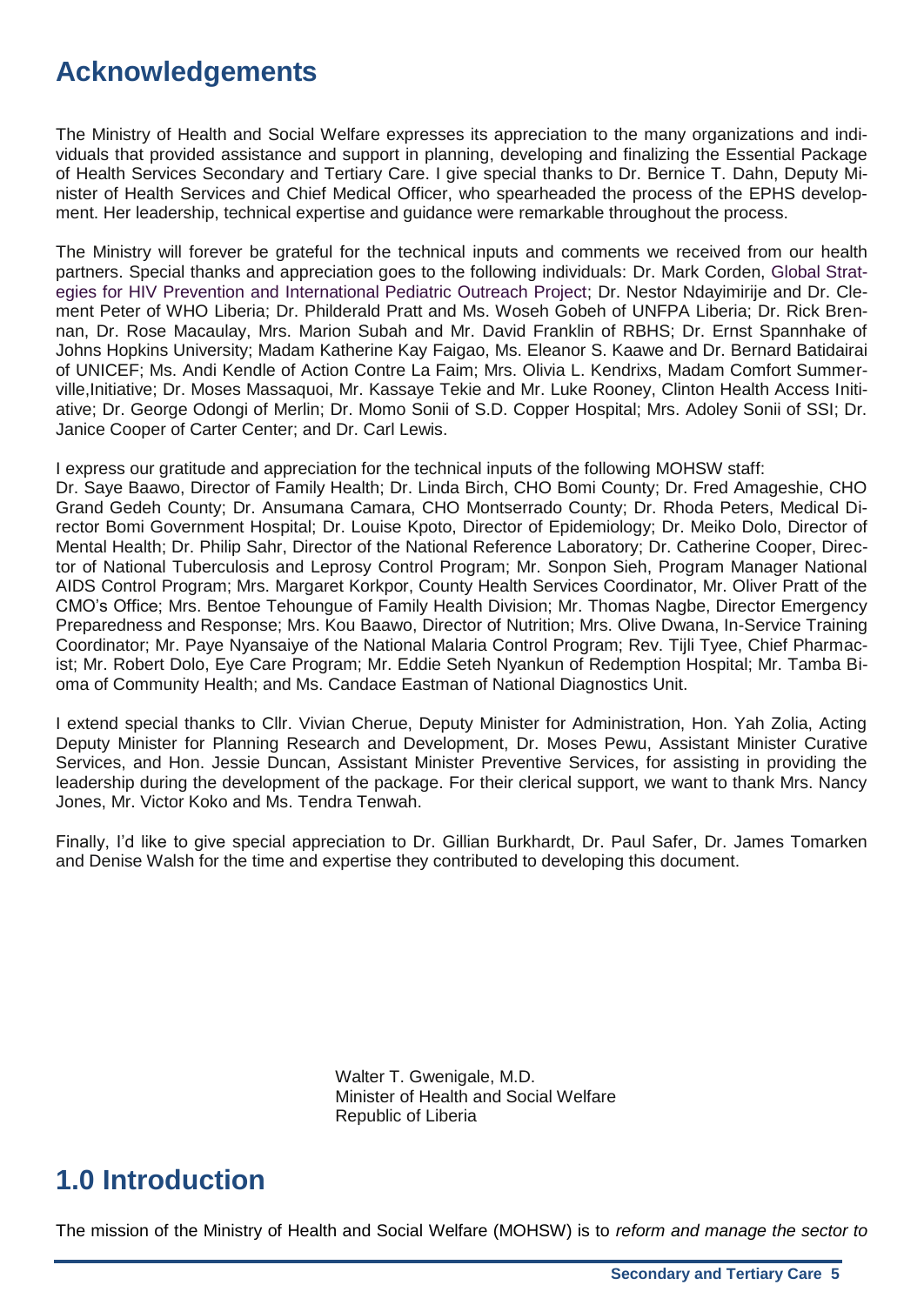## Acknowledgements

The Ministry of Health and Social Welfare expresses its appreciation to the many organizations and individuals that provided assistance and support in planning, developing and finalizing the Essential Package of Health Services Secondary and Tertiary Care. I give special thanks to Dr. Bernice T. Dahn, Deputy Minister of Health Services and Chief Medical Officer, who spearheaded the process of the EPHS development. Her leadership, technical expertise and guidance were remarkable throughout the process.

The Ministry will forever be grateful for the technical inputs and comments we received from our health partners. Special thanks and appreciation goes to the following individuals: Dr. Mark Corden, Global Strategies for HIV Prevention and International Pediatric Outreach Project; Dr. Nestor Ndayimirije and Dr. Clement Peter of WHO Liberia; Dr. Philderald Pratt and Ms. Woseh Gobeh of UNFPA Liberia; Dr. Rick Brennan, Dr. Rose Macaulay, Mrs. Marion Subah and Mr. David Franklin of RBHS; Dr. Ernst Spannhake of Johns Hopkins University; Madam Katherine Kay Faigao, Ms. Eleanor S. Kaawe and Dr. Bernard Batidairai of UNICEF; Ms. Andi Kendle of Action Contre La Faim; Mrs. Olivia L. Kendrixs, Madam Comfort Summerville,Initiative; Dr. Moses Massaquoi, Mr. Kassaye Tekie and Mr. Luke Rooney, Clinton Health Access Initiative; Dr. George Odongi of Merlin; Dr. Momo Sonii of S.D. Copper Hospital; Mrs. Adoley Sonii of SSI; Dr. Janice Cooper of Carter Center; and Dr. Carl Lewis.

I express our gratitude and appreciation for the technical inputs of the following MOHSW staff:
Dr. Saye Baawo, Director of Family Health; Dr. Linda Birch, CHO Bomi County; Dr. Fred Amageshie, CHO Grand Gedeh County; Dr. Ansumana Camara, CHO Montserrado County; Dr. Rhoda Peters, Medical Director Bomi Government Hospital; Dr. Louise Kpoto, Director of Epidemiology; Dr. Meiko Dolo, Director of Mental Health; Dr. Philip Sahr, Director of the National Reference Laboratory; Dr. Catherine Cooper, Director of National Tuberculosis and Leprosy Control Program; Mr. Sonpon Sieh, Program Manager National AIDS Control Program; Mrs. Margaret Korkpor, County Health Services Coordinator, Mr. Oliver Pratt of the CMO's Office; Mrs. Bentoe Tehoungue of Family Health Division; Mr. Thomas Nagbe, Director Emergency Preparedness and Response; Mrs. Kou Baawo, Director of Nutrition; Mrs. Olive Dwana, In-Service Training Coordinator; Mr. Paye Nyansaiye of the National Malaria Control Program; Rev. Tijli Tyee, Chief Pharmacist; Mr. Robert Dolo, Eye Care Program; Mr. Eddie Seteh Nyankun of Redemption Hospital; Mr. Tamba Bioma of Community Health; and Ms. Candace Eastman of National Diagnostics Unit.

I extend special thanks to Cllr. Vivian Cherue, Deputy Minister for Administration, Hon. Yah Zolia, Acting Deputy Minister for Planning Research and Development, Dr. Moses Pewu, Assistant Minister Curative Services, and Hon. Jessie Duncan, Assistant Minister Preventive Services, for assisting in providing the leadership during the development of the package. For their clerical support, we want to thank Mrs. Nancy Jones, Mr. Victor Koko and Ms. Tendra Tenwah.

Finally, I'd like to give special appreciation to Dr. Gillian Burkhardt, Dr. Paul Safer, Dr. James Tomarken and Denise Walsh for the time and expertise they contributed to developing this document.

Walter T. Gwenigale, M.D.
Minister of Health and Social Welfare
Republic of Liberia

## 1.0 Introduction

The mission of the Ministry of Health and Social Welfare (MOHSW) is to *reform and manage the sector to*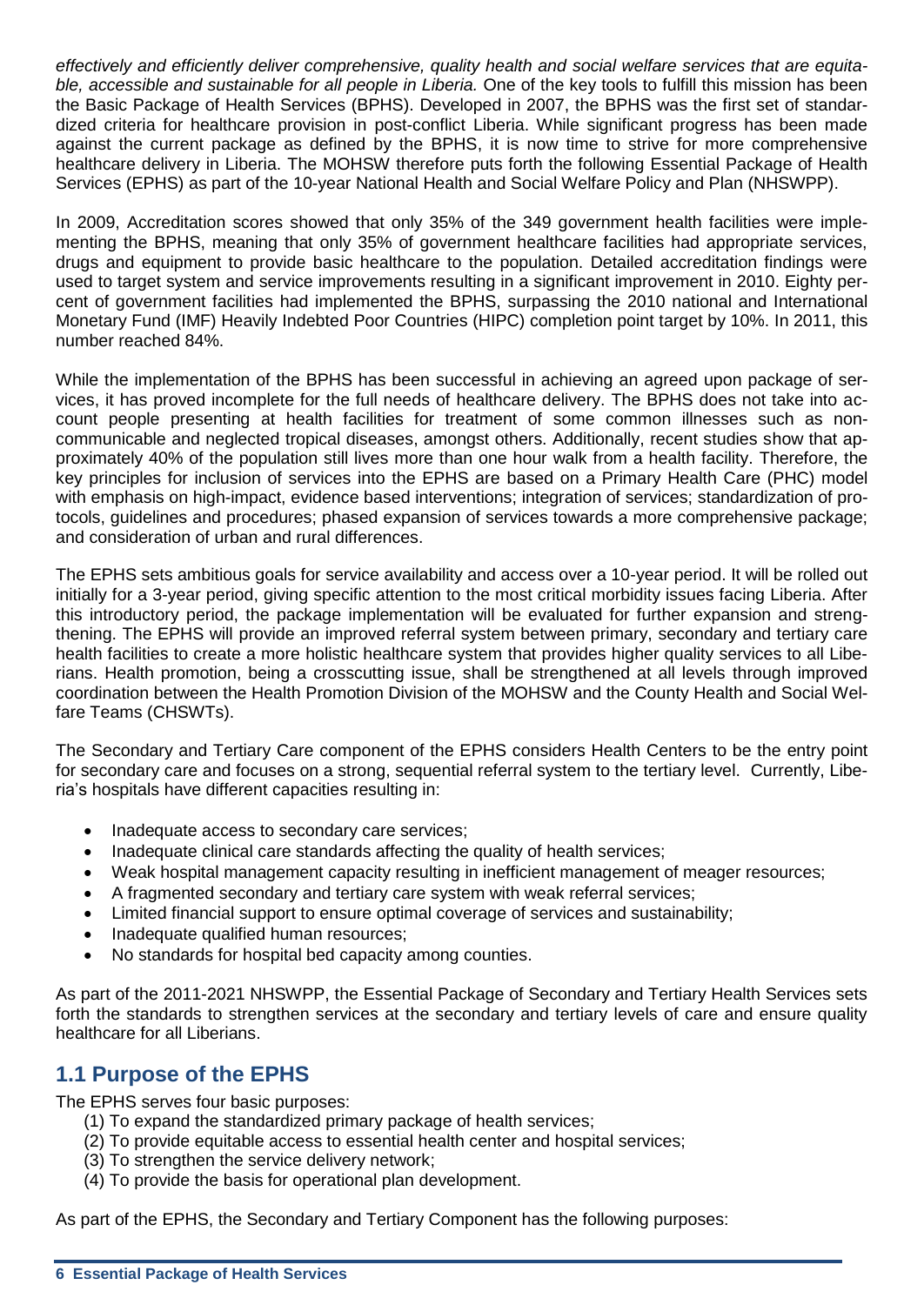*effectively and efficiently deliver comprehensive, quality health and social welfare services that are equitable, accessible and sustainable for all people in Liberia.* One of the key tools to fulfill this mission has been the Basic Package of Health Services (BPHS). Developed in 2007, the BPHS was the first set of standardized criteria for healthcare provision in post-conflict Liberia. While significant progress has been made against the current package as defined by the BPHS, it is now time to strive for more comprehensive healthcare delivery in Liberia. The MOHSW therefore puts forth the following Essential Package of Health Services (EPHS) as part of the 10-year National Health and Social Welfare Policy and Plan (NHSWPP).

In 2009, Accreditation scores showed that only 35% of the 349 government health facilities were implementing the BPHS, meaning that only 35% of government healthcare facilities had appropriate services, drugs and equipment to provide basic healthcare to the population. Detailed accreditation findings were used to target system and service improvements resulting in a significant improvement in 2010. Eighty percent of government facilities had implemented the BPHS, surpassing the 2010 national and International Monetary Fund (IMF) Heavily Indebted Poor Countries (HIPC) completion point target by 10%. In 2011, this number reached 84%.

While the implementation of the BPHS has been successful in achieving an agreed upon package of services, it has proved incomplete for the full needs of healthcare delivery. The BPHS does not take into account people presenting at health facilities for treatment of some common illnesses such as non-communicable and neglected tropical diseases, amongst others. Additionally, recent studies show that approximately 40% of the population still lives more than one hour walk from a health facility. Therefore, the key principles for inclusion of services into the EPHS are based on a Primary Health Care (PHC) model with emphasis on high-impact, evidence based interventions; integration of services; standardization of protocols, guidelines and procedures; phased expansion of services towards a more comprehensive package; and consideration of urban and rural differences.

The EPHS sets ambitious goals for service availability and access over a 10-year period. It will be rolled out initially for a 3-year period, giving specific attention to the most critical morbidity issues facing Liberia. After this introductory period, the package implementation will be evaluated for further expansion and strengthening. The EPHS will provide an improved referral system between primary, secondary and tertiary care health facilities to create a more holistic healthcare system that provides higher quality services to all Liberians. Health promotion, being a crosscutting issue, shall be strengthened at all levels through improved coordination between the Health Promotion Division of the MOHSW and the County Health and Social Welfare Teams (CHSWTs).

The Secondary and Tertiary Care component of the EPHS considers Health Centers to be the entry point for secondary care and focuses on a strong, sequential referral system to the tertiary level. Currently, Liberia's hospitals have different capacities resulting in:

- Inadequate access to secondary care services;
- Inadequate clinical care standards affecting the quality of health services;
- Weak hospital management capacity resulting in inefficient management of meager resources;
- A fragmented secondary and tertiary care system with weak referral services;
- Limited financial support to ensure optimal coverage of services and sustainability;
- Inadequate qualified human resources;
- No standards for hospital bed capacity among counties.

As part of the 2011-2021 NHSWPP, the Essential Package of Secondary and Tertiary Health Services sets forth the standards to strengthen services at the secondary and tertiary levels of care and ensure quality healthcare for all Liberians.

## 1.1 Purpose of the EPHS

The EPHS serves four basic purposes:

(1) To expand the standardized primary package of health services;
(2) To provide equitable access to essential health center and hospital services;
(3) To strengthen the service delivery network;
(4) To provide the basis for operational plan development.

As part of the EPHS, the Secondary and Tertiary Component has the following purposes: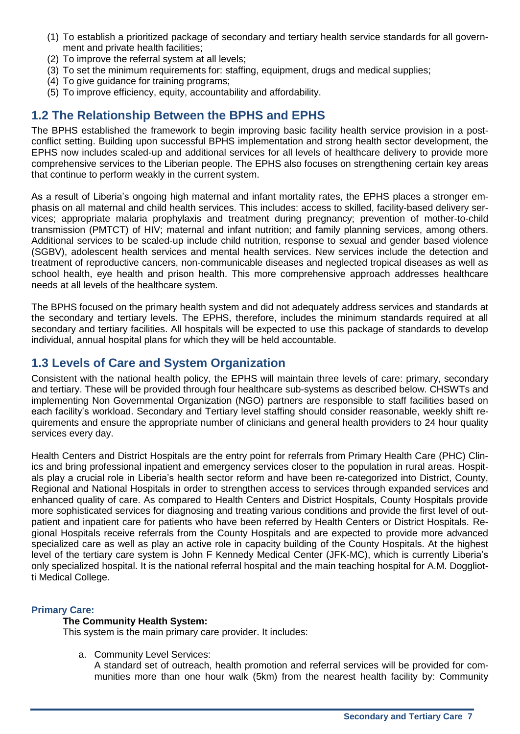(1) To establish a prioritized package of secondary and tertiary health service standards for all government and private health facilities;
(2) To improve the referral system at all levels;
(3) To set the minimum requirements for: staffing, equipment, drugs and medical supplies;
(4) To give guidance for training programs;
(5) To improve efficiency, equity, accountability and affordability.

## 1.2 The Relationship Between the BPHS and EPHS

The BPHS established the framework to begin improving basic facility health service provision in a post-conflict setting. Building upon successful BPHS implementation and strong health sector development, the EPHS now includes scaled-up and additional services for all levels of healthcare delivery to provide more comprehensive services to the Liberian people. The EPHS also focuses on strengthening certain key areas that continue to perform weakly in the current system.

As a result of Liberia's ongoing high maternal and infant mortality rates, the EPHS places a stronger emphasis on all maternal and child health services. This includes: access to skilled, facility-based delivery services; appropriate malaria prophylaxis and treatment during pregnancy; prevention of mother-to-child transmission (PMTCT) of HIV; maternal and infant nutrition; and family planning services, among others. Additional services to be scaled-up include child nutrition, response to sexual and gender based violence (SGBV), adolescent health services and mental health services. New services include the detection and treatment of reproductive cancers, non-communicable diseases and neglected tropical diseases as well as school health, eye health and prison health. This more comprehensive approach addresses healthcare needs at all levels of the healthcare system.

The BPHS focused on the primary health system and did not adequately address services and standards at the secondary and tertiary levels. The EPHS, therefore, includes the minimum standards required at all secondary and tertiary facilities. All hospitals will be expected to use this package of standards to develop individual, annual hospital plans for which they will be held accountable.

## 1.3 Levels of Care and System Organization

Consistent with the national health policy, the EPHS will maintain three levels of care: primary, secondary and tertiary. These will be provided through four healthcare sub-systems as described below. CHSWTs and implementing Non Governmental Organization (NGO) partners are responsible to staff facilities based on each facility's workload. Secondary and Tertiary level staffing should consider reasonable, weekly shift requirements and ensure the appropriate number of clinicians and general health providers to 24 hour quality services every day.

Health Centers and District Hospitals are the entry point for referrals from Primary Health Care (PHC) Clinics and bring professional inpatient and emergency services closer to the population in rural areas. Hospitals play a crucial role in Liberia's health sector reform and have been re-categorized into District, County, Regional and National Hospitals in order to strengthen access to services through expanded services and enhanced quality of care. As compared to Health Centers and District Hospitals, County Hospitals provide more sophisticated services for diagnosing and treating various conditions and provide the first level of outpatient and inpatient care for patients who have been referred by Health Centers or District Hospitals. Regional Hospitals receive referrals from the County Hospitals and are expected to provide more advanced specialized care as well as play an active role in capacity building of the County Hospitals. At the highest level of the tertiary care system is John F Kennedy Medical Center (JFK-MC), which is currently Liberia's only specialized hospital. It is the national referral hospital and the main teaching hospital for A.M. Dogglioti Medical College.

#### Primary Care:

**The Community Health System:**

This system is the main primary care provider. It includes:

a. Community Level Services:
A standard set of outreach, health promotion and referral services will be provided for communities more than one hour walk (5km) from the nearest health facility by: Community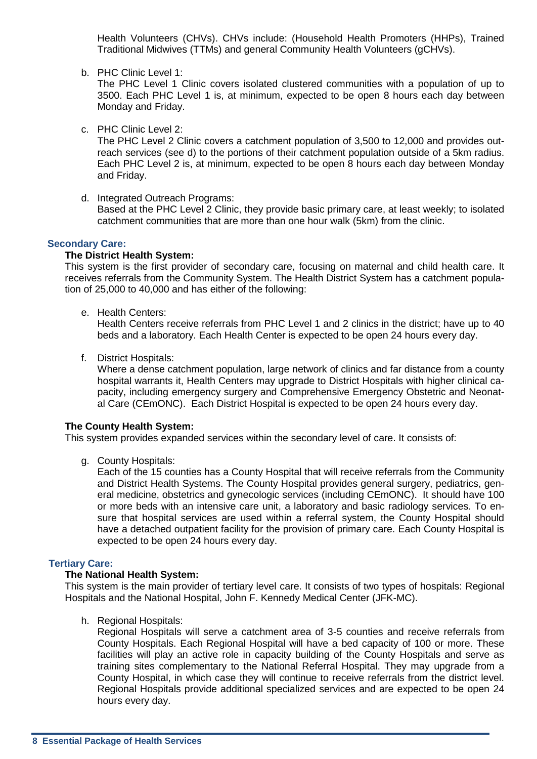Health Volunteers (CHVs). CHVs include: (Household Health Promoters (HHPs), Trained Traditional Midwives (TTMs) and general Community Health Volunteers (gCHVs).

b. PHC Clinic Level 1:
   The PHC Level 1 Clinic covers isolated clustered communities with a population of up to 3500. Each PHC Level 1 is, at minimum, expected to be open 8 hours each day between Monday and Friday.

c. PHC Clinic Level 2:
   The PHC Level 2 Clinic covers a catchment population of 3,500 to 12,000 and provides out-reach services (see d) to the portions of their catchment population outside of a 5km radius. Each PHC Level 2 is, at minimum, expected to be open 8 hours each day between Monday and Friday.

d. Integrated Outreach Programs:
   Based at the PHC Level 2 Clinic, they provide basic primary care, at least weekly; to isolated catchment communities that are more than one hour walk (5km) from the clinic.

### Secondary Care:

**The District Health System:**

This system is the first provider of secondary care, focusing on maternal and child health care. It receives referrals from the Community System. The Health District System has a catchment population of 25,000 to 40,000 and has either of the following:

e. Health Centers:
   Health Centers receive referrals from PHC Level 1 and 2 clinics in the district; have up to 40 beds and a laboratory. Each Health Center is expected to be open 24 hours every day.

f. District Hospitals:
   Where a dense catchment population, large network of clinics and far distance from a county hospital warrants it, Health Centers may upgrade to District Hospitals with higher clinical capacity, including emergency surgery and Comprehensive Emergency Obstetric and Neonatal Care (CEmONC). Each District Hospital is expected to be open 24 hours every day.

**The County Health System:**

This system provides expanded services within the secondary level of care. It consists of:

g. County Hospitals:
   Each of the 15 counties has a County Hospital that will receive referrals from the Community and District Health Systems. The County Hospital provides general surgery, pediatrics, general medicine, obstetrics and gynecologic services (including CEmONC). It should have 100 or more beds with an intensive care unit, a laboratory and basic radiology services. To ensure that hospital services are used within a referral system, the County Hospital should have a detached outpatient facility for the provision of primary care. Each County Hospital is expected to be open 24 hours every day.

### Tertiary Care:

**The National Health System:**

This system is the main provider of tertiary level care. It consists of two types of hospitals: Regional Hospitals and the National Hospital, John F. Kennedy Medical Center (JFK-MC).

h. Regional Hospitals:
   Regional Hospitals will serve a catchment area of 3-5 counties and receive referrals from County Hospitals. Each Regional Hospital will have a bed capacity of 100 or more. These facilities will play an active role in capacity building of the County Hospitals and serve as training sites complementary to the National Referral Hospital. They may upgrade from a County Hospital, in which case they will continue to receive referrals from the district level. Regional Hospitals provide additional specialized services and are expected to be open 24 hours every day.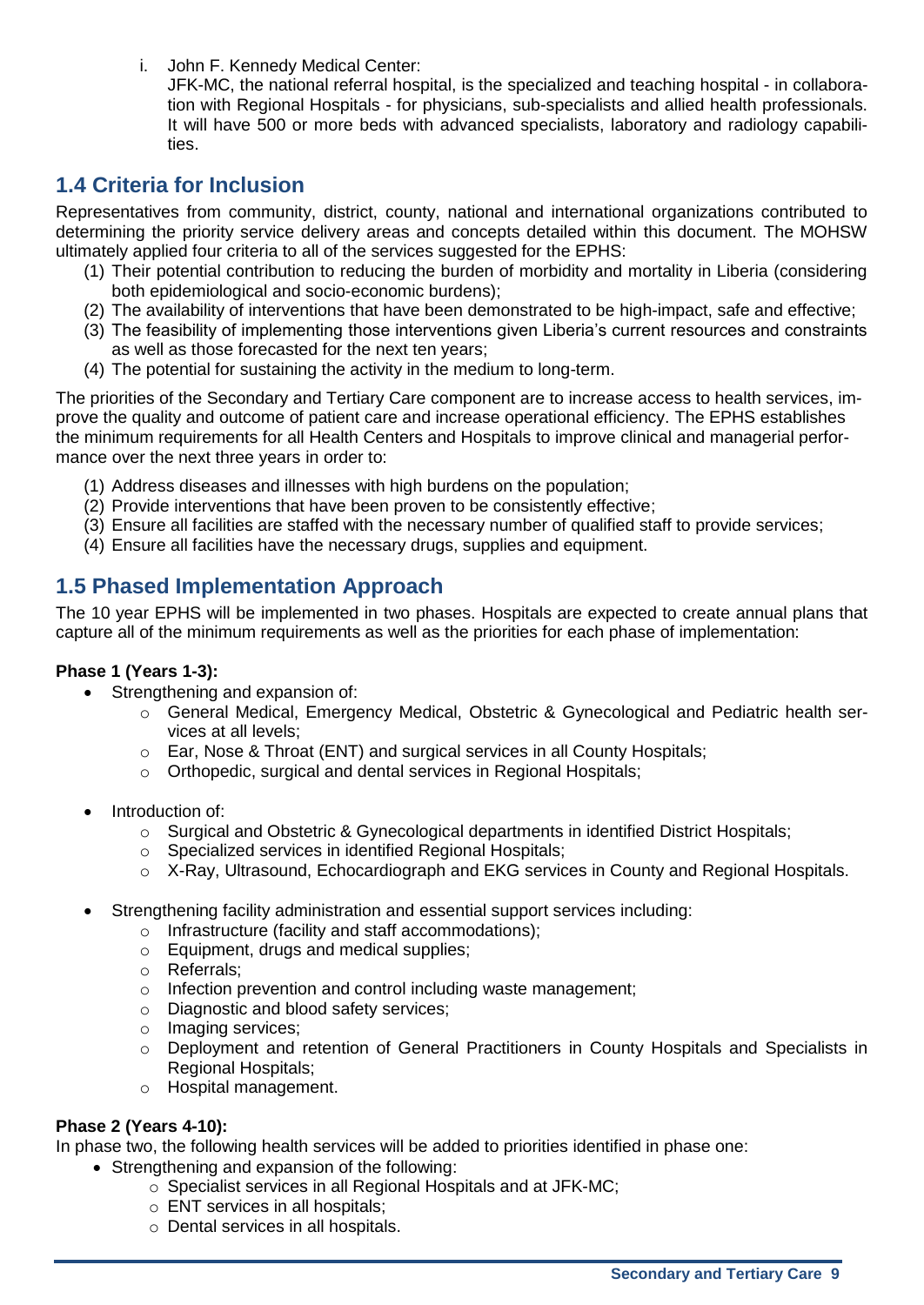i. John F. Kennedy Medical Center:
   JFK-MC, the national referral hospital, is the specialized and teaching hospital - in collaboration with Regional Hospitals - for physicians, sub-specialists and allied health professionals. It will have 500 or more beds with advanced specialists, laboratory and radiology capabilities.

## 1.4 Criteria for Inclusion

Representatives from community, district, county, national and international organizations contributed to determining the priority service delivery areas and concepts detailed within this document. The MOHSW ultimately applied four criteria to all of the services suggested for the EPHS:

(1) Their potential contribution to reducing the burden of morbidity and mortality in Liberia (considering both epidemiological and socio-economic burdens);
(2) The availability of interventions that have been demonstrated to be high-impact, safe and effective;
(3) The feasibility of implementing those interventions given Liberia's current resources and constraints as well as those forecasted for the next ten years;
(4) The potential for sustaining the activity in the medium to long-term.

The priorities of the Secondary and Tertiary Care component are to increase access to health services, improve the quality and outcome of patient care and increase operational efficiency. The EPHS establishes the minimum requirements for all Health Centers and Hospitals to improve clinical and managerial performance over the next three years in order to:

(1) Address diseases and illnesses with high burdens on the population;
(2) Provide interventions that have been proven to be consistently effective;
(3) Ensure all facilities are staffed with the necessary number of qualified staff to provide services;
(4) Ensure all facilities have the necessary drugs, supplies and equipment.

## 1.5 Phased Implementation Approach

The 10 year EPHS will be implemented in two phases. Hospitals are expected to create annual plans that capture all of the minimum requirements as well as the priorities for each phase of implementation:

**Phase 1 (Years 1-3):**

- Strengthening and expansion of:
  - General Medical, Emergency Medical, Obstetric & Gynecological and Pediatric health services at all levels;
  - Ear, Nose & Throat (ENT) and surgical services in all County Hospitals;
  - Orthopedic, surgical and dental services in Regional Hospitals;
- Introduction of:
  - Surgical and Obstetric & Gynecological departments in identified District Hospitals;
  - Specialized services in identified Regional Hospitals;
  - X-Ray, Ultrasound, Echocardiograph and EKG services in County and Regional Hospitals.
- Strengthening facility administration and essential support services including:
  - Infrastructure (facility and staff accommodations);
  - Equipment, drugs and medical supplies;
  - Referrals;
  - Infection prevention and control including waste management;
  - Diagnostic and blood safety services;
  - Imaging services;
  - Deployment and retention of General Practitioners in County Hospitals and Specialists in Regional Hospitals;
  - Hospital management.

**Phase 2 (Years 4-10):**

In phase two, the following health services will be added to priorities identified in phase one:

- Strengthening and expansion of the following:
  - Specialist services in all Regional Hospitals and at JFK-MC;
  - ENT services in all hospitals;
  - Dental services in all hospitals.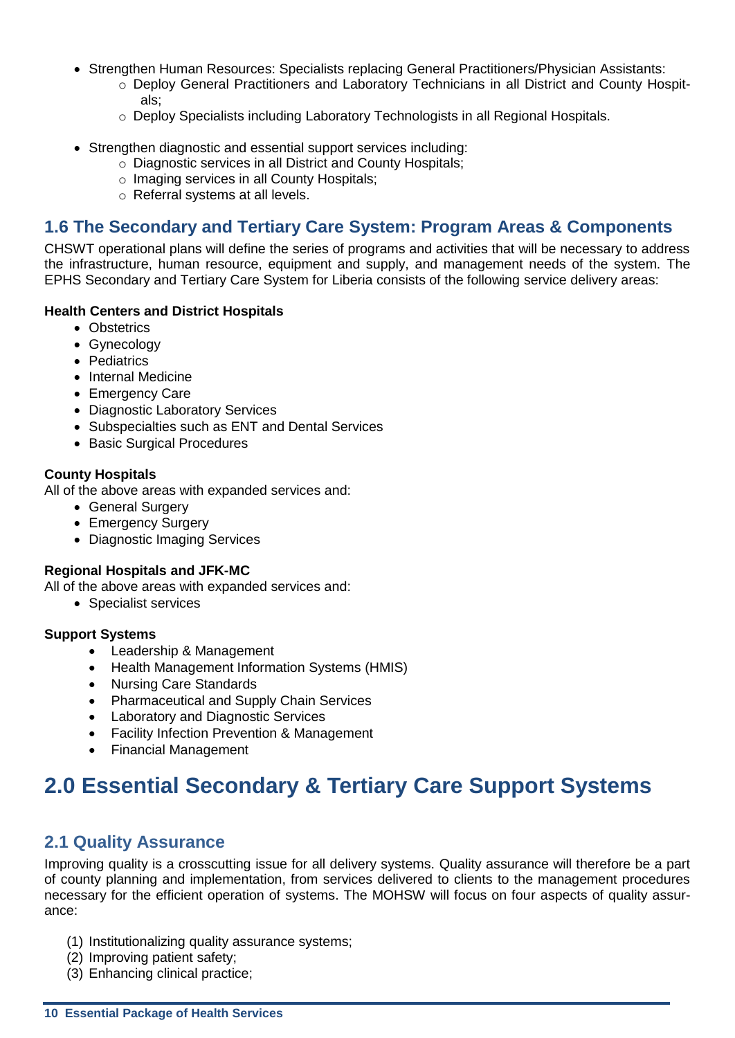- Strengthen Human Resources: Specialists replacing General Practitioners/Physician Assistants:
  - Deploy General Practitioners and Laboratory Technicians in all District and County Hospitals;
  - Deploy Specialists including Laboratory Technologists in all Regional Hospitals.

- Strengthen diagnostic and essential support services including:
  - Diagnostic services in all District and County Hospitals;
  - Imaging services in all County Hospitals;
  - Referral systems at all levels.

## 1.6 The Secondary and Tertiary Care System: Program Areas & Components

CHSWT operational plans will define the series of programs and activities that will be necessary to address the infrastructure, human resource, equipment and supply, and management needs of the system. The EPHS Secondary and Tertiary Care System for Liberia consists of the following service delivery areas:

**Health Centers and District Hospitals**

- Obstetrics
- Gynecology
- Pediatrics
- Internal Medicine
- Emergency Care
- Diagnostic Laboratory Services
- Subspecialties such as ENT and Dental Services
- Basic Surgical Procedures

**County Hospitals**

All of the above areas with expanded services and:

- General Surgery
- Emergency Surgery
- Diagnostic Imaging Services

**Regional Hospitals and JFK-MC**

All of the above areas with expanded services and:

- Specialist services

**Support Systems**

- Leadership & Management
- Health Management Information Systems (HMIS)
- Nursing Care Standards
- Pharmaceutical and Supply Chain Services
- Laboratory and Diagnostic Services
- Facility Infection Prevention & Management
- Financial Management

# 2.0 Essential Secondary & Tertiary Care Support Systems

## 2.1 Quality Assurance

Improving quality is a crosscutting issue for all delivery systems. Quality assurance will therefore be a part of county planning and implementation, from services delivered to clients to the management procedures necessary for the efficient operation of systems. The MOHSW will focus on four aspects of quality assurance:

(1) Institutionalizing quality assurance systems;
(2) Improving patient safety;
(3) Enhancing clinical practice;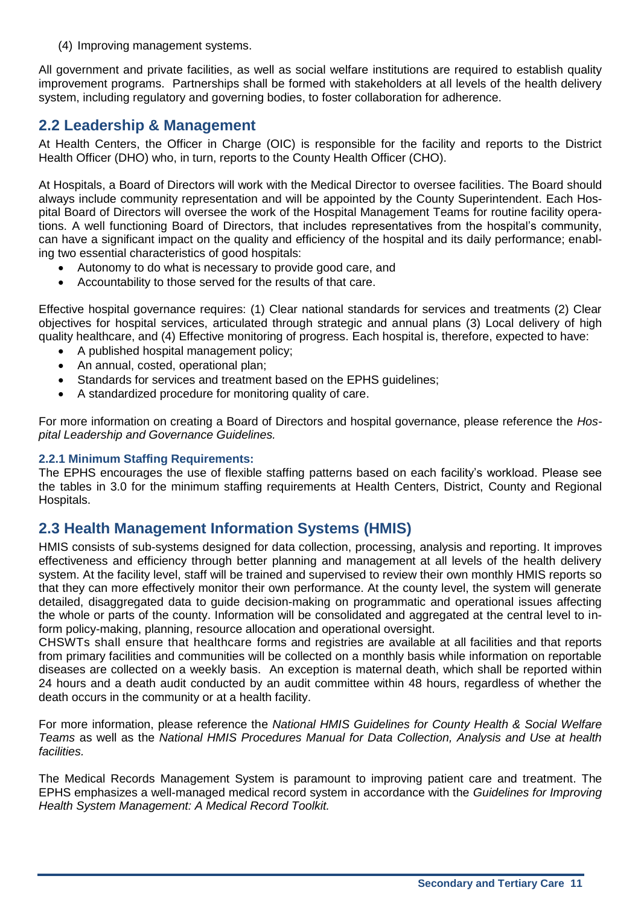(4) Improving management systems.

All government and private facilities, as well as social welfare institutions are required to establish quality improvement programs. Partnerships shall be formed with stakeholders at all levels of the health delivery system, including regulatory and governing bodies, to foster collaboration for adherence.

## 2.2 Leadership & Management

At Health Centers, the Officer in Charge (OIC) is responsible for the facility and reports to the District Health Officer (DHO) who, in turn, reports to the County Health Officer (CHO).

At Hospitals, a Board of Directors will work with the Medical Director to oversee facilities. The Board should always include community representation and will be appointed by the County Superintendent. Each Hospital Board of Directors will oversee the work of the Hospital Management Teams for routine facility operations. A well functioning Board of Directors, that includes representatives from the hospital's community, can have a significant impact on the quality and efficiency of the hospital and its daily performance; enabling two essential characteristics of good hospitals:

- Autonomy to do what is necessary to provide good care, and
- Accountability to those served for the results of that care.

Effective hospital governance requires: (1) Clear national standards for services and treatments (2) Clear objectives for hospital services, articulated through strategic and annual plans (3) Local delivery of high quality healthcare, and (4) Effective monitoring of progress. Each hospital is, therefore, expected to have:

- A published hospital management policy;
- An annual, costed, operational plan;
- Standards for services and treatment based on the EPHS guidelines;
- A standardized procedure for monitoring quality of care.

For more information on creating a Board of Directors and hospital governance, please reference the *Hospital Leadership and Governance Guidelines.*

### 2.2.1 Minimum Staffing Requirements:

The EPHS encourages the use of flexible staffing patterns based on each facility's workload. Please see the tables in 3.0 for the minimum staffing requirements at Health Centers, District, County and Regional Hospitals.

## 2.3 Health Management Information Systems (HMIS)

HMIS consists of sub-systems designed for data collection, processing, analysis and reporting. It improves effectiveness and efficiency through better planning and management at all levels of the health delivery system. At the facility level, staff will be trained and supervised to review their own monthly HMIS reports so that they can more effectively monitor their own performance. At the county level, the system will generate detailed, disaggregated data to guide decision-making on programmatic and operational issues affecting the whole or parts of the county. Information will be consolidated and aggregated at the central level to inform policy-making, planning, resource allocation and operational oversight.

CHSWTs shall ensure that healthcare forms and registries are available at all facilities and that reports from primary facilities and communities will be collected on a monthly basis while information on reportable diseases are collected on a weekly basis. An exception is maternal death, which shall be reported within 24 hours and a death audit conducted by an audit committee within 48 hours, regardless of whether the death occurs in the community or at a health facility.

For more information, please reference the *National HMIS Guidelines for County Health & Social Welfare Teams* as well as the *National HMIS Procedures Manual for Data Collection, Analysis and Use at health facilities.*

The Medical Records Management System is paramount to improving patient care and treatment. The EPHS emphasizes a well-managed medical record system in accordance with the *Guidelines for Improving Health System Management: A Medical Record Toolkit.*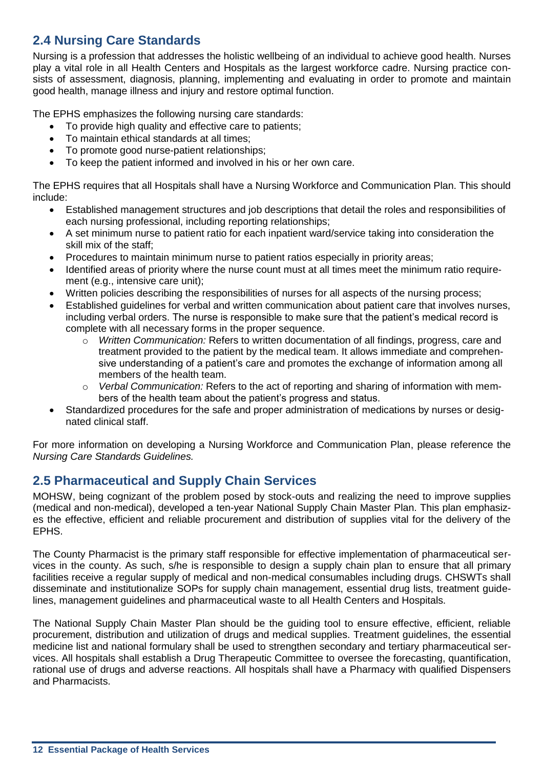## 2.4 Nursing Care Standards

Nursing is a profession that addresses the holistic wellbeing of an individual to achieve good health. Nurses play a vital role in all Health Centers and Hospitals as the largest workforce cadre. Nursing practice consists of assessment, diagnosis, planning, implementing and evaluating in order to promote and maintain good health, manage illness and injury and restore optimal function.

The EPHS emphasizes the following nursing care standards:

- To provide high quality and effective care to patients;
- To maintain ethical standards at all times;
- To promote good nurse-patient relationships;
- To keep the patient informed and involved in his or her own care.

The EPHS requires that all Hospitals shall have a Nursing Workforce and Communication Plan. This should include:

- Established management structures and job descriptions that detail the roles and responsibilities of each nursing professional, including reporting relationships;
- A set minimum nurse to patient ratio for each inpatient ward/service taking into consideration the skill mix of the staff;
- Procedures to maintain minimum nurse to patient ratios especially in priority areas;
- Identified areas of priority where the nurse count must at all times meet the minimum ratio requirement (e.g., intensive care unit);
- Written policies describing the responsibilities of nurses for all aspects of the nursing process;
- Established guidelines for verbal and written communication about patient care that involves nurses, including verbal orders. The nurse is responsible to make sure that the patient's medical record is complete with all necessary forms in the proper sequence.
    - *Written Communication:* Refers to written documentation of all findings, progress, care and treatment provided to the patient by the medical team. It allows immediate and comprehensive understanding of a patient's care and promotes the exchange of information among all members of the health team.
    - *Verbal Communication:* Refers to the act of reporting and sharing of information with members of the health team about the patient's progress and status.
- Standardized procedures for the safe and proper administration of medications by nurses or designated clinical staff.

For more information on developing a Nursing Workforce and Communication Plan, please reference the *Nursing Care Standards Guidelines.*

## 2.5 Pharmaceutical and Supply Chain Services

MOHSW, being cognizant of the problem posed by stock-outs and realizing the need to improve supplies (medical and non-medical), developed a ten-year National Supply Chain Master Plan. This plan emphasizes the effective, efficient and reliable procurement and distribution of supplies vital for the delivery of the EPHS.

The County Pharmacist is the primary staff responsible for effective implementation of pharmaceutical services in the county. As such, s/he is responsible to design a supply chain plan to ensure that all primary facilities receive a regular supply of medical and non-medical consumables including drugs. CHSWTs shall disseminate and institutionalize SOPs for supply chain management, essential drug lists, treatment guidelines, management guidelines and pharmaceutical waste to all Health Centers and Hospitals.

The National Supply Chain Master Plan should be the guiding tool to ensure effective, efficient, reliable procurement, distribution and utilization of drugs and medical supplies. Treatment guidelines, the essential medicine list and national formulary shall be used to strengthen secondary and tertiary pharmaceutical services. All hospitals shall establish a Drug Therapeutic Committee to oversee the forecasting, quantification, rational use of drugs and adverse reactions. All hospitals shall have a Pharmacy with qualified Dispensers and Pharmacists.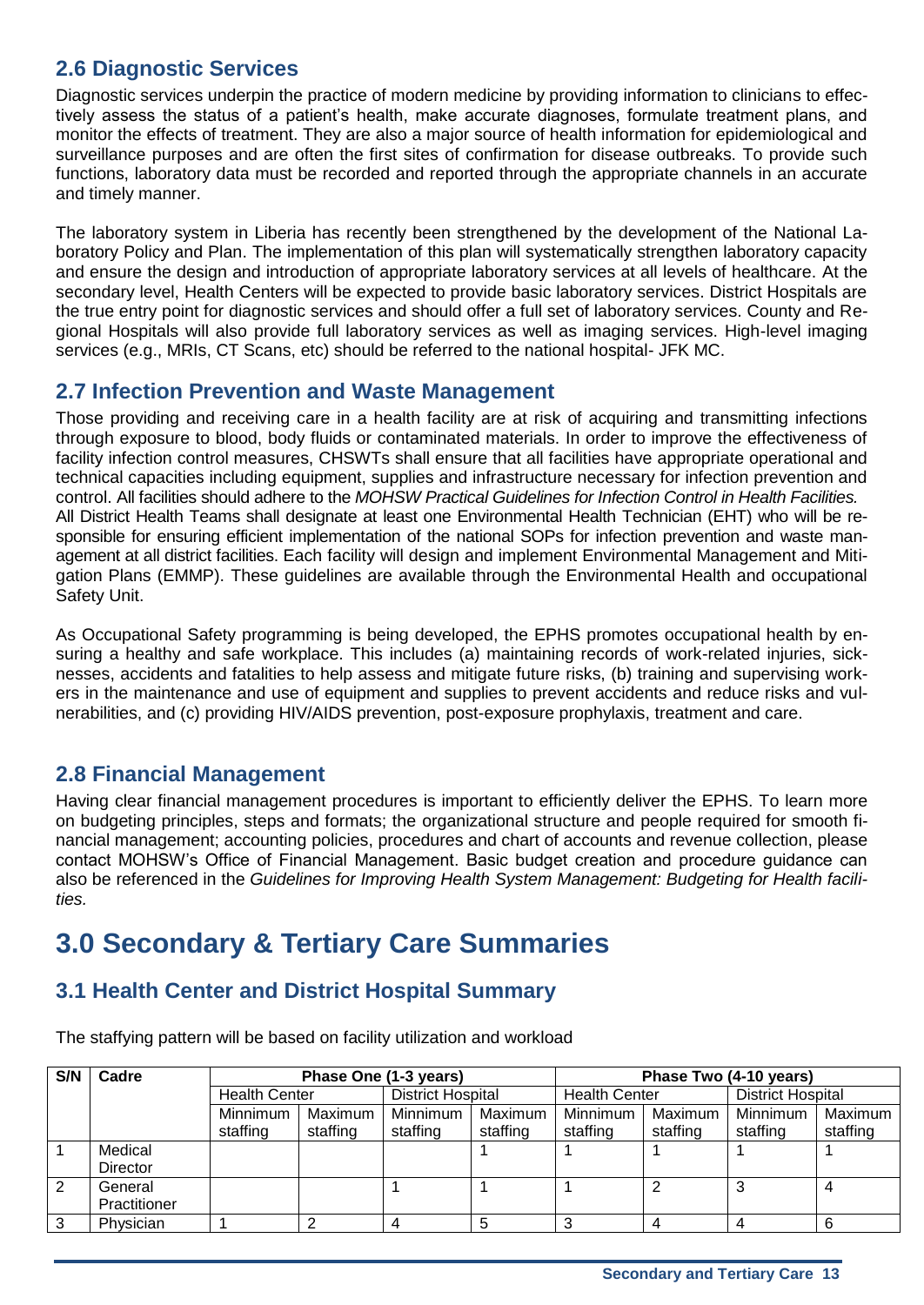## 2.6 Diagnostic Services

Diagnostic services underpin the practice of modern medicine by providing information to clinicians to effectively assess the status of a patient's health, make accurate diagnoses, formulate treatment plans, and monitor the effects of treatment. They are also a major source of health information for epidemiological and surveillance purposes and are often the first sites of confirmation for disease outbreaks. To provide such functions, laboratory data must be recorded and reported through the appropriate channels in an accurate and timely manner.

The laboratory system in Liberia has recently been strengthened by the development of the National Laboratory Policy and Plan. The implementation of this plan will systematically strengthen laboratory capacity and ensure the design and introduction of appropriate laboratory services at all levels of healthcare. At the secondary level, Health Centers will be expected to provide basic laboratory services. District Hospitals are the true entry point for diagnostic services and should offer a full set of laboratory services. County and Regional Hospitals will also provide full laboratory services as well as imaging services. High-level imaging services (e.g., MRIs, CT Scans, etc) should be referred to the national hospital- JFK MC.

## 2.7 Infection Prevention and Waste Management

Those providing and receiving care in a health facility are at risk of acquiring and transmitting infections through exposure to blood, body fluids or contaminated materials. In order to improve the effectiveness of facility infection control measures, CHSWTs shall ensure that all facilities have appropriate operational and technical capacities including equipment, supplies and infrastructure necessary for infection prevention and control. All facilities should adhere to the *MOHSW Practical Guidelines for Infection Control in Health Facilities.* All District Health Teams shall designate at least one Environmental Health Technician (EHT) who will be responsible for ensuring efficient implementation of the national SOPs for infection prevention and waste management at all district facilities. Each facility will design and implement Environmental Management and Mitigation Plans (EMMP). These guidelines are available through the Environmental Health and occupational Safety Unit.

As Occupational Safety programming is being developed, the EPHS promotes occupational health by ensuring a healthy and safe workplace. This includes (a) maintaining records of work-related injuries, sicknesses, accidents and fatalities to help assess and mitigate future risks, (b) training and supervising workers in the maintenance and use of equipment and supplies to prevent accidents and reduce risks and vulnerabilities, and (c) providing HIV/AIDS prevention, post-exposure prophylaxis, treatment and care.

## 2.8 Financial Management

Having clear financial management procedures is important to efficiently deliver the EPHS. To learn more on budgeting principles, steps and formats; the organizational structure and people required for smooth financial management; accounting policies, procedures and chart of accounts and revenue collection, please contact MOHSW's Office of Financial Management. Basic budget creation and procedure guidance can also be referenced in the *Guidelines for Improving Health System Management: Budgeting for Health facilities.*

# 3.0 Secondary & Tertiary Care Summaries

## 3.1 Health Center and District Hospital Summary

The staffying pattern will be based on facility utilization and workload

| S/N | Cadre | Phase One (1-3 years) | | | | Phase Two (4-10 years) | | | |
|---|---|---|---|---|---|---|---|---|---|
| | | Health Center | | District Hospital | | Health Center | | District Hospital | |
| | | Minnimum staffing | Maximum staffing | Minnimum staffing | Maximum staffing | Minnimum staffing | Maximum staffing | Minnimum staffing | Maximum staffing |
| 1 | Medical Director | | | | 1 | 1 | 1 | 1 | 1 |
| 2 | General Practitioner | | | 1 | 1 | 1 | 2 | 3 | 4 |
| 3 | Physician | 1 | 2 | 4 | 5 | 3 | 4 | 4 | 6 |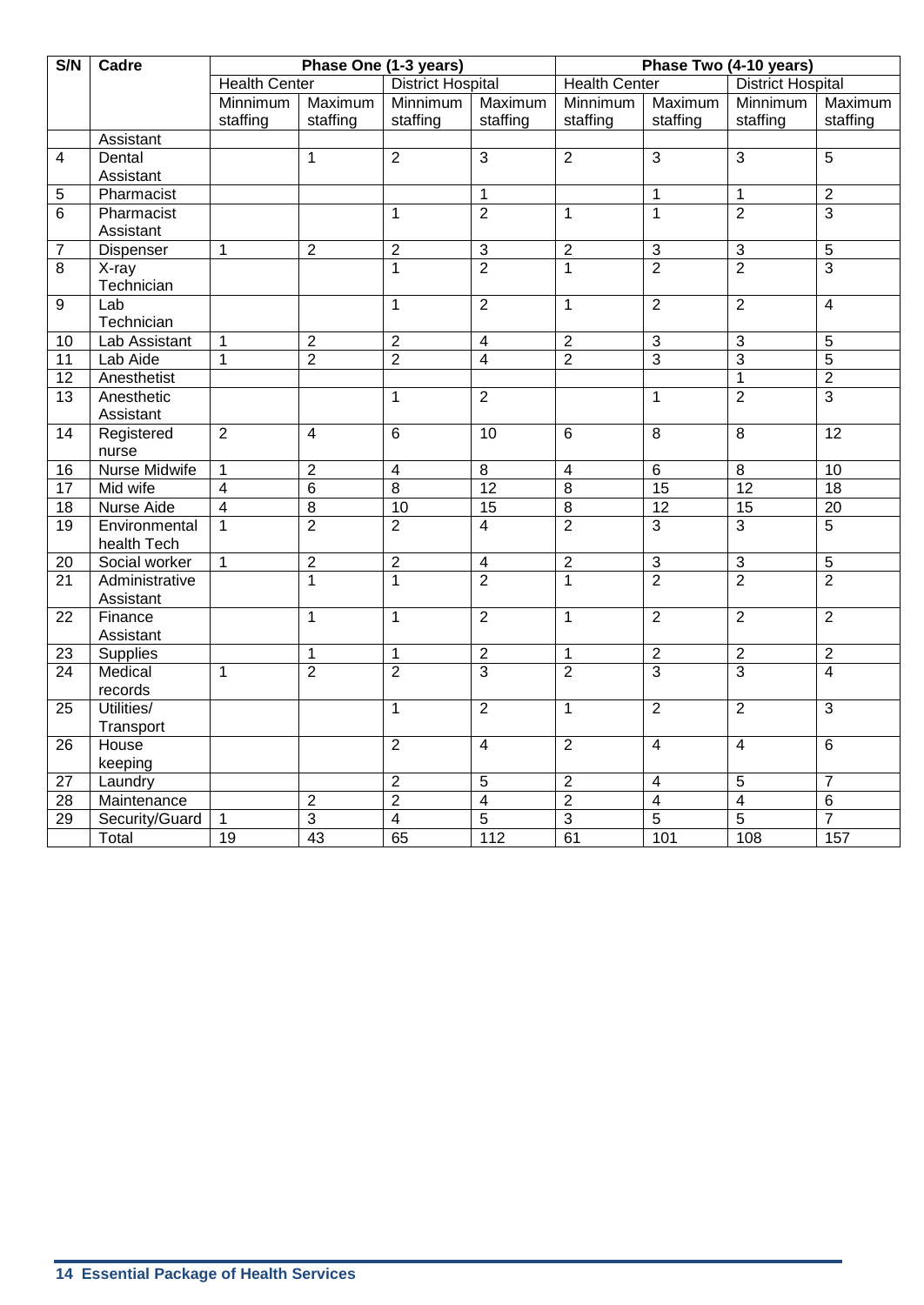| S/N | Cadre | Phase One (1-3 years) | | | | Phase Two (4-10 years) | | | |
|---|---|---|---|---|---|---|---|---|---|
| | | Health Center | | District Hospital | | Health Center | | District Hospital | |
| | | Minnimum staffing | Maximum staffing | Minnimum staffing | Maximum staffing | Minnimum staffing | Maximum staffing | Minnimum staffing | Maximum staffing |
| | Assistant | | | | | | | | |
| 4 | Dental Assistant | | 1 | 2 | 3 | 2 | 3 | 3 | 5 |
| 5 | Pharmacist | | | | 1 | | 1 | 1 | 2 |
| 6 | Pharmacist Assistant | | | 1 | 2 | 1 | 1 | 2 | 3 |
| 7 | Dispenser | 1 | 2 | 2 | 3 | 2 | 3 | 3 | 5 |
| 8 | X-ray Technician | | | 1 | 2 | 1 | 2 | 2 | 3 |
| 9 | Lab Technician | | | 1 | 2 | 1 | 2 | 2 | 4 |
| 10 | Lab Assistant | 1 | 2 | 2 | 4 | 2 | 3 | 3 | 5 |
| 11 | Lab Aide | 1 | 2 | 2 | 4 | 2 | 3 | 3 | 5 |
| 12 | Anesthetist | | | | | | | 1 | 2 |
| 13 | Anesthetic Assistant | | | 1 | 2 | | 1 | 2 | 3 |
| 14 | Registered nurse | 2 | 4 | 6 | 10 | 6 | 8 | 8 | 12 |
| 16 | Nurse Midwife | 1 | 2 | 4 | 8 | 4 | 6 | 8 | 10 |
| 17 | Mid wife | 4 | 6 | 8 | 12 | 8 | 15 | 12 | 18 |
| 18 | Nurse Aide | 4 | 8 | 10 | 15 | 8 | 12 | 15 | 20 |
| 19 | Environmental health Tech | 1 | 2 | 2 | 4 | 2 | 3 | 3 | 5 |
| 20 | Social worker | 1 | 2 | 2 | 4 | 2 | 3 | 3 | 5 |
| 21 | Administrative Assistant | | 1 | 1 | 2 | 1 | 2 | 2 | 2 |
| 22 | Finance Assistant | | 1 | 1 | 2 | 1 | 2 | 2 | 2 |
| 23 | Supplies | | 1 | 1 | 2 | 1 | 2 | 2 | 2 |
| 24 | Medical records | 1 | 2 | 2 | 3 | 2 | 3 | 3 | 4 |
| 25 | Utilities/ Transport | | | 1 | 2 | 1 | 2 | 2 | 3 |
| 26 | House keeping | | | 2 | 4 | 2 | 4 | 4 | 6 |
| 27 | Laundry | | | 2 | 5 | 2 | 4 | 5 | 7 |
| 28 | Maintenance | | 2 | 2 | 4 | 2 | 4 | 4 | 6 |
| 29 | Security/Guard | 1 | 3 | 4 | 5 | 3 | 5 | 5 | 7 |
| | Total | 19 | 43 | 65 | 112 | 61 | 101 | 108 | 157 |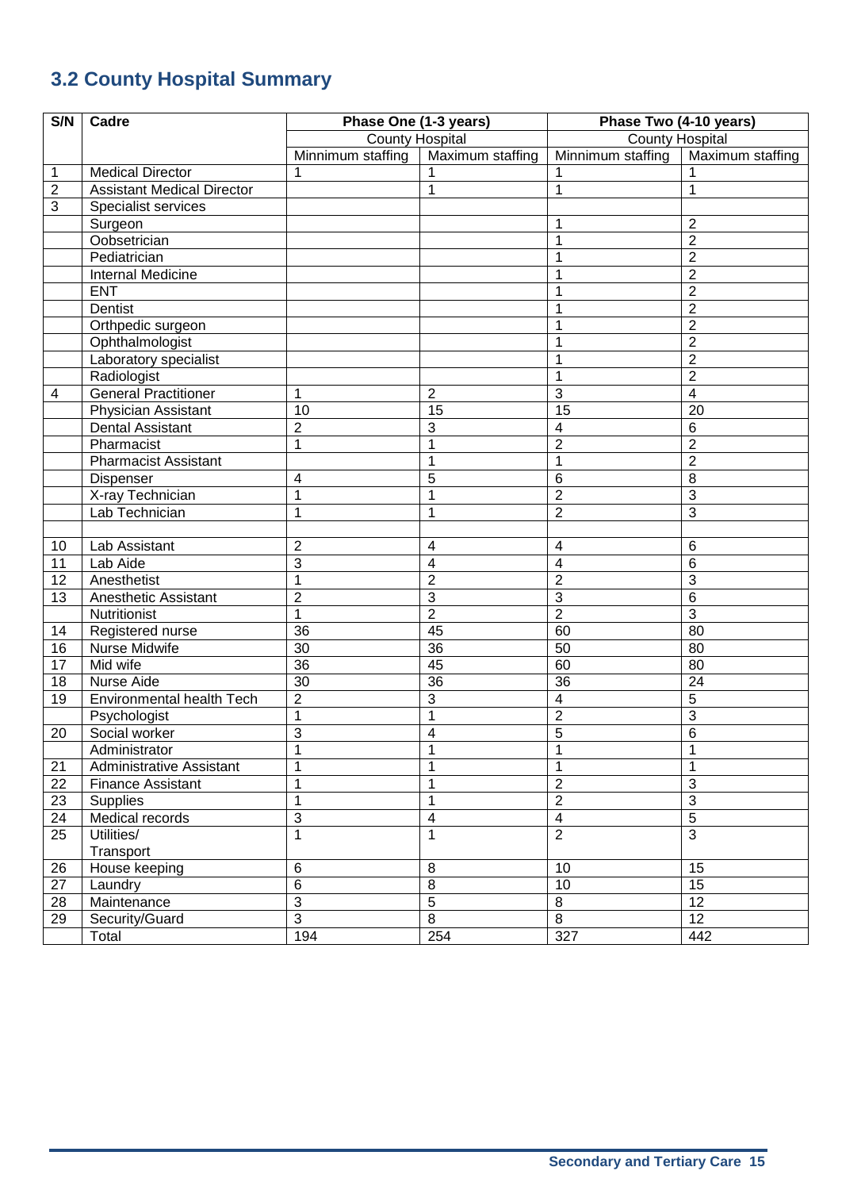## 3.2 County Hospital Summary

| S/N | Cadre | Phase One (1-3 years) | | Phase Two (4-10 years) | |
|---|---|---|---|---|---|
| | | County Hospital | | County Hospital | |
| | | Minnimum staffing | Maximum staffing | Minnimum staffing | Maximum staffing |
| 1 | Medical Director | 1 | 1 | 1 | 1 |
| 2 | Assistant Medical Director | | 1 | 1 | 1 |
| 3 | Specialist services | | | | |
| | Surgeon | | | 1 | 2 |
| | Oobsetrician | | | 1 | 2 |
| | Pediatrician | | | 1 | 2 |
| | Internal Medicine | | | 1 | 2 |
| | ENT | | | 1 | 2 |
| | Dentist | | | 1 | 2 |
| | Orthpedic surgeon | | | 1 | 2 |
| | Ophthalmologist | | | 1 | 2 |
| | Laboratory specialist | | | 1 | 2 |
| | Radiologist | | | 1 | 2 |
| 4 | General Practitioner | 1 | 2 | 3 | 4 |
| | Physician Assistant | 10 | 15 | 15 | 20 |
| | Dental Assistant | 2 | 3 | 4 | 6 |
| | Pharmacist | 1 | 1 | 2 | 2 |
| | Pharmacist Assistant | | 1 | 1 | 2 |
| | Dispenser | 4 | 5 | 6 | 8 |
| | X-ray Technician | 1 | 1 | 2 | 3 |
| | Lab Technician | 1 | 1 | 2 | 3 |
| | | | | | |
| 10 | Lab Assistant | 2 | 4 | 4 | 6 |
| 11 | Lab Aide | 3 | 4 | 4 | 6 |
| 12 | Anesthetist | 1 | 2 | 2 | 3 |
| 13 | Anesthetic Assistant | 2 | 3 | 3 | 6 |
| | Nutritionist | 1 | 2 | 2 | 3 |
| 14 | Registered nurse | 36 | 45 | 60 | 80 |
| 16 | Nurse Midwife | 30 | 36 | 50 | 80 |
| 17 | Mid wife | 36 | 45 | 60 | 80 |
| 18 | Nurse Aide | 30 | 36 | 36 | 24 |
| 19 | Environmental health Tech | 2 | 3 | 4 | 5 |
| | Psychologist | 1 | 1 | 2 | 3 |
| 20 | Social worker | 3 | 4 | 5 | 6 |
| | Administrator | 1 | 1 | 1 | 1 |
| 21 | Administrative Assistant | 1 | 1 | 1 | 1 |
| 22 | Finance Assistant | 1 | 1 | 2 | 3 |
| 23 | Supplies | 1 | 1 | 2 | 3 |
| 24 | Medical records | 3 | 4 | 4 | 5 |
| 25 | Utilities/ Transport | 1 | 1 | 2 | 3 |
| 26 | House keeping | 6 | 8 | 10 | 15 |
| 27 | Laundry | 6 | 8 | 10 | 15 |
| 28 | Maintenance | 3 | 5 | 8 | 12 |
| 29 | Security/Guard | 3 | 8 | 8 | 12 |
| | Total | 194 | 254 | 327 | 442 |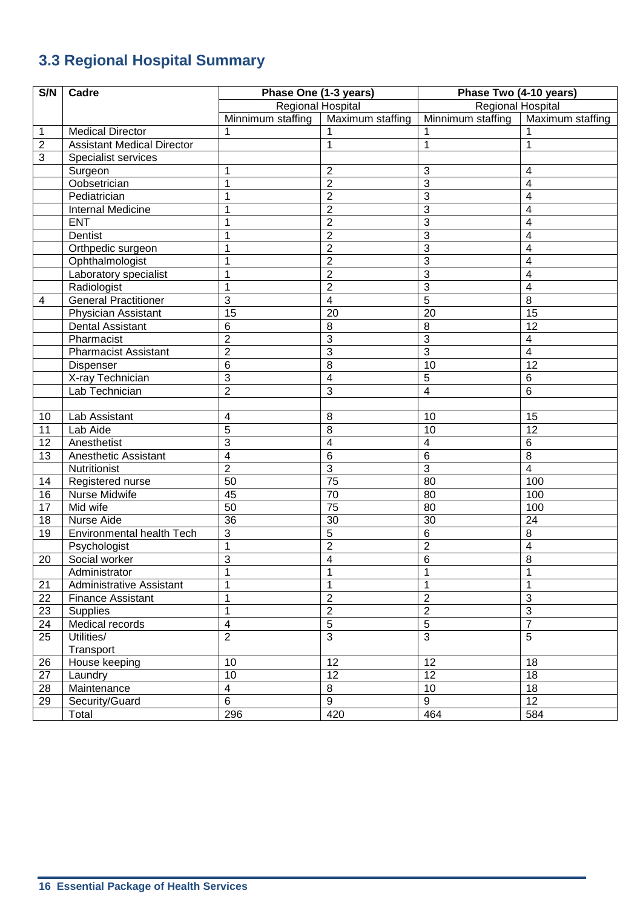## 3.3 Regional Hospital Summary

| S/N | Cadre | Phase One (1-3 years) | | Phase Two (4-10 years) | |
|---|---|---|---|---|---|
| | | Regional Hospital | | Regional Hospital | |
| | | Minnimum staffing | Maximum staffing | Minnimum staffing | Maximum staffing |
| 1 | Medical Director | 1 | 1 | 1 | 1 |
| 2 | Assistant Medical Director | | 1 | 1 | 1 |
| 3 | Specialist services | | | | |
| | Surgeon | 1 | 2 | 3 | 4 |
| | Oobsetrician | 1 | 2 | 3 | 4 |
| | Pediatrician | 1 | 2 | 3 | 4 |
| | Internal Medicine | 1 | 2 | 3 | 4 |
| | ENT | 1 | 2 | 3 | 4 |
| | Dentist | 1 | 2 | 3 | 4 |
| | Orthpedic surgeon | 1 | 2 | 3 | 4 |
| | Ophthalmologist | 1 | 2 | 3 | 4 |
| | Laboratory specialist | 1 | 2 | 3 | 4 |
| | Radiologist | 1 | 2 | 3 | 4 |
| 4 | General Practitioner | 3 | 4 | 5 | 8 |
| | Physician Assistant | 15 | 20 | 20 | 15 |
| | Dental Assistant | 6 | 8 | 8 | 12 |
| | Pharmacist | 2 | 3 | 3 | 4 |
| | Pharmacist Assistant | 2 | 3 | 3 | 4 |
| | Dispenser | 6 | 8 | 10 | 12 |
| | X-ray Technician | 3 | 4 | 5 | 6 |
| | Lab Technician | 2 | 3 | 4 | 6 |
| | | | | | |
| 10 | Lab Assistant | 4 | 8 | 10 | 15 |
| 11 | Lab Aide | 5 | 8 | 10 | 12 |
| 12 | Anesthetist | 3 | 4 | 4 | 6 |
| 13 | Anesthetic Assistant | 4 | 6 | 6 | 8 |
| | Nutritionist | 2 | 3 | 3 | 4 |
| 14 | Registered nurse | 50 | 75 | 80 | 100 |
| 16 | Nurse Midwife | 45 | 70 | 80 | 100 |
| 17 | Mid wife | 50 | 75 | 80 | 100 |
| 18 | Nurse Aide | 36 | 30 | 30 | 24 |
| 19 | Environmental health Tech | 3 | 5 | 6 | 8 |
| | Psychologist | 1 | 2 | 2 | 4 |
| 20 | Social worker | 3 | 4 | 6 | 8 |
| | Administrator | 1 | 1 | 1 | 1 |
| 21 | Administrative Assistant | 1 | 1 | 1 | 1 |
| 22 | Finance Assistant | 1 | 2 | 2 | 3 |
| 23 | Supplies | 1 | 2 | 2 | 3 |
| 24 | Medical records | 4 | 5 | 5 | 7 |
| 25 | Utilities/ Transport | 2 | 3 | 3 | 5 |
| 26 | House keeping | 10 | 12 | 12 | 18 |
| 27 | Laundry | 10 | 12 | 12 | 18 |
| 28 | Maintenance | 4 | 8 | 10 | 18 |
| 29 | Security/Guard | 6 | 9 | 9 | 12 |
| | Total | 296 | 420 | 464 | 584 |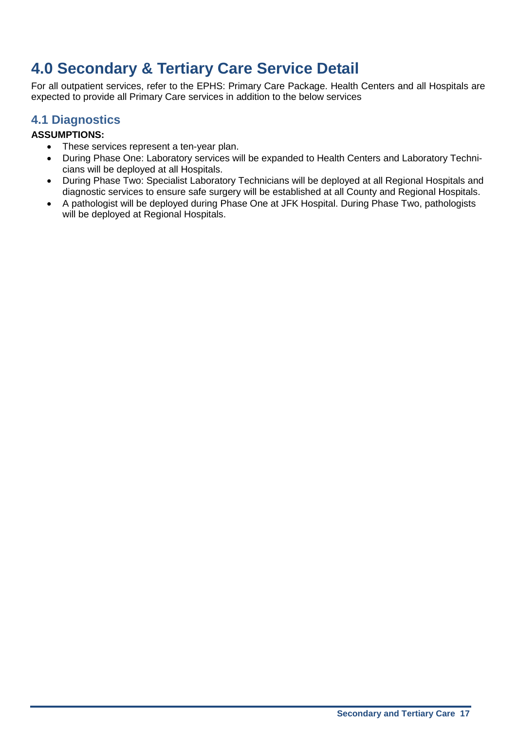# 4.0 Secondary & Tertiary Care Service Detail

For all outpatient services, refer to the EPHS: Primary Care Package. Health Centers and all Hospitals are expected to provide all Primary Care services in addition to the below services

## 4.1 Diagnostics

**ASSUMPTIONS:**

- These services represent a ten-year plan.
- During Phase One: Laboratory services will be expanded to Health Centers and Laboratory Technicians will be deployed at all Hospitals.
- During Phase Two: Specialist Laboratory Technicians will be deployed at all Regional Hospitals and diagnostic services to ensure safe surgery will be established at all County and Regional Hospitals.
- A pathologist will be deployed during Phase One at JFK Hospital. During Phase Two, pathologists will be deployed at Regional Hospitals.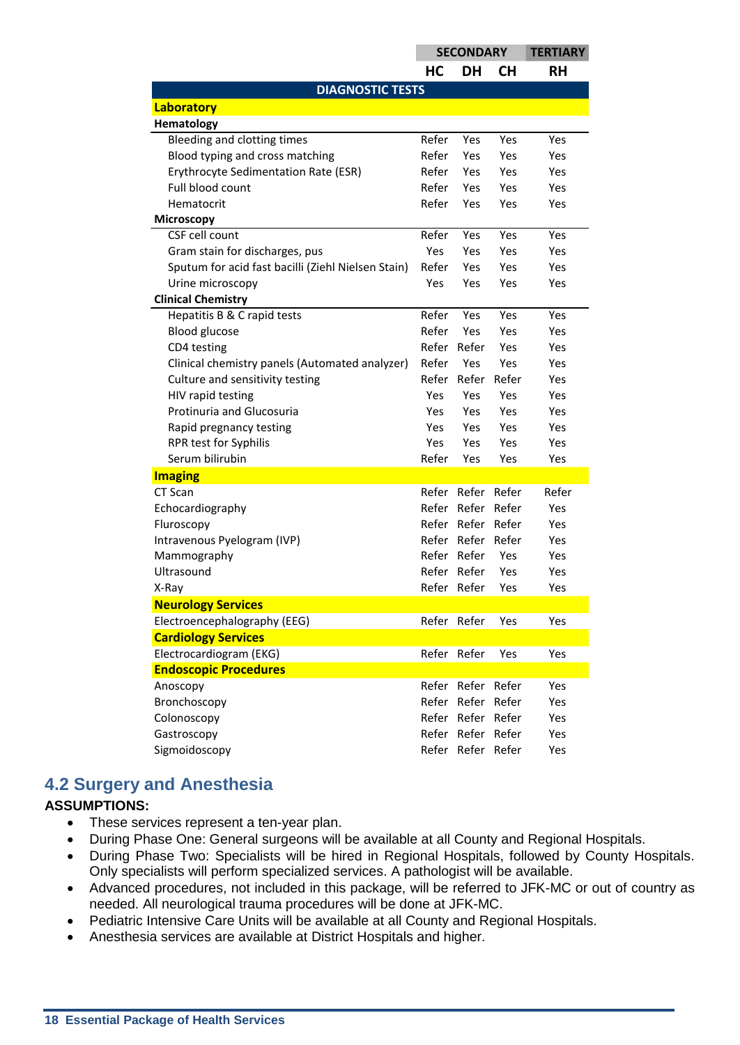| | SECONDARY | | | TERTIARY |
|---|---|---|---|---|
| | HC | DH | CH | RH |
| **DIAGNOSTIC TESTS** | | | | |
| **Laboratory** | | | | |
| **Hematology** | | | | |
| Bleeding and clotting times | Refer | Yes | Yes | Yes |
| Blood typing and cross matching | Refer | Yes | Yes | Yes |
| Erythrocyte Sedimentation Rate (ESR) | Refer | Yes | Yes | Yes |
| Full blood count | Refer | Yes | Yes | Yes |
| Hematocrit | Refer | Yes | Yes | Yes |
| **Microscopy** | | | | |
| CSF cell count | Refer | Yes | Yes | Yes |
| Gram stain for discharges, pus | Yes | Yes | Yes | Yes |
| Sputum for acid fast bacilli (Ziehl Nielsen Stain) | Refer | Yes | Yes | Yes |
| Urine microscopy | Yes | Yes | Yes | Yes |
| **Clinical Chemistry** | | | | |
| Hepatitis B & C rapid tests | Refer | Yes | Yes | Yes |
| Blood glucose | Refer | Yes | Yes | Yes |
| CD4 testing | Refer | Refer | Yes | Yes |
| Clinical chemistry panels (Automated analyzer) | Refer | Yes | Yes | Yes |
| Culture and sensitivity testing | Refer | Refer | Refer | Yes |
| HIV rapid testing | Yes | Yes | Yes | Yes |
| Protinuria and Glucosuria | Yes | Yes | Yes | Yes |
| Rapid pregnancy testing | Yes | Yes | Yes | Yes |
| RPR test for Syphilis | Yes | Yes | Yes | Yes |
| Serum bilirubin | Refer | Yes | Yes | Yes |
| **Imaging** | | | | |
| CT Scan | Refer | Refer | Refer | Refer |
| Echocardiography | Refer | Refer | Refer | Yes |
| Fluroscopy | Refer | Refer | Refer | Yes |
| Intravenous Pyelogram (IVP) | Refer | Refer | Refer | Yes |
| Mammography | Refer | Refer | Yes | Yes |
| Ultrasound | Refer | Refer | Yes | Yes |
| X-Ray | Refer | Refer | Yes | Yes |
| **Neurology Services** | | | | |
| Electroencephalography (EEG) | Refer | Refer | Yes | Yes |
| **Cardiology Services** | | | | |
| Electrocardiogram (EKG) | Refer | Refer | Yes | Yes |
| **Endoscopic Procedures** | | | | |
| Anoscopy | Refer | Refer | Refer | Yes |
| Bronchoscopy | Refer | Refer | Refer | Yes |
| Colonoscopy | Refer | Refer | Refer | Yes |
| Gastroscopy | Refer | Refer | Refer | Yes |
| Sigmoidoscopy | Refer | Refer | Refer | Yes |

## 4.2 Surgery and Anesthesia

**ASSUMPTIONS:**

- These services represent a ten-year plan.
- During Phase One: General surgeons will be available at all County and Regional Hospitals.
- During Phase Two: Specialists will be hired in Regional Hospitals, followed by County Hospitals. Only specialists will perform specialized services. A pathologist will be available.
- Advanced procedures, not included in this package, will be referred to JFK-MC or out of country as needed. All neurological trauma procedures will be done at JFK-MC.
- Pediatric Intensive Care Units will be available at all County and Regional Hospitals.
- Anesthesia services are available at District Hospitals and higher.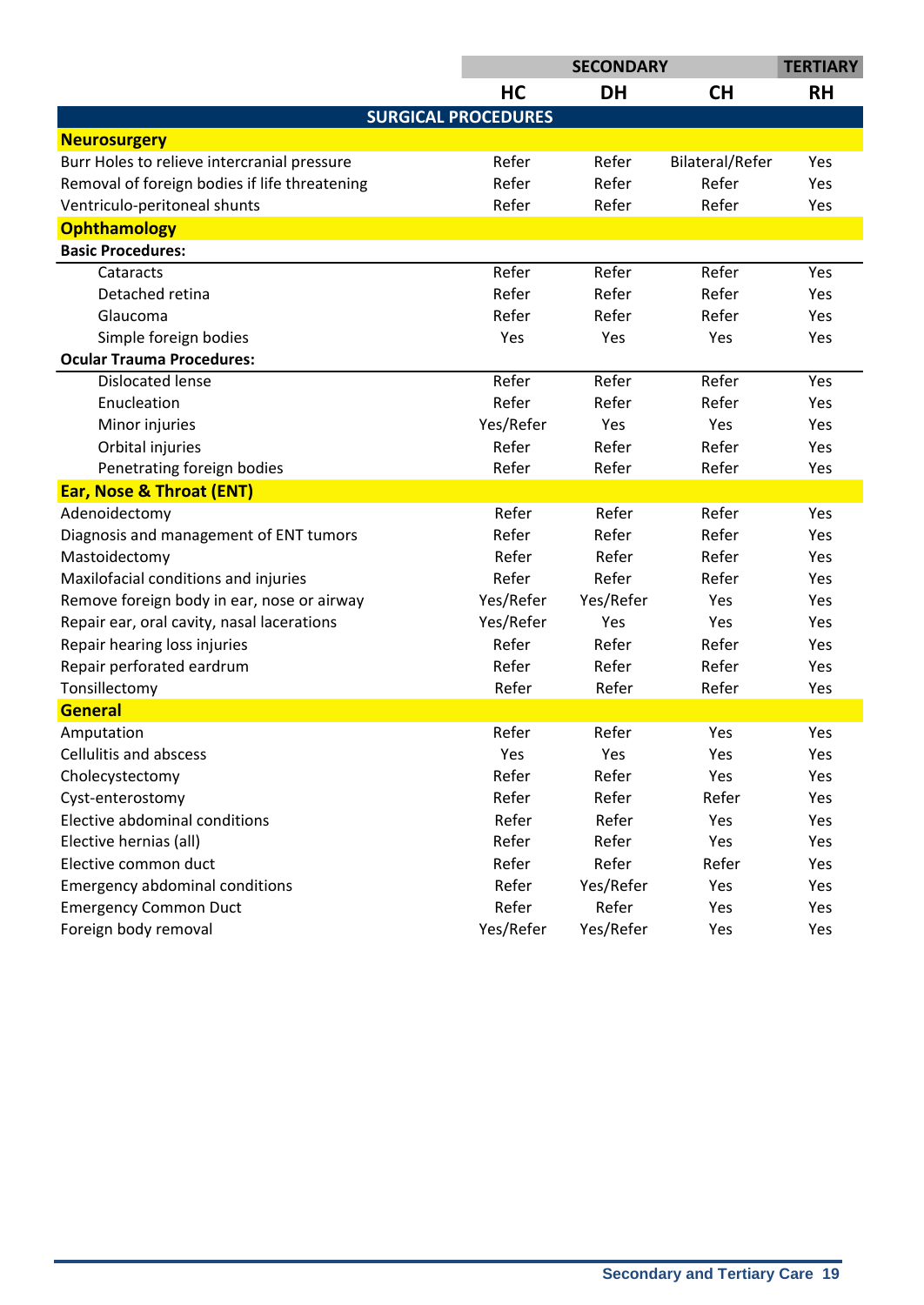| | SECONDARY | | | TERTIARY |
|---|---|---|---|---|
| | HC | DH | CH | RH |
| **SURGICAL PROCEDURES** | | | | |
| **Neurosurgery** | | | | |
| Burr Holes to relieve intercranial pressure | Refer | Refer | Bilateral/Refer | Yes |
| Removal of foreign bodies if life threatening | Refer | Refer | Refer | Yes |
| Ventriculo-peritoneal shunts | Refer | Refer | Refer | Yes |
| **Ophthamology** | | | | |
| **Basic Procedures:** | | | | |
| Cataracts | Refer | Refer | Refer | Yes |
| Detached retina | Refer | Refer | Refer | Yes |
| Glaucoma | Refer | Refer | Refer | Yes |
| Simple foreign bodies | Yes | Yes | Yes | Yes |
| **Ocular Trauma Procedures:** | | | | |
| Dislocated lense | Refer | Refer | Refer | Yes |
| Enucleation | Refer | Refer | Refer | Yes |
| Minor injuries | Yes/Refer | Yes | Yes | Yes |
| Orbital injuries | Refer | Refer | Refer | Yes |
| Penetrating foreign bodies | Refer | Refer | Refer | Yes |
| **Ear, Nose & Throat (ENT)** | | | | |
| Adenoidectomy | Refer | Refer | Refer | Yes |
| Diagnosis and management of ENT tumors | Refer | Refer | Refer | Yes |
| Mastoidectomy | Refer | Refer | Refer | Yes |
| Maxilofacial conditions and injuries | Refer | Refer | Refer | Yes |
| Remove foreign body in ear, nose or airway | Yes/Refer | Yes/Refer | Yes | Yes |
| Repair ear, oral cavity, nasal lacerations | Yes/Refer | Yes | Yes | Yes |
| Repair hearing loss injuries | Refer | Refer | Refer | Yes |
| Repair perforated eardrum | Refer | Refer | Refer | Yes |
| Tonsillectomy | Refer | Refer | Refer | Yes |
| **General** | | | | |
| Amputation | Refer | Refer | Yes | Yes |
| Cellulitis and abscess | Yes | Yes | Yes | Yes |
| Cholecystectomy | Refer | Refer | Yes | Yes |
| Cyst-enterostomy | Refer | Refer | Refer | Yes |
| Elective abdominal conditions | Refer | Refer | Yes | Yes |
| Elective hernias (all) | Refer | Refer | Yes | Yes |
| Elective common duct | Refer | Refer | Refer | Yes |
| Emergency abdominal conditions | Refer | Yes/Refer | Yes | Yes |
| Emergency Common Duct | Refer | Refer | Yes | Yes |
| Foreign body removal | Yes/Refer | Yes/Refer | Yes | Yes |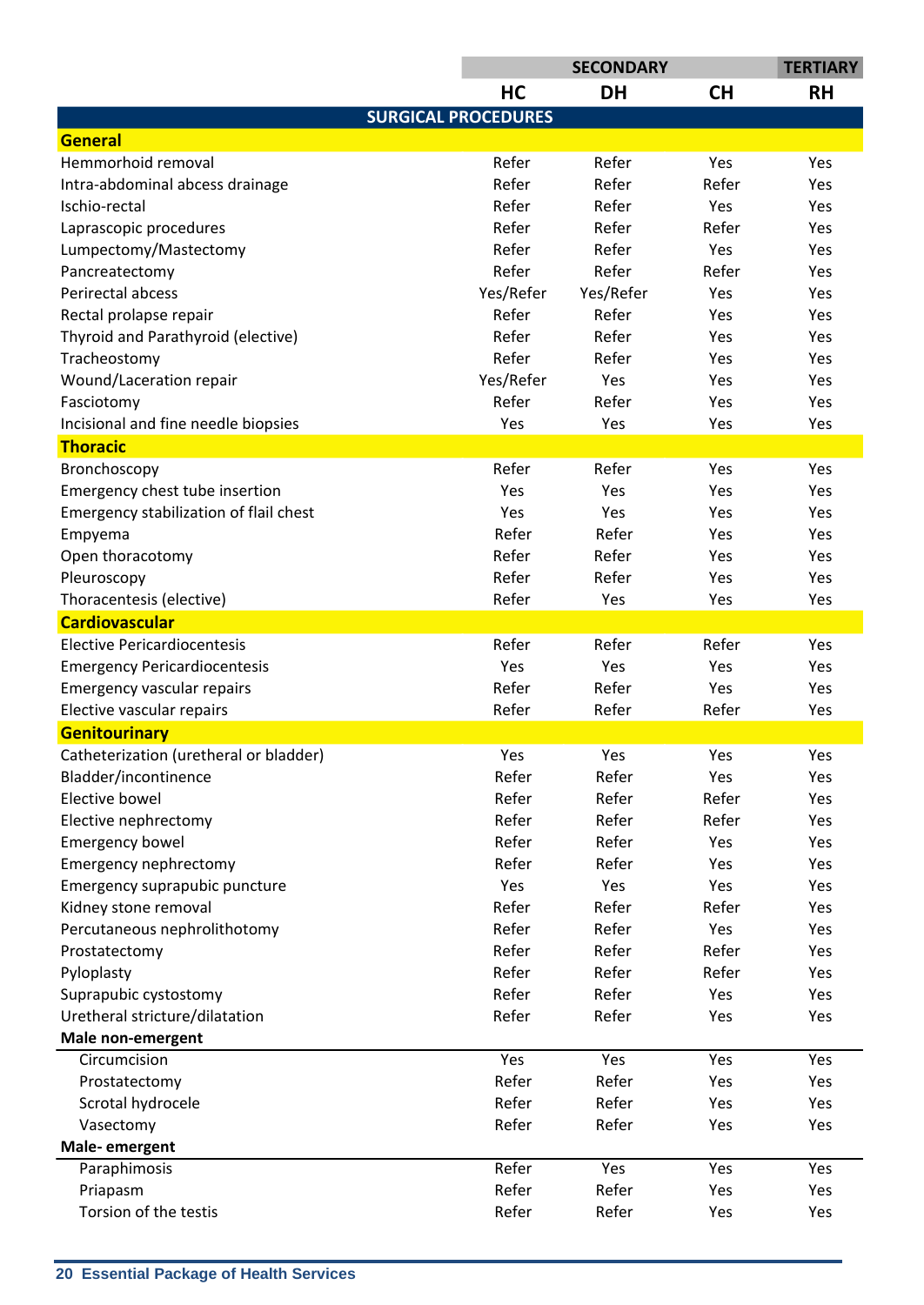| | SECONDARY | | | TERTIARY |
|---|---|---|---|---|
| | HC | DH | CH | RH |
| **SURGICAL PROCEDURES** | | | | |
| **General** | | | | |
| Hemmorhoid removal | Refer | Refer | Yes | Yes |
| Intra-abdominal abcess drainage | Refer | Refer | Refer | Yes |
| Ischio-rectal | Refer | Refer | Yes | Yes |
| Laprascopic procedures | Refer | Refer | Refer | Yes |
| Lumpectomy/Mastectomy | Refer | Refer | Yes | Yes |
| Pancreatectomy | Refer | Refer | Refer | Yes |
| Perirectal abcess | Yes/Refer | Yes/Refer | Yes | Yes |
| Rectal prolapse repair | Refer | Refer | Yes | Yes |
| Thyroid and Parathyroid (elective) | Refer | Refer | Yes | Yes |
| Tracheostomy | Refer | Refer | Yes | Yes |
| Wound/Laceration repair | Yes/Refer | Yes | Yes | Yes |
| Fasciotomy | Refer | Refer | Yes | Yes |
| Incisional and fine needle biopsies | Yes | Yes | Yes | Yes |
| **Thoracic** | | | | |
| Bronchoscopy | Refer | Refer | Yes | Yes |
| Emergency chest tube insertion | Yes | Yes | Yes | Yes |
| Emergency stabilization of flail chest | Yes | Yes | Yes | Yes |
| Empyema | Refer | Refer | Yes | Yes |
| Open thoracotomy | Refer | Refer | Yes | Yes |
| Pleuroscopy | Refer | Refer | Yes | Yes |
| Thoracentesis (elective) | Refer | Yes | Yes | Yes |
| **Cardiovascular** | | | | |
| Elective Pericardiocentesis | Refer | Refer | Refer | Yes |
| Emergency Pericardiocentesis | Yes | Yes | Yes | Yes |
| Emergency vascular repairs | Refer | Refer | Yes | Yes |
| Elective vascular repairs | Refer | Refer | Refer | Yes |
| **Genitourinary** | | | | |
| Catheterization (uretheral or bladder) | Yes | Yes | Yes | Yes |
| Bladder/incontinence | Refer | Refer | Yes | Yes |
| Elective bowel | Refer | Refer | Refer | Yes |
| Elective nephrectomy | Refer | Refer | Refer | Yes |
| Emergency bowel | Refer | Refer | Yes | Yes |
| Emergency nephrectomy | Refer | Refer | Yes | Yes |
| Emergency suprapubic puncture | Yes | Yes | Yes | Yes |
| Kidney stone removal | Refer | Refer | Refer | Yes |
| Percutaneous nephrolithotomy | Refer | Refer | Yes | Yes |
| Prostatectomy | Refer | Refer | Refer | Yes |
| Pyloplasty | Refer | Refer | Refer | Yes |
| Suprapubic cystostomy | Refer | Refer | Yes | Yes |
| Uretheral stricture/dilatation | Refer | Refer | Yes | Yes |
| **Male non-emergent** | | | | |
| Circumcision | Yes | Yes | Yes | Yes |
| Prostatectomy | Refer | Refer | Yes | Yes |
| Scrotal hydrocele | Refer | Refer | Yes | Yes |
| Vasectomy | Refer | Refer | Yes | Yes |
| **Male- emergent** | | | | |
| Paraphimosis | Refer | Yes | Yes | Yes |
| Priapasm | Refer | Refer | Yes | Yes |
| Torsion of the testis | Refer | Refer | Yes | Yes |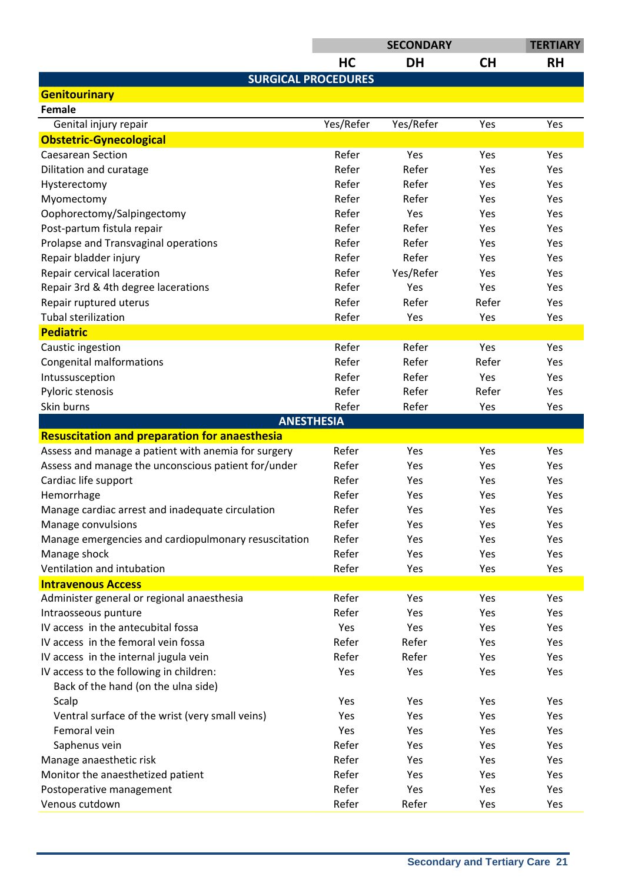| | SECONDARY | | | TERTIARY |
|---|---|---|---|---|
| | HC | DH | CH | RH |
| **SURGICAL PROCEDURES** | | | | |
| **Genitourinary** | | | | |
| **Female** | | | | |
| Genital injury repair | Yes/Refer | Yes/Refer | Yes | Yes |
| **Obstetric-Gynecological** | | | | |
| Caesarean Section | Refer | Yes | Yes | Yes |
| Dilitation and curatage | Refer | Refer | Yes | Yes |
| Hysterectomy | Refer | Refer | Yes | Yes |
| Myomectomy | Refer | Refer | Yes | Yes |
| Oophorectomy/Salpingectomy | Refer | Yes | Yes | Yes |
| Post-partum fistula repair | Refer | Refer | Yes | Yes |
| Prolapse and Transvaginal operations | Refer | Refer | Yes | Yes |
| Repair bladder injury | Refer | Refer | Yes | Yes |
| Repair cervical laceration | Refer | Yes/Refer | Yes | Yes |
| Repair 3rd & 4th degree lacerations | Refer | Yes | Yes | Yes |
| Repair ruptured uterus | Refer | Refer | Refer | Yes |
| Tubal sterilization | Refer | Yes | Yes | Yes |
| **Pediatric** | | | | |
| Caustic ingestion | Refer | Refer | Yes | Yes |
| Congenital malformations | Refer | Refer | Refer | Yes |
| Intussusception | Refer | Refer | Yes | Yes |
| Pyloric stenosis | Refer | Refer | Refer | Yes |
| Skin burns | Refer | Refer | Yes | Yes |
| **ANESTHESIA** | | | | |
| **Resuscitation and preparation for anaesthesia** | | | | |
| Assess and manage a patient with anemia for surgery | Refer | Yes | Yes | Yes |
| Assess and manage the unconscious patient for/under | Refer | Yes | Yes | Yes |
| Cardiac life support | Refer | Yes | Yes | Yes |
| Hemorrhage | Refer | Yes | Yes | Yes |
| Manage cardiac arrest and inadequate circulation | Refer | Yes | Yes | Yes |
| Manage convulsions | Refer | Yes | Yes | Yes |
| Manage emergencies and cardiopulmonary resuscitation | Refer | Yes | Yes | Yes |
| Manage shock | Refer | Yes | Yes | Yes |
| Ventilation and intubation | Refer | Yes | Yes | Yes |
| **Intravenous Access** | | | | |
| Administer general or regional anaesthesia | Refer | Yes | Yes | Yes |
| Intraosseous punture | Refer | Yes | Yes | Yes |
| IV access in the antecubital fossa | Yes | Yes | Yes | Yes |
| IV access in the femoral vein fossa | Refer | Refer | Yes | Yes |
| IV access in the internal jugula vein | Refer | Refer | Yes | Yes |
| IV access to the following in children: | Yes | Yes | Yes | Yes |
| Back of the hand (on the ulna side) | | | | |
| Scalp | Yes | Yes | Yes | Yes |
| Ventral surface of the wrist (very small veins) | Yes | Yes | Yes | Yes |
| Femoral vein | Yes | Yes | Yes | Yes |
| Saphenus vein | Refer | Yes | Yes | Yes |
| Manage anaesthetic risk | Refer | Yes | Yes | Yes |
| Monitor the anaesthetized patient | Refer | Yes | Yes | Yes |
| Postoperative management | Refer | Yes | Yes | Yes |
| Venous cutdown | Refer | Refer | Yes | Yes |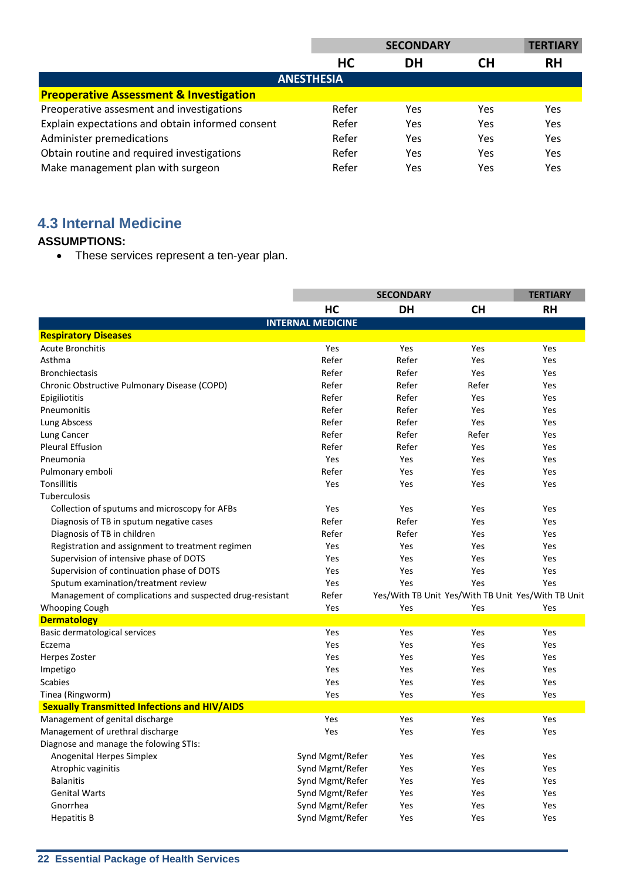| | SECONDARY | | | TERTIARY |
|---|---|---|---|---|
| | HC | DH | CH | RH |
| **ANESTHESIA** | | | | |
| **Preoperative Assessment & Investigation** | | | | |
| Preoperative assesment and investigations | Refer | Yes | Yes | Yes |
| Explain expectations and obtain informed consent | Refer | Yes | Yes | Yes |
| Administer premedications | Refer | Yes | Yes | Yes |
| Obtain routine and required investigations | Refer | Yes | Yes | Yes |
| Make management plan with surgeon | Refer | Yes | Yes | Yes |

## 4.3 Internal Medicine

**ASSUMPTIONS:**

- These services represent a ten-year plan.

| | SECONDARY | | | TERTIARY |
|---|---|---|---|---|
| | HC | DH | CH | RH |
| **INTERNAL MEDICINE** | | | | |
| **Respiratory Diseases** | | | | |
| Acute Bronchitis | Yes | Yes | Yes | Yes |
| Asthma | Refer | Refer | Yes | Yes |
| Bronchiectasis | Refer | Refer | Yes | Yes |
| Chronic Obstructive Pulmonary Disease (COPD) | Refer | Refer | Refer | Yes |
| Epigiliotitis | Refer | Refer | Yes | Yes |
| Pneumonitis | Refer | Refer | Yes | Yes |
| Lung Abscess | Refer | Refer | Yes | Yes |
| Lung Cancer | Refer | Refer | Refer | Yes |
| Pleural Effusion | Refer | Refer | Yes | Yes |
| Pneumonia | Yes | Yes | Yes | Yes |
| Pulmonary emboli | Refer | Yes | Yes | Yes |
| Tonsillitis | Yes | Yes | Yes | Yes |
| Tuberculosis | | | | |
| Collection of sputums and microscopy for AFBs | Yes | Yes | Yes | Yes |
| Diagnosis of TB in sputum negative cases | Refer | Refer | Yes | Yes |
| Diagnosis of TB in children | Refer | Refer | Yes | Yes |
| Registration and assignment to treatment regimen | Yes | Yes | Yes | Yes |
| Supervision of intensive phase of DOTS | Yes | Yes | Yes | Yes |
| Supervision of continuation phase of DOTS | Yes | Yes | Yes | Yes |
| Sputum examination/treatment review | Yes | Yes | Yes | Yes |
| Management of complications and suspected drug-resistant | Refer | Yes/With TB Unit | Yes/With TB Unit | Yes/With TB Unit |
| Whooping Cough | Yes | Yes | Yes | Yes |
| **Dermatology** | | | | |
| Basic dermatological services | Yes | Yes | Yes | Yes |
| Eczema | Yes | Yes | Yes | Yes |
| Herpes Zoster | Yes | Yes | Yes | Yes |
| Impetigo | Yes | Yes | Yes | Yes |
| Scabies | Yes | Yes | Yes | Yes |
| Tinea (Ringworm) | Yes | Yes | Yes | Yes |
| **Sexually Transmitted Infections and HIV/AIDS** | | | | |
| Management of genital discharge | Yes | Yes | Yes | Yes |
| Management of urethral discharge | Yes | Yes | Yes | Yes |
| Diagnose and manage the folowing STIs: | | | | |
| Anogenital Herpes Simplex | Synd Mgmt/Refer | Yes | Yes | Yes |
| Atrophic vaginitis | Synd Mgmt/Refer | Yes | Yes | Yes |
| Balanitis | Synd Mgmt/Refer | Yes | Yes | Yes |
| Genital Warts | Synd Mgmt/Refer | Yes | Yes | Yes |
| Gnorrhea | Synd Mgmt/Refer | Yes | Yes | Yes |
| Hepatitis B | Synd Mgmt/Refer | Yes | Yes | Yes |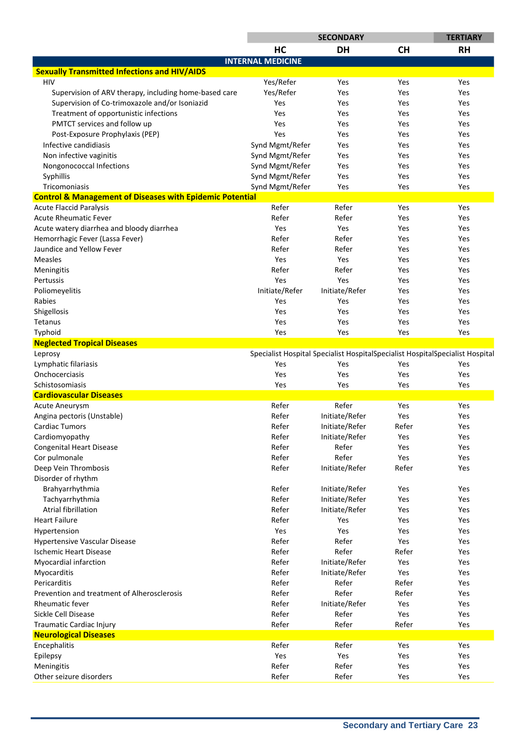| | SECONDARY | | | TERTIARY |
|---|---|---|---|---|
| | HC | DH | CH | RH |
| **INTERNAL MEDICINE** | | | | |
| **Sexually Transmitted Infections and HIV/AIDS** | | | | |
| HIV | Yes/Refer | Yes | Yes | Yes |
| Supervision of ARV therapy, including home-based care | Yes/Refer | Yes | Yes | Yes |
| Supervision of Co-trimoxazole and/or Isoniazid | Yes | Yes | Yes | Yes |
| Treatment of opportunistic infections | Yes | Yes | Yes | Yes |
| PMTCT services and follow up | Yes | Yes | Yes | Yes |
| Post-Exposure Prophylaxis (PEP) | Yes | Yes | Yes | Yes |
| Infective candidiasis | Synd Mgmt/Refer | Yes | Yes | Yes |
| Non infective vaginitis | Synd Mgmt/Refer | Yes | Yes | Yes |
| Nongonococcal Infections | Synd Mgmt/Refer | Yes | Yes | Yes |
| Syphillis | Synd Mgmt/Refer | Yes | Yes | Yes |
| Tricomoniasis | Synd Mgmt/Refer | Yes | Yes | Yes |
| **Control & Management of Diseases with Epidemic Potential** | | | | |
| Acute Flaccid Paralysis | Refer | Refer | Yes | Yes |
| Acute Rheumatic Fever | Refer | Refer | Yes | Yes |
| Acute watery diarrhea and bloody diarrhea | Yes | Yes | Yes | Yes |
| Hemorrhagic Fever (Lassa Fever) | Refer | Refer | Yes | Yes |
| Jaundice and Yellow Fever | Refer | Refer | Yes | Yes |
| Measles | Yes | Yes | Yes | Yes |
| Meningitis | Refer | Refer | Yes | Yes |
| Pertussis | Yes | Yes | Yes | Yes |
| Poliomeyelitis | Initiate/Refer | Initiate/Refer | Yes | Yes |
| Rabies | Yes | Yes | Yes | Yes |
| Shigellosis | Yes | Yes | Yes | Yes |
| Tetanus | Yes | Yes | Yes | Yes |
| Typhoid | Yes | Yes | Yes | Yes |
| **Neglected Tropical Diseases** | | | | |
| Leprosy | Specialist Hospital | Specialist Hospital | Specialist Hospital | Specialist Hospital |
| Lymphatic filariasis | Yes | Yes | Yes | Yes |
| Onchocerciasis | Yes | Yes | Yes | Yes |
| Schistosomiasis | Yes | Yes | Yes | Yes |
| **Cardiovascular Diseases** | | | | |
| Acute Aneurysm | Refer | Refer | Yes | Yes |
| Angina pectoris (Unstable) | Refer | Initiate/Refer | Yes | Yes |
| Cardiac Tumors | Refer | Initiate/Refer | Refer | Yes |
| Cardiomyopathy | Refer | Initiate/Refer | Yes | Yes |
| Congenital Heart Disease | Refer | Refer | Yes | Yes |
| Cor pulmonale | Refer | Refer | Yes | Yes |
| Deep Vein Thrombosis | Refer | Initiate/Refer | Refer | Yes |
| Disorder of rhythm | | | | |
| Brahyarrhythmia | Refer | Initiate/Refer | Yes | Yes |
| Tachyarrhythmia | Refer | Initiate/Refer | Yes | Yes |
| Atrial fibrillation | Refer | Initiate/Refer | Yes | Yes |
| Heart Failure | Refer | Yes | Yes | Yes |
| Hypertension | Yes | Yes | Yes | Yes |
| Hypertensive Vascular Disease | Refer | Refer | Yes | Yes |
| Ischemic Heart Disease | Refer | Refer | Refer | Yes |
| Myocardial infarction | Refer | Initiate/Refer | Yes | Yes |
| Myocarditis | Refer | Initiate/Refer | Yes | Yes |
| Pericarditis | Refer | Refer | Refer | Yes |
| Prevention and treatment of Alherosclerosis | Refer | Refer | Refer | Yes |
| Rheumatic fever | Refer | Initiate/Refer | Yes | Yes |
| Sickle Cell Disease | Refer | Refer | Yes | Yes |
| Traumatic Cardiac Injury | Refer | Refer | Refer | Yes |
| **Neurological Diseases** | | | | |
| Encephalitis | Refer | Refer | Yes | Yes |
| Epilepsy | Yes | Yes | Yes | Yes |
| Meningitis | Refer | Refer | Yes | Yes |
| Other seizure disorders | Refer | Refer | Yes | Yes |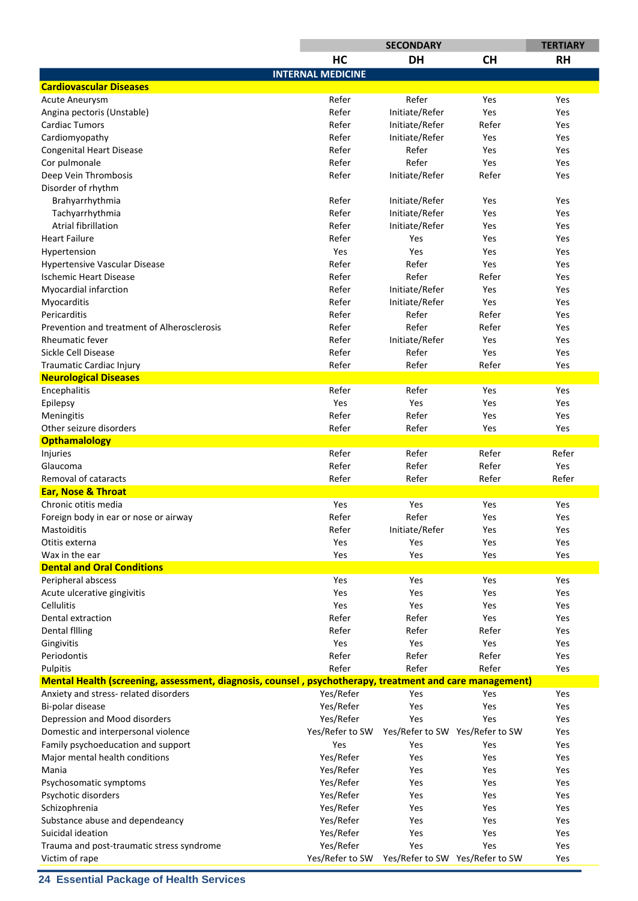| | SECONDARY | | | TERTIARY |
|---|---|---|---|---|
| | HC | DH | CH | RH |
| **INTERNAL MEDICINE** | | | | |
| **Cardiovascular Diseases** | | | | |
| Acute Aneurysm | Refer | Refer | Yes | Yes |
| Angina pectoris (Unstable) | Refer | Initiate/Refer | Yes | Yes |
| Cardiac Tumors | Refer | Initiate/Refer | Refer | Yes |
| Cardiomyopathy | Refer | Initiate/Refer | Yes | Yes |
| Congenital Heart Disease | Refer | Refer | Yes | Yes |
| Cor pulmonale | Refer | Refer | Yes | Yes |
| Deep Vein Thrombosis | Refer | Initiate/Refer | Refer | Yes |
| Disorder of rhythm | | | | |
| Brahyarrhythmia | Refer | Initiate/Refer | Yes | Yes |
| Tachyarrhythmia | Refer | Initiate/Refer | Yes | Yes |
| Atrial fibrillation | Refer | Initiate/Refer | Yes | Yes |
| Heart Failure | Refer | Yes | Yes | Yes |
| Hypertension | Yes | Yes | Yes | Yes |
| Hypertensive Vascular Disease | Refer | Refer | Yes | Yes |
| Ischemic Heart Disease | Refer | Refer | Refer | Yes |
| Myocardial infarction | Refer | Initiate/Refer | Yes | Yes |
| Myocarditis | Refer | Initiate/Refer | Yes | Yes |
| Pericarditis | Refer | Refer | Refer | Yes |
| Prevention and treatment of Alherosclerosis | Refer | Refer | Refer | Yes |
| Rheumatic fever | Refer | Initiate/Refer | Yes | Yes |
| Sickle Cell Disease | Refer | Refer | Yes | Yes |
| Traumatic Cardiac Injury | Refer | Refer | Refer | Yes |
| **Neurological Diseases** | | | | |
| Encephalitis | Refer | Refer | Yes | Yes |
| Epilepsy | Yes | Yes | Yes | Yes |
| Meningitis | Refer | Refer | Yes | Yes |
| Other seizure disorders | Refer | Refer | Yes | Yes |
| **Opthamalology** | | | | |
| Injuries | Refer | Refer | Refer | Refer |
| Glaucoma | Refer | Refer | Refer | Yes |
| Removal of cataracts | Refer | Refer | Refer | Refer |
| **Ear, Nose & Throat** | | | | |
| Chronic otitis media | Yes | Yes | Yes | Yes |
| Foreign body in ear or nose or airway | Refer | Refer | Yes | Yes |
| Mastoiditis | Refer | Initiate/Refer | Yes | Yes |
| Otitis externa | Yes | Yes | Yes | Yes |
| Wax in the ear | Yes | Yes | Yes | Yes |
| **Dental and Oral Conditions** | | | | |
| Peripheral abscess | Yes | Yes | Yes | Yes |
| Acute ulcerative gingivitis | Yes | Yes | Yes | Yes |
| Cellulitis | Yes | Yes | Yes | Yes |
| Dental extraction | Refer | Refer | Yes | Yes |
| Dental fllling | Refer | Refer | Refer | Yes |
| Gingivitis | Yes | Yes | Yes | Yes |
| Periodontis | Refer | Refer | Refer | Yes |
| Pulpitis | Refer | Refer | Refer | Yes |
| **Mental Health (screening, assessment, diagnosis, counsel , psychotherapy, treatment and care management)** | | | | |
| Anxiety and stress- related disorders | Yes/Refer | Yes | Yes | Yes |
| Bi-polar disease | Yes/Refer | Yes | Yes | Yes |
| Depression and Mood disorders | Yes/Refer | Yes | Yes | Yes |
| Domestic and interpersonal violence | Yes/Refer to SW | Yes/Refer to SW | Yes/Refer to SW | Yes |
| Family psychoeducation and support | Yes | Yes | Yes | Yes |
| Major mental health conditions | Yes/Refer | Yes | Yes | Yes |
| Mania | Yes/Refer | Yes | Yes | Yes |
| Psychosomatic symptoms | Yes/Refer | Yes | Yes | Yes |
| Psychotic disorders | Yes/Refer | Yes | Yes | Yes |
| Schizophrenia | Yes/Refer | Yes | Yes | Yes |
| Substance abuse and dependeancy | Yes/Refer | Yes | Yes | Yes |
| Suicidal ideation | Yes/Refer | Yes | Yes | Yes |
| Trauma and post-traumatic stress syndrome | Yes/Refer | Yes | Yes | Yes |
| Victim of rape | Yes/Refer to SW | Yes/Refer to SW | Yes/Refer to SW | Yes |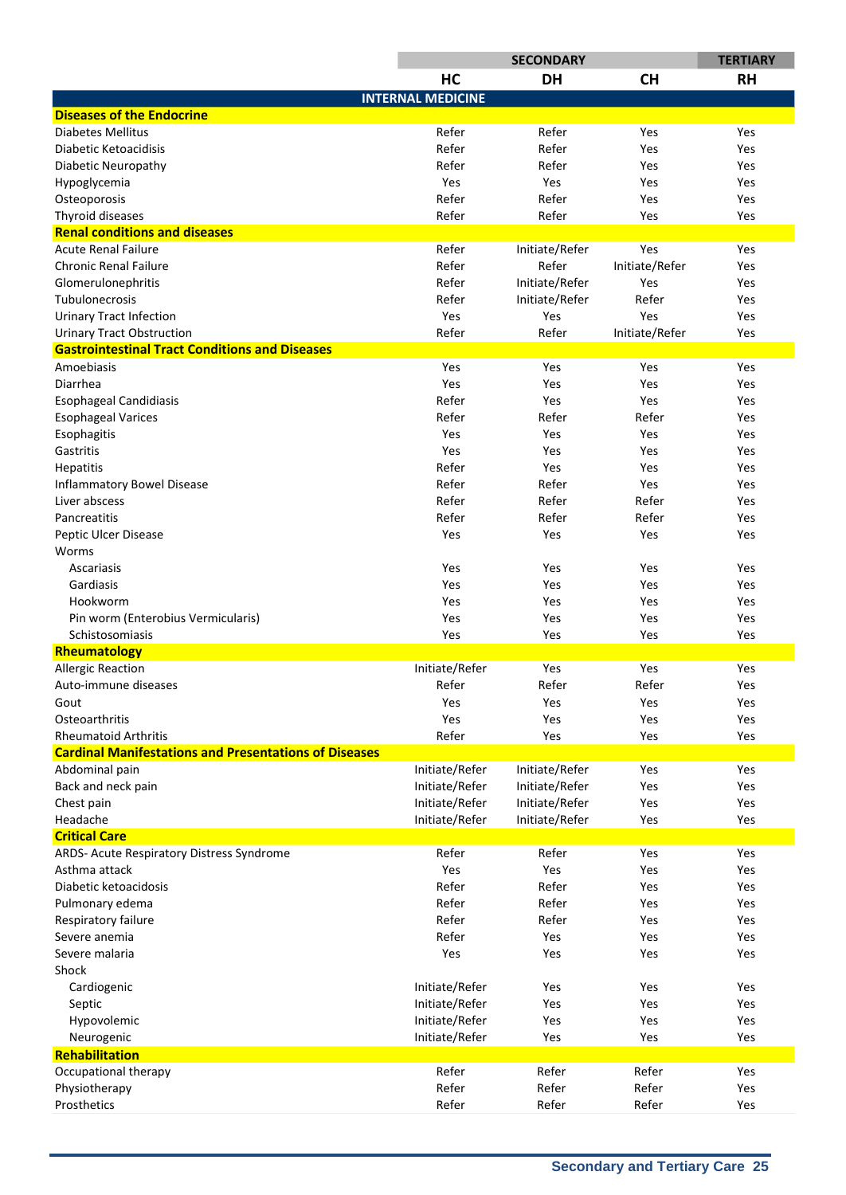| | SECONDARY | | | TERTIARY |
|---|---|---|---|---|
| | HC | DH | CH | RH |
| **INTERNAL MEDICINE** | | | | |
| **Diseases of the Endocrine** | | | | |
| Diabetes Mellitus | Refer | Refer | Yes | Yes |
| Diabetic Ketoacidisis | Refer | Refer | Yes | Yes |
| Diabetic Neuropathy | Refer | Refer | Yes | Yes |
| Hypoglycemia | Yes | Yes | Yes | Yes |
| Osteoporosis | Refer | Refer | Yes | Yes |
| Thyroid diseases | Refer | Refer | Yes | Yes |
| **Renal conditions and diseases** | | | | |
| Acute Renal Failure | Refer | Initiate/Refer | Yes | Yes |
| Chronic Renal Failure | Refer | Refer | Initiate/Refer | Yes |
| Glomerulonephritis | Refer | Initiate/Refer | Yes | Yes |
| Tubulonecrosis | Refer | Initiate/Refer | Refer | Yes |
| Urinary Tract Infection | Yes | Yes | Yes | Yes |
| Urinary Tract Obstruction | Refer | Refer | Initiate/Refer | Yes |
| **Gastrointestinal Tract Conditions and Diseases** | | | | |
| Amoebiasis | Yes | Yes | Yes | Yes |
| Diarrhea | Yes | Yes | Yes | Yes |
| Esophageal Candidiasis | Refer | Yes | Yes | Yes |
| Esophageal Varices | Refer | Refer | Refer | Yes |
| Esophagitis | Yes | Yes | Yes | Yes |
| Gastritis | Yes | Yes | Yes | Yes |
| Hepatitis | Refer | Yes | Yes | Yes |
| Inflammatory Bowel Disease | Refer | Refer | Yes | Yes |
| Liver abscess | Refer | Refer | Refer | Yes |
| Pancreatitis | Refer | Refer | Refer | Yes |
| Peptic Ulcer Disease | Yes | Yes | Yes | Yes |
| Worms | | | | |
| Ascariasis | Yes | Yes | Yes | Yes |
| Gardiasis | Yes | Yes | Yes | Yes |
| Hookworm | Yes | Yes | Yes | Yes |
| Pin worm (Enterobius Vermicularis) | Yes | Yes | Yes | Yes |
| Schistosomiasis | Yes | Yes | Yes | Yes |
| **Rheumatology** | | | | |
| Allergic Reaction | Initiate/Refer | Yes | Yes | Yes |
| Auto-immune diseases | Refer | Refer | Refer | Yes |
| Gout | Yes | Yes | Yes | Yes |
| Osteoarthritis | Yes | Yes | Yes | Yes |
| Rheumatoid Arthritis | Refer | Yes | Yes | Yes |
| **Cardinal Manifestations and Presentations of Diseases** | | | | |
| Abdominal pain | Initiate/Refer | Initiate/Refer | Yes | Yes |
| Back and neck pain | Initiate/Refer | Initiate/Refer | Yes | Yes |
| Chest pain | Initiate/Refer | Initiate/Refer | Yes | Yes |
| Headache | Initiate/Refer | Initiate/Refer | Yes | Yes |
| **Critical Care** | | | | |
| ARDS- Acute Respiratory Distress Syndrome | Refer | Refer | Yes | Yes |
| Asthma attack | Yes | Yes | Yes | Yes |
| Diabetic ketoacidosis | Refer | Refer | Yes | Yes |
| Pulmonary edema | Refer | Refer | Yes | Yes |
| Respiratory failure | Refer | Refer | Yes | Yes |
| Severe anemia | Refer | Yes | Yes | Yes |
| Severe malaria | Yes | Yes | Yes | Yes |
| Shock | | | | |
| Cardiogenic | Initiate/Refer | Yes | Yes | Yes |
| Septic | Initiate/Refer | Yes | Yes | Yes |
| Hypovolemic | Initiate/Refer | Yes | Yes | Yes |
| Neurogenic | Initiate/Refer | Yes | Yes | Yes |
| **Rehabilitation** | | | | |
| Occupational therapy | Refer | Refer | Refer | Yes |
| Physiotherapy | Refer | Refer | Refer | Yes |
| Prosthetics | Refer | Refer | Refer | Yes |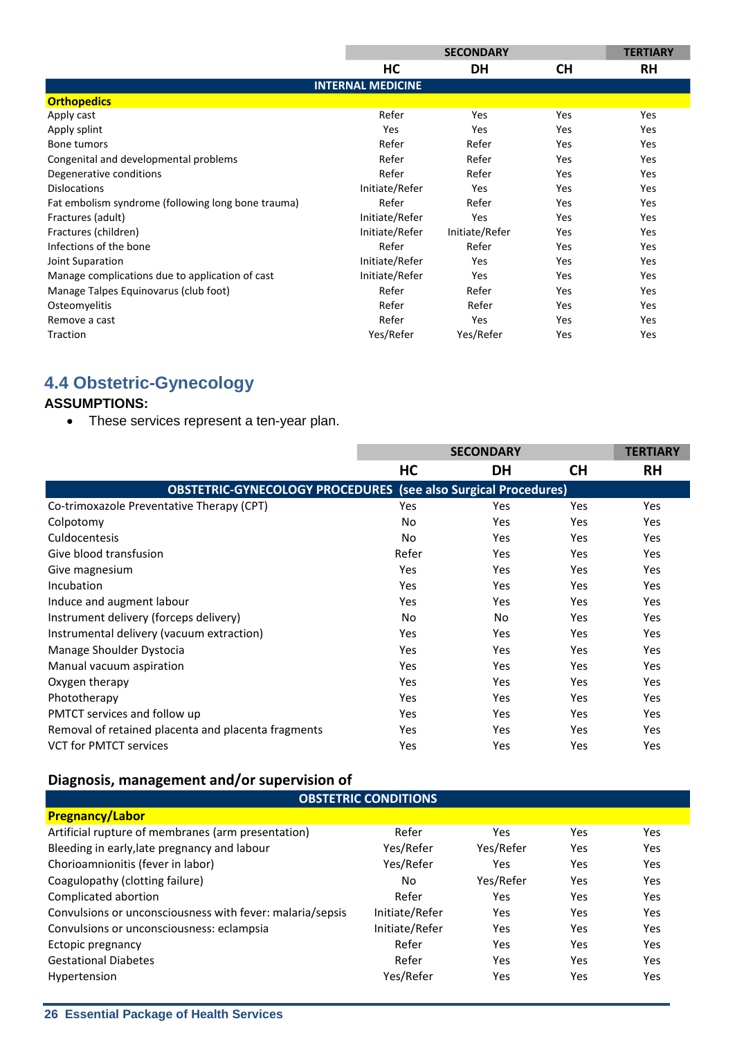| | SECONDARY | | | TERTIARY |
|---|---|---|---|---|
| | HC | DH | CH | RH |
| **INTERNAL MEDICINE** | | | | |
| **Orthopedics** | | | | |
| Apply cast | Refer | Yes | Yes | Yes |
| Apply splint | Yes | Yes | Yes | Yes |
| Bone tumors | Refer | Refer | Yes | Yes |
| Congenital and developmental problems | Refer | Refer | Yes | Yes |
| Degenerative conditions | Refer | Refer | Yes | Yes |
| Dislocations | Initiate/Refer | Yes | Yes | Yes |
| Fat embolism syndrome (following long bone trauma) | Refer | Refer | Yes | Yes |
| Fractures (adult) | Initiate/Refer | Yes | Yes | Yes |
| Fractures (children) | Initiate/Refer | Initiate/Refer | Yes | Yes |
| Infections of the bone | Refer | Refer | Yes | Yes |
| Joint Suparation | Initiate/Refer | Yes | Yes | Yes |
| Manage complications due to application of cast | Initiate/Refer | Yes | Yes | Yes |
| Manage Talpes Equinovarus (club foot) | Refer | Refer | Yes | Yes |
| Osteomyelitis | Refer | Refer | Yes | Yes |
| Remove a cast | Refer | Yes | Yes | Yes |
| Traction | Yes/Refer | Yes/Refer | Yes | Yes |

## 4.4 Obstetric-Gynecology

**ASSUMPTIONS:**

- These services represent a ten-year plan.

| | SECONDARY | | | TERTIARY |
|---|---|---|---|---|
| | HC | DH | CH | RH |
| **OBSTETRIC-GYNECOLOGY PROCEDURES (see also Surgical Procedures)** | | | | |
| Co-trimoxazole Preventative Therapy (CPT) | Yes | Yes | Yes | Yes |
| Colpotomy | No | Yes | Yes | Yes |
| Culdocentesis | No | Yes | Yes | Yes |
| Give blood transfusion | Refer | Yes | Yes | Yes |
| Give magnesium | Yes | Yes | Yes | Yes |
| Incubation | Yes | Yes | Yes | Yes |
| Induce and augment labour | Yes | Yes | Yes | Yes |
| Instrument delivery (forceps delivery) | No | No | Yes | Yes |
| Instrumental delivery (vacuum extraction) | Yes | Yes | Yes | Yes |
| Manage Shoulder Dystocia | Yes | Yes | Yes | Yes |
| Manual vacuum aspiration | Yes | Yes | Yes | Yes |
| Oxygen therapy | Yes | Yes | Yes | Yes |
| Phototherapy | Yes | Yes | Yes | Yes |
| PMTCT services and follow up | Yes | Yes | Yes | Yes |
| Removal of retained placenta and placenta fragments | Yes | Yes | Yes | Yes |
| VCT for PMTCT services | Yes | Yes | Yes | Yes |

**Diagnosis, management and/or supervision of**

| | HC | DH | CH | RH |
|---|---|---|---|---|
| **OBSTETRIC CONDITIONS** | | | | |
| **Pregnancy/Labor** | | | | |
| Artificial rupture of membranes (arm presentation) | Refer | Yes | Yes | Yes |
| Bleeding in early,late pregnancy and labour | Yes/Refer | Yes/Refer | Yes | Yes |
| Chorioamnionitis (fever in labor) | Yes/Refer | Yes | Yes | Yes |
| Coagulopathy (clotting failure) | No | Yes/Refer | Yes | Yes |
| Complicated abortion | Refer | Yes | Yes | Yes |
| Convulsions or unconsciousness with fever: malaria/sepsis | Initiate/Refer | Yes | Yes | Yes |
| Convulsions or unconsciousness: eclampsia | Initiate/Refer | Yes | Yes | Yes |
| Ectopic pregnancy | Refer | Yes | Yes | Yes |
| Gestational Diabetes | Refer | Yes | Yes | Yes |
| Hypertension | Yes/Refer | Yes | Yes | Yes |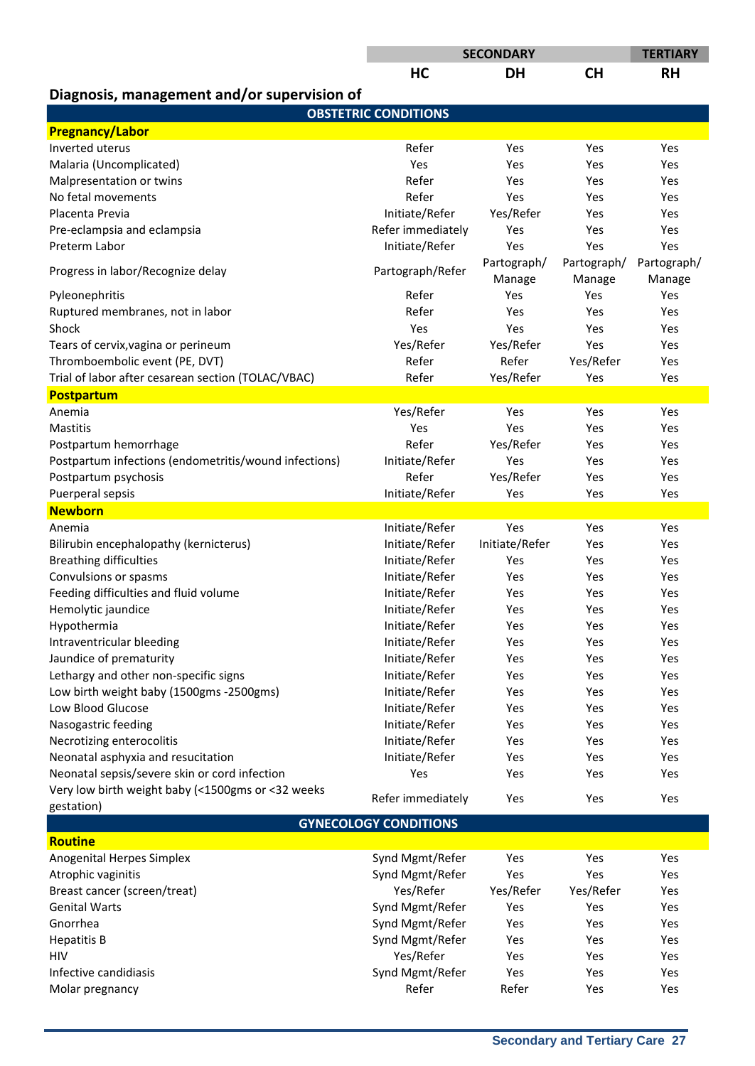| | SECONDARY | | | TERTIARY |
|---|---|---|---|---|
| | HC | DH | CH | RH |
| **Diagnosis, management and/or supervision of** | | | | |
| **OBSTETRIC CONDITIONS** | | | | |
| **Pregnancy/Labor** | | | | |
| Inverted uterus | Refer | Yes | Yes | Yes |
| Malaria (Uncomplicated) | Yes | Yes | Yes | Yes |
| Malpresentation or twins | Refer | Yes | Yes | Yes |
| No fetal movements | Refer | Yes | Yes | Yes |
| Placenta Previa | Initiate/Refer | Yes/Refer | Yes | Yes |
| Pre-eclampsia and eclampsia | Refer immediately | Yes | Yes | Yes |
| Preterm Labor | Initiate/Refer | Yes | Yes | Yes |
| Progress in labor/Recognize delay | Partograph/Refer | Partograph/ Manage | Partograph/ Manage | Partograph/ Manage |
| Pyleonephritis | Refer | Yes | Yes | Yes |
| Ruptured membranes, not in labor | Refer | Yes | Yes | Yes |
| Shock | Yes | Yes | Yes | Yes |
| Tears of cervix,vagina or perineum | Yes/Refer | Yes/Refer | Yes | Yes |
| Thromboembolic event (PE, DVT) | Refer | Refer | Yes/Refer | Yes |
| Trial of labor after cesarean section (TOLAC/VBAC) | Refer | Yes/Refer | Yes | Yes |
| **Postpartum** | | | | |
| Anemia | Yes/Refer | Yes | Yes | Yes |
| Mastitis | Yes | Yes | Yes | Yes |
| Postpartum hemorrhage | Refer | Yes/Refer | Yes | Yes |
| Postpartum infections (endometritis/wound infections) | Initiate/Refer | Yes | Yes | Yes |
| Postpartum psychosis | Refer | Yes/Refer | Yes | Yes |
| Puerperal sepsis | Initiate/Refer | Yes | Yes | Yes |
| **Newborn** | | | | |
| Anemia | Initiate/Refer | Yes | Yes | Yes |
| Bilirubin encephalopathy (kernicterus) | Initiate/Refer | Initiate/Refer | Yes | Yes |
| Breathing difficulties | Initiate/Refer | Yes | Yes | Yes |
| Convulsions or spasms | Initiate/Refer | Yes | Yes | Yes |
| Feeding difficulties and fluid volume | Initiate/Refer | Yes | Yes | Yes |
| Hemolytic jaundice | Initiate/Refer | Yes | Yes | Yes |
| Hypothermia | Initiate/Refer | Yes | Yes | Yes |
| Intraventricular bleeding | Initiate/Refer | Yes | Yes | Yes |
| Jaundice of prematurity | Initiate/Refer | Yes | Yes | Yes |
| Lethargy and other non-specific signs | Initiate/Refer | Yes | Yes | Yes |
| Low birth weight baby (1500gms -2500gms) | Initiate/Refer | Yes | Yes | Yes |
| Low Blood Glucose | Initiate/Refer | Yes | Yes | Yes |
| Nasogastric feeding | Initiate/Refer | Yes | Yes | Yes |
| Necrotizing enterocolitis | Initiate/Refer | Yes | Yes | Yes |
| Neonatal asphyxia and resucitation | Initiate/Refer | Yes | Yes | Yes |
| Neonatal sepsis/severe skin or cord infection | Yes | Yes | Yes | Yes |
| Very low birth weight baby (<1500gms or <32 weeks gestation) | Refer immediately | Yes | Yes | Yes |
| **GYNECOLOGY CONDITIONS** | | | | |
| **Routine** | | | | |
| Anogenital Herpes Simplex | Synd Mgmt/Refer | Yes | Yes | Yes |
| Atrophic vaginitis | Synd Mgmt/Refer | Yes | Yes | Yes |
| Breast cancer (screen/treat) | Yes/Refer | Yes/Refer | Yes/Refer | Yes |
| Genital Warts | Synd Mgmt/Refer | Yes | Yes | Yes |
| Gnorrhea | Synd Mgmt/Refer | Yes | Yes | Yes |
| Hepatitis B | Synd Mgmt/Refer | Yes | Yes | Yes |
| HIV | Yes/Refer | Yes | Yes | Yes |
| Infective candidiasis | Synd Mgmt/Refer | Yes | Yes | Yes |
| Molar pregnancy | Refer | Refer | Yes | Yes |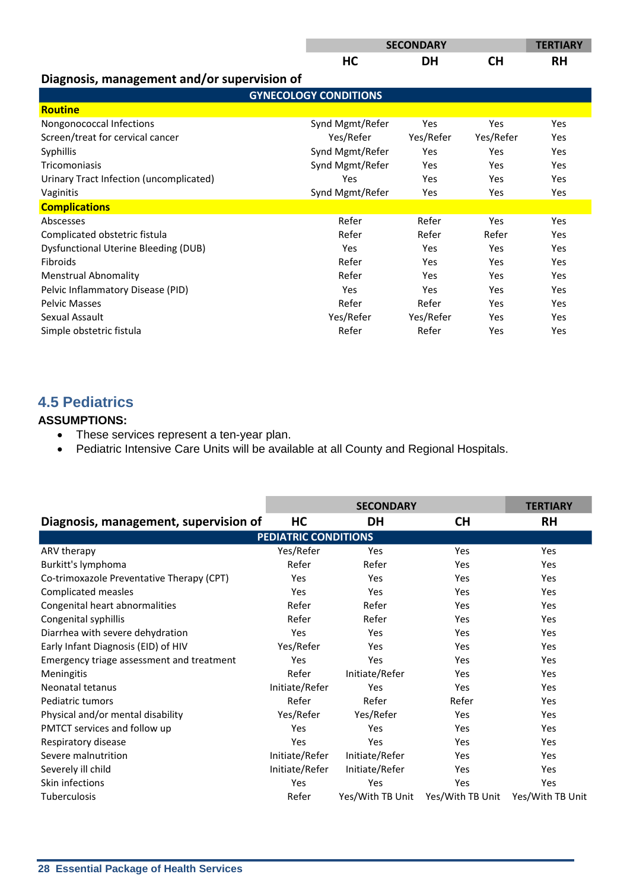| | SECONDARY | | | TERTIARY |
|---|---|---|---|---|
| | HC | DH | CH | RH |
| **Diagnosis, management and/or supervision of** | | | | |
| **GYNECOLOGY CONDITIONS** | | | | |
| **Routine** | | | | |
| Nongonococcal Infections | Synd Mgmt/Refer | Yes | Yes | Yes |
| Screen/treat for cervical cancer | Yes/Refer | Yes/Refer | Yes/Refer | Yes |
| Syphillis | Synd Mgmt/Refer | Yes | Yes | Yes |
| Tricomoniasis | Synd Mgmt/Refer | Yes | Yes | Yes |
| Urinary Tract Infection (uncomplicated) | Yes | Yes | Yes | Yes |
| Vaginitis | Synd Mgmt/Refer | Yes | Yes | Yes |
| **Complications** | | | | |
| Abscesses | Refer | Refer | Yes | Yes |
| Complicated obstetric fistula | Refer | Refer | Refer | Yes |
| Dysfunctional Uterine Bleeding (DUB) | Yes | Yes | Yes | Yes |
| Fibroids | Refer | Yes | Yes | Yes |
| Menstrual Abnomality | Refer | Yes | Yes | Yes |
| Pelvic Inflammatory Disease (PID) | Yes | Yes | Yes | Yes |
| Pelvic Masses | Refer | Refer | Yes | Yes |
| Sexual Assault | Yes/Refer | Yes/Refer | Yes | Yes |
| Simple obstetric fistula | Refer | Refer | Yes | Yes |

## 4.5 Pediatrics

**ASSUMPTIONS:**

- These services represent a ten-year plan.
- Pediatric Intensive Care Units will be available at all County and Regional Hospitals.

| | SECONDARY | | | TERTIARY |
|---|---|---|---|---|
| **Diagnosis, management, supervision of** | HC | DH | CH | RH |
| **PEDIATRIC CONDITIONS** | | | | |
| ARV therapy | Yes/Refer | Yes | Yes | Yes |
| Burkitt's lymphoma | Refer | Refer | Yes | Yes |
| Co-trimoxazole Preventative Therapy (CPT) | Yes | Yes | Yes | Yes |
| Complicated measles | Yes | Yes | Yes | Yes |
| Congenital heart abnormalities | Refer | Refer | Yes | Yes |
| Congenital syphillis | Refer | Refer | Yes | Yes |
| Diarrhea with severe dehydration | Yes | Yes | Yes | Yes |
| Early Infant Diagnosis (EID) of HIV | Yes/Refer | Yes | Yes | Yes |
| Emergency triage assessment and treatment | Yes | Yes | Yes | Yes |
| Meningitis | Refer | Initiate/Refer | Yes | Yes |
| Neonatal tetanus | Initiate/Refer | Yes | Yes | Yes |
| Pediatric tumors | Refer | Refer | Refer | Yes |
| Physical and/or mental disability | Yes/Refer | Yes/Refer | Yes | Yes |
| PMTCT services and follow up | Yes | Yes | Yes | Yes |
| Respiratory disease | Yes | Yes | Yes | Yes |
| Severe malnutrition | Initiate/Refer | Initiate/Refer | Yes | Yes |
| Severely ill child | Initiate/Refer | Initiate/Refer | Yes | Yes |
| Skin infections | Yes | Yes | Yes | Yes |
| Tuberculosis | Refer | Yes/With TB Unit | Yes/With TB Unit | Yes/With TB Unit |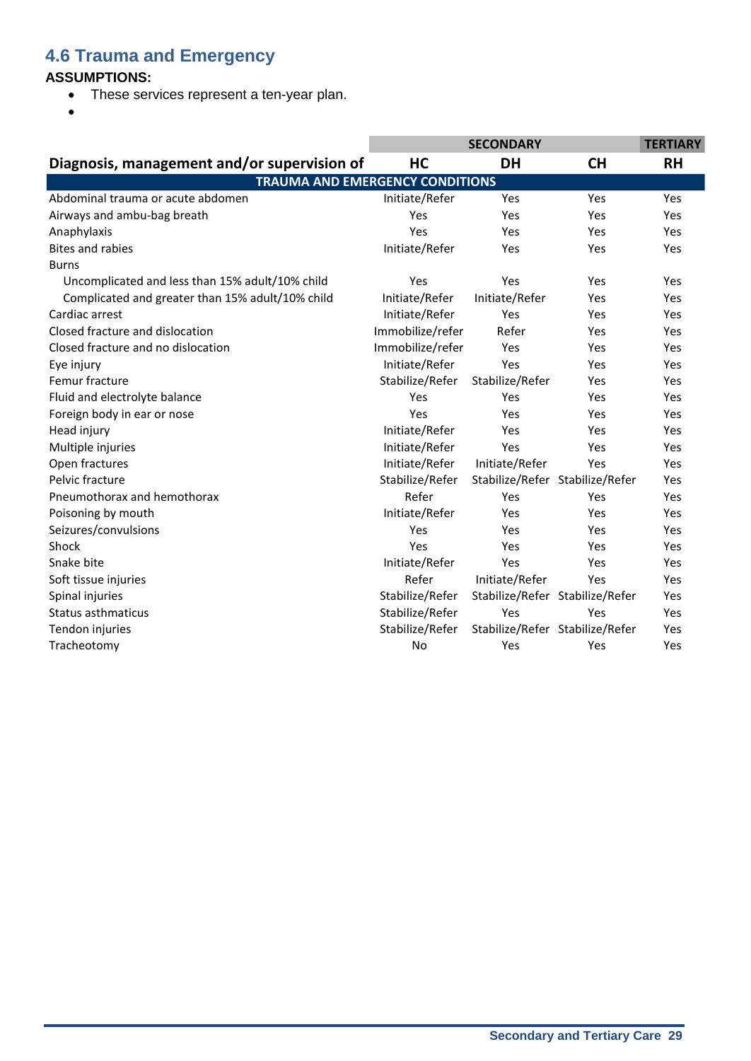## 4.6 Trauma and Emergency

**ASSUMPTIONS:**

- These services represent a ten-year plan.
- 

| | SECONDARY | | | TERTIARY |
|---|---|---|---|---|
| **Diagnosis, management and/or supervision of** | **HC** | **DH** | **CH** | **RH** |
| **TRAUMA AND EMERGENCY CONDITIONS** | | | | |
| Abdominal trauma or acute abdomen | Initiate/Refer | Yes | Yes | Yes |
| Airways and ambu-bag breath | Yes | Yes | Yes | Yes |
| Anaphylaxis | Yes | Yes | Yes | Yes |
| Bites and rabies | Initiate/Refer | Yes | Yes | Yes |
| Burns | | | | |
| Uncomplicated and less than 15% adult/10% child | Yes | Yes | Yes | Yes |
| Complicated and greater than 15% adult/10% child | Initiate/Refer | Initiate/Refer | Yes | Yes |
| Cardiac arrest | Initiate/Refer | Yes | Yes | Yes |
| Closed fracture and dislocation | Immobilize/refer | Refer | Yes | Yes |
| Closed fracture and no dislocation | Immobilize/refer | Yes | Yes | Yes |
| Eye injury | Initiate/Refer | Yes | Yes | Yes |
| Femur fracture | Stabilize/Refer | Stabilize/Refer | Yes | Yes |
| Fluid and electrolyte balance | Yes | Yes | Yes | Yes |
| Foreign body in ear or nose | Yes | Yes | Yes | Yes |
| Head injury | Initiate/Refer | Yes | Yes | Yes |
| Multiple injuries | Initiate/Refer | Yes | Yes | Yes |
| Open fractures | Initiate/Refer | Initiate/Refer | Yes | Yes |
| Pelvic fracture | Stabilize/Refer | Stabilize/Refer | Stabilize/Refer | Yes |
| Pneumothorax and hemothorax | Refer | Yes | Yes | Yes |
| Poisoning by mouth | Initiate/Refer | Yes | Yes | Yes |
| Seizures/convulsions | Yes | Yes | Yes | Yes |
| Shock | Yes | Yes | Yes | Yes |
| Snake bite | Initiate/Refer | Yes | Yes | Yes |
| Soft tissue injuries | Refer | Initiate/Refer | Yes | Yes |
| Spinal injuries | Stabilize/Refer | Stabilize/Refer | Stabilize/Refer | Yes |
| Status asthmaticus | Stabilize/Refer | Yes | Yes | Yes |
| Tendon injuries | Stabilize/Refer | Stabilize/Refer | Stabilize/Refer | Yes |
| Tracheotomy | No | Yes | Yes | Yes |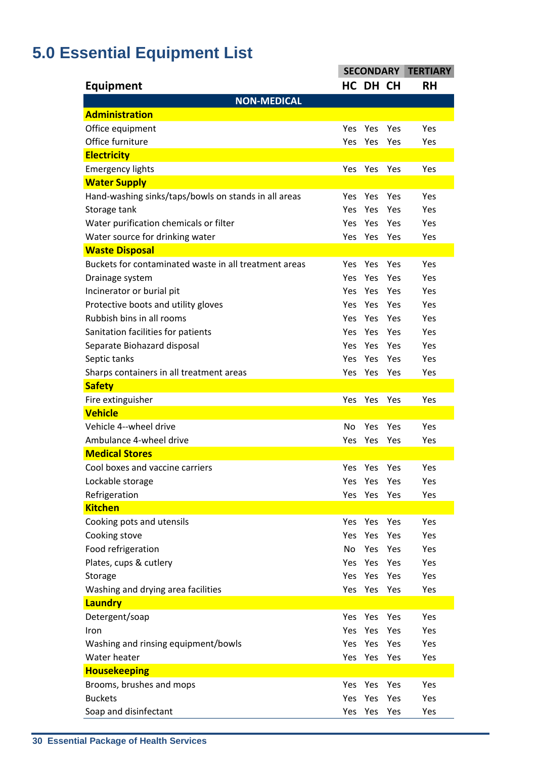# 5.0 Essential Equipment List

| Equipment | SECONDARY | | | TERTIARY |
|---|---|---|---|---|
| | HC | DH | CH | RH |
| **NON-MEDICAL** | | | | |
| **Administration** | | | | |
| Office equipment | Yes | Yes | Yes | Yes |
| Office furniture | Yes | Yes | Yes | Yes |
| **Electricity** | | | | |
| Emergency lights | Yes | Yes | Yes | Yes |
| **Water Supply** | | | | |
| Hand-washing sinks/taps/bowls on stands in all areas | Yes | Yes | Yes | Yes |
| Storage tank | Yes | Yes | Yes | Yes |
| Water purification chemicals or filter | Yes | Yes | Yes | Yes |
| Water source for drinking water | Yes | Yes | Yes | Yes |
| **Waste Disposal** | | | | |
| Buckets for contaminated waste in all treatment areas | Yes | Yes | Yes | Yes |
| Drainage system | Yes | Yes | Yes | Yes |
| Incinerator or burial pit | Yes | Yes | Yes | Yes |
| Protective boots and utility gloves | Yes | Yes | Yes | Yes |
| Rubbish bins in all rooms | Yes | Yes | Yes | Yes |
| Sanitation facilities for patients | Yes | Yes | Yes | Yes |
| Separate Biohazard disposal | Yes | Yes | Yes | Yes |
| Septic tanks | Yes | Yes | Yes | Yes |
| Sharps containers in all treatment areas | Yes | Yes | Yes | Yes |
| **Safety** | | | | |
| Fire extinguisher | Yes | Yes | Yes | Yes |
| **Vehicle** | | | | |
| Vehicle 4--wheel drive | No | Yes | Yes | Yes |
| Ambulance 4-wheel drive | Yes | Yes | Yes | Yes |
| **Medical Stores** | | | | |
| Cool boxes and vaccine carriers | Yes | Yes | Yes | Yes |
| Lockable storage | Yes | Yes | Yes | Yes |
| Refrigeration | Yes | Yes | Yes | Yes |
| **Kitchen** | | | | |
| Cooking pots and utensils | Yes | Yes | Yes | Yes |
| Cooking stove | Yes | Yes | Yes | Yes |
| Food refrigeration | No | Yes | Yes | Yes |
| Plates, cups & cutlery | Yes | Yes | Yes | Yes |
| Storage | Yes | Yes | Yes | Yes |
| Washing and drying area facilities | Yes | Yes | Yes | Yes |
| **Laundry** | | | | |
| Detergent/soap | Yes | Yes | Yes | Yes |
| Iron | Yes | Yes | Yes | Yes |
| Washing and rinsing equipment/bowls | Yes | Yes | Yes | Yes |
| Water heater | Yes | Yes | Yes | Yes |
| **Housekeeping** | | | | |
| Brooms, brushes and mops | Yes | Yes | Yes | Yes |
| Buckets | Yes | Yes | Yes | Yes |
| Soap and disinfectant | Yes | Yes | Yes | Yes |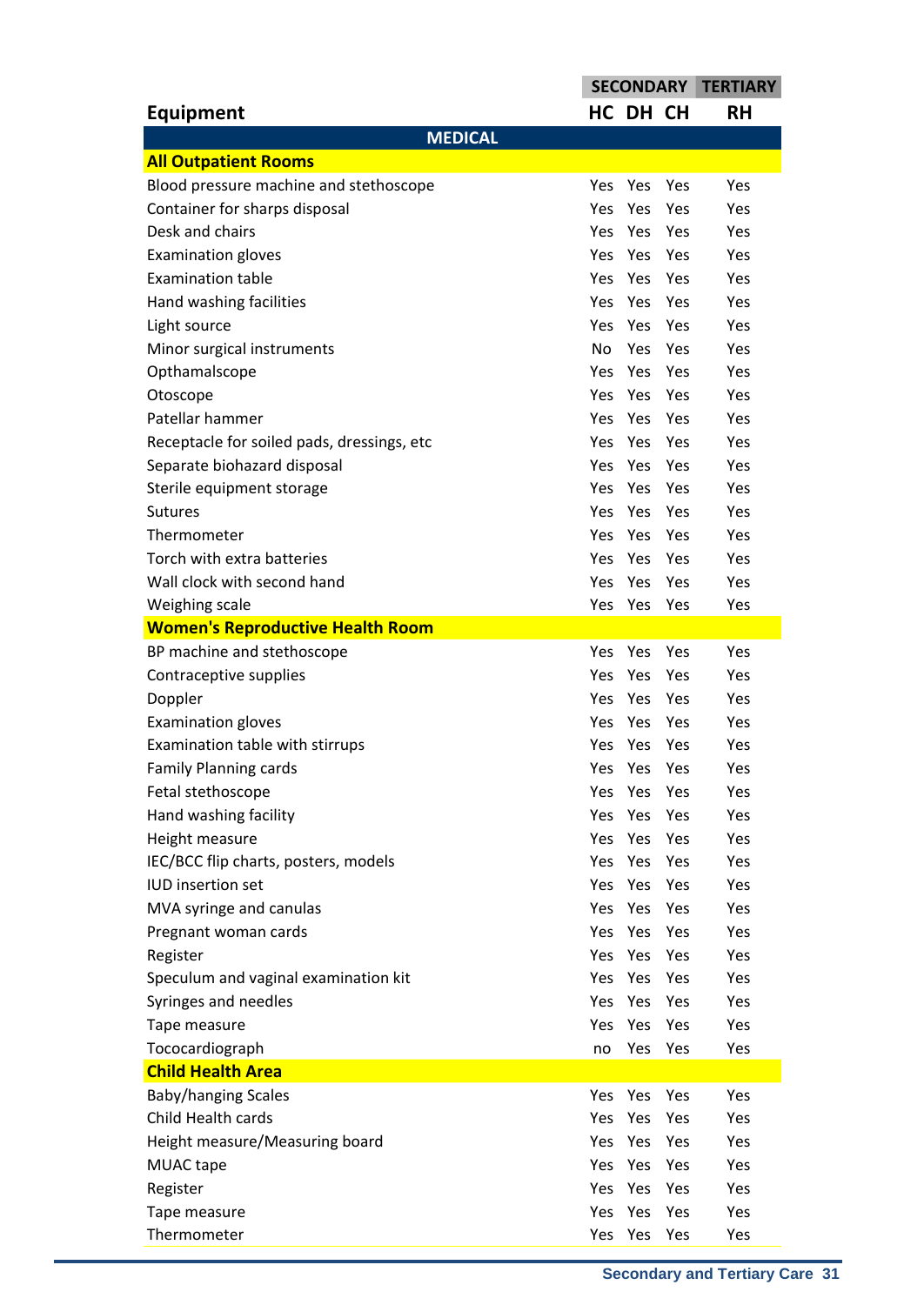| Equipment | SECONDARY | | | TERTIARY |
|---|---|---|---|---|
| | HC | DH | CH | RH |
| **MEDICAL** | | | | |
| **All Outpatient Rooms** | | | | |
| Blood pressure machine and stethoscope | Yes | Yes | Yes | Yes |
| Container for sharps disposal | Yes | Yes | Yes | Yes |
| Desk and chairs | Yes | Yes | Yes | Yes |
| Examination gloves | Yes | Yes | Yes | Yes |
| Examination table | Yes | Yes | Yes | Yes |
| Hand washing facilities | Yes | Yes | Yes | Yes |
| Light source | Yes | Yes | Yes | Yes |
| Minor surgical instruments | No | Yes | Yes | Yes |
| Opthamalscope | Yes | Yes | Yes | Yes |
| Otoscope | Yes | Yes | Yes | Yes |
| Patellar hammer | Yes | Yes | Yes | Yes |
| Receptacle for soiled pads, dressings, etc | Yes | Yes | Yes | Yes |
| Separate biohazard disposal | Yes | Yes | Yes | Yes |
| Sterile equipment storage | Yes | Yes | Yes | Yes |
| Sutures | Yes | Yes | Yes | Yes |
| Thermometer | Yes | Yes | Yes | Yes |
| Torch with extra batteries | Yes | Yes | Yes | Yes |
| Wall clock with second hand | Yes | Yes | Yes | Yes |
| Weighing scale | Yes | Yes | Yes | Yes |
| **Women's Reproductive Health Room** | | | | |
| BP machine and stethoscope | Yes | Yes | Yes | Yes |
| Contraceptive supplies | Yes | Yes | Yes | Yes |
| Doppler | Yes | Yes | Yes | Yes |
| Examination gloves | Yes | Yes | Yes | Yes |
| Examination table with stirrups | Yes | Yes | Yes | Yes |
| Family Planning cards | Yes | Yes | Yes | Yes |
| Fetal stethoscope | Yes | Yes | Yes | Yes |
| Hand washing facility | Yes | Yes | Yes | Yes |
| Height measure | Yes | Yes | Yes | Yes |
| IEC/BCC flip charts, posters, models | Yes | Yes | Yes | Yes |
| IUD insertion set | Yes | Yes | Yes | Yes |
| MVA syringe and canulas | Yes | Yes | Yes | Yes |
| Pregnant woman cards | Yes | Yes | Yes | Yes |
| Register | Yes | Yes | Yes | Yes |
| Speculum and vaginal examination kit | Yes | Yes | Yes | Yes |
| Syringes and needles | Yes | Yes | Yes | Yes |
| Tape measure | Yes | Yes | Yes | Yes |
| Tococardiograph | no | Yes | Yes | Yes |
| **Child Health Area** | | | | |
| Baby/hanging Scales | Yes | Yes | Yes | Yes |
| Child Health cards | Yes | Yes | Yes | Yes |
| Height measure/Measuring board | Yes | Yes | Yes | Yes |
| MUAC tape | Yes | Yes | Yes | Yes |
| Register | Yes | Yes | Yes | Yes |
| Tape measure | Yes | Yes | Yes | Yes |
| Thermometer | Yes | Yes | Yes | Yes |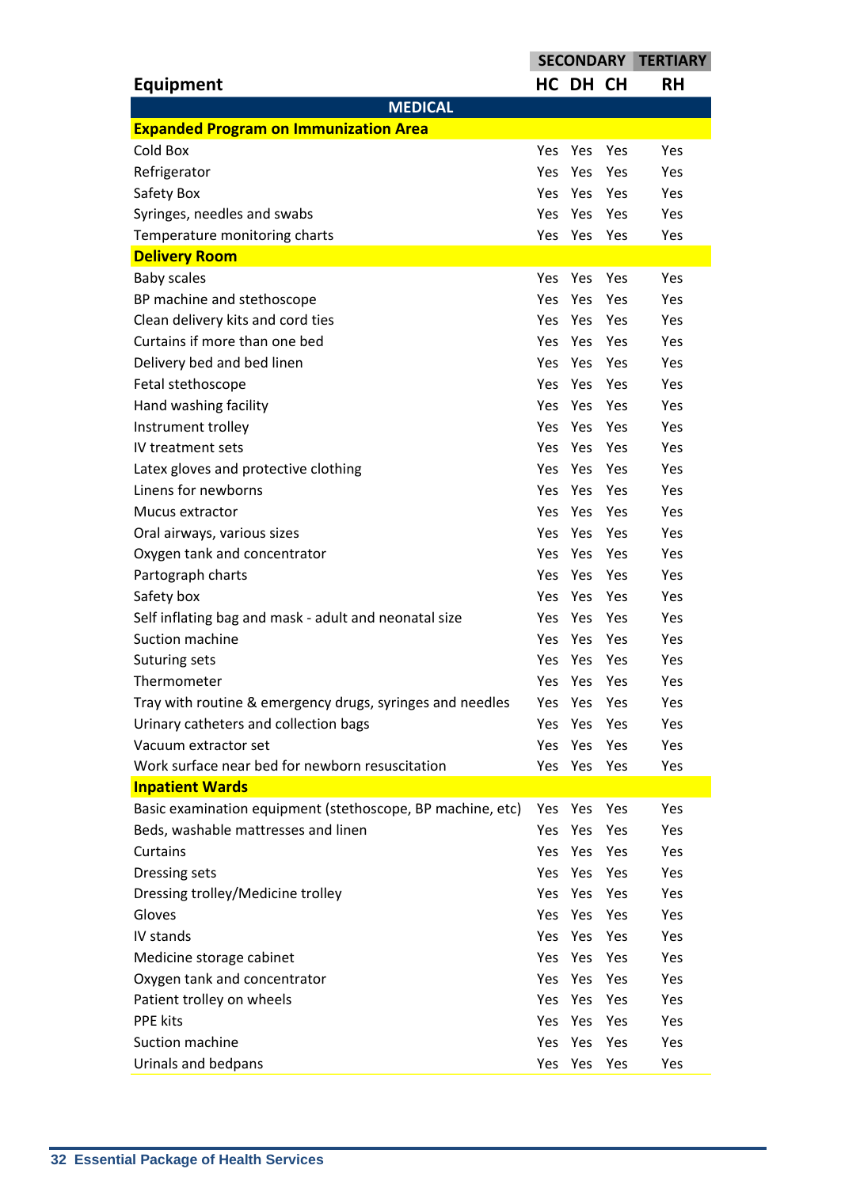| Equipment | SECONDARY HC | SECONDARY DH | SECONDARY CH | TERTIARY RH |
|---|---|---|---|---|
| **MEDICAL** | | | | |
| **Expanded Program on Immunization Area** | | | | |
| Cold Box | Yes | Yes | Yes | Yes |
| Refrigerator | Yes | Yes | Yes | Yes |
| Safety Box | Yes | Yes | Yes | Yes |
| Syringes, needles and swabs | Yes | Yes | Yes | Yes |
| Temperature monitoring charts | Yes | Yes | Yes | Yes |
| **Delivery Room** | | | | |
| Baby scales | Yes | Yes | Yes | Yes |
| BP machine and stethoscope | Yes | Yes | Yes | Yes |
| Clean delivery kits and cord ties | Yes | Yes | Yes | Yes |
| Curtains if more than one bed | Yes | Yes | Yes | Yes |
| Delivery bed and bed linen | Yes | Yes | Yes | Yes |
| Fetal stethoscope | Yes | Yes | Yes | Yes |
| Hand washing facility | Yes | Yes | Yes | Yes |
| Instrument trolley | Yes | Yes | Yes | Yes |
| IV treatment sets | Yes | Yes | Yes | Yes |
| Latex gloves and protective clothing | Yes | Yes | Yes | Yes |
| Linens for newborns | Yes | Yes | Yes | Yes |
| Mucus extractor | Yes | Yes | Yes | Yes |
| Oral airways, various sizes | Yes | Yes | Yes | Yes |
| Oxygen tank and concentrator | Yes | Yes | Yes | Yes |
| Partograph charts | Yes | Yes | Yes | Yes |
| Safety box | Yes | Yes | Yes | Yes |
| Self inflating bag and mask - adult and neonatal size | Yes | Yes | Yes | Yes |
| Suction machine | Yes | Yes | Yes | Yes |
| Suturing sets | Yes | Yes | Yes | Yes |
| Thermometer | Yes | Yes | Yes | Yes |
| Tray with routine & emergency drugs, syringes and needles | Yes | Yes | Yes | Yes |
| Urinary catheters and collection bags | Yes | Yes | Yes | Yes |
| Vacuum extractor set | Yes | Yes | Yes | Yes |
| Work surface near bed for newborn resuscitation | Yes | Yes | Yes | Yes |
| **Inpatient Wards** | | | | |
| Basic examination equipment (stethoscope, BP machine, etc) | Yes | Yes | Yes | Yes |
| Beds, washable mattresses and linen | Yes | Yes | Yes | Yes |
| Curtains | Yes | Yes | Yes | Yes |
| Dressing sets | Yes | Yes | Yes | Yes |
| Dressing trolley/Medicine trolley | Yes | Yes | Yes | Yes |
| Gloves | Yes | Yes | Yes | Yes |
| IV stands | Yes | Yes | Yes | Yes |
| Medicine storage cabinet | Yes | Yes | Yes | Yes |
| Oxygen tank and concentrator | Yes | Yes | Yes | Yes |
| Patient trolley on wheels | Yes | Yes | Yes | Yes |
| PPE kits | Yes | Yes | Yes | Yes |
| Suction machine | Yes | Yes | Yes | Yes |
| Urinals and bedpans | Yes | Yes | Yes | Yes |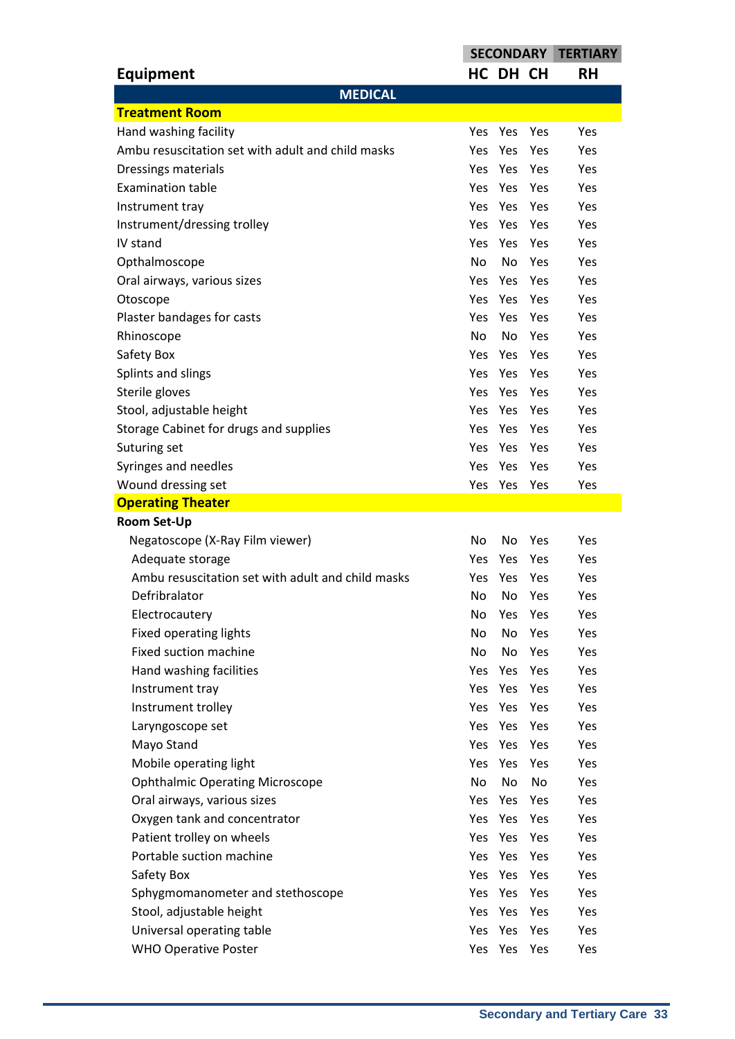| Equipment | SECONDARY | | | TERTIARY |
|---|---|---|---|---|
| | HC | DH | CH | RH |
| **MEDICAL** | | | | |
| **Treatment Room** | | | | |
| Hand washing facility | Yes | Yes | Yes | Yes |
| Ambu resuscitation set with adult and child masks | Yes | Yes | Yes | Yes |
| Dressings materials | Yes | Yes | Yes | Yes |
| Examination table | Yes | Yes | Yes | Yes |
| Instrument tray | Yes | Yes | Yes | Yes |
| Instrument/dressing trolley | Yes | Yes | Yes | Yes |
| IV stand | Yes | Yes | Yes | Yes |
| Opthalmoscope | No | No | Yes | Yes |
| Oral airways, various sizes | Yes | Yes | Yes | Yes |
| Otoscope | Yes | Yes | Yes | Yes |
| Plaster bandages for casts | Yes | Yes | Yes | Yes |
| Rhinoscope | No | No | Yes | Yes |
| Safety Box | Yes | Yes | Yes | Yes |
| Splints and slings | Yes | Yes | Yes | Yes |
| Sterile gloves | Yes | Yes | Yes | Yes |
| Stool, adjustable height | Yes | Yes | Yes | Yes |
| Storage Cabinet for drugs and supplies | Yes | Yes | Yes | Yes |
| Suturing set | Yes | Yes | Yes | Yes |
| Syringes and needles | Yes | Yes | Yes | Yes |
| Wound dressing set | Yes | Yes | Yes | Yes |
| **Operating Theater** | | | | |
| **Room Set-Up** | | | | |
| Negatoscope (X-Ray Film viewer) | No | No | Yes | Yes |
| Adequate storage | Yes | Yes | Yes | Yes |
| Ambu resuscitation set with adult and child masks | Yes | Yes | Yes | Yes |
| Defribralator | No | No | Yes | Yes |
| Electrocautery | No | Yes | Yes | Yes |
| Fixed operating lights | No | No | Yes | Yes |
| Fixed suction machine | No | No | Yes | Yes |
| Hand washing facilities | Yes | Yes | Yes | Yes |
| Instrument tray | Yes | Yes | Yes | Yes |
| Instrument trolley | Yes | Yes | Yes | Yes |
| Laryngoscope set | Yes | Yes | Yes | Yes |
| Mayo Stand | Yes | Yes | Yes | Yes |
| Mobile operating light | Yes | Yes | Yes | Yes |
| Ophthalmic Operating Microscope | No | No | No | Yes |
| Oral airways, various sizes | Yes | Yes | Yes | Yes |
| Oxygen tank and concentrator | Yes | Yes | Yes | Yes |
| Patient trolley on wheels | Yes | Yes | Yes | Yes |
| Portable suction machine | Yes | Yes | Yes | Yes |
| Safety Box | Yes | Yes | Yes | Yes |
| Sphygmomanometer and stethoscope | Yes | Yes | Yes | Yes |
| Stool, adjustable height | Yes | Yes | Yes | Yes |
| Universal operating table | Yes | Yes | Yes | Yes |
| WHO Operative Poster | Yes | Yes | Yes | Yes |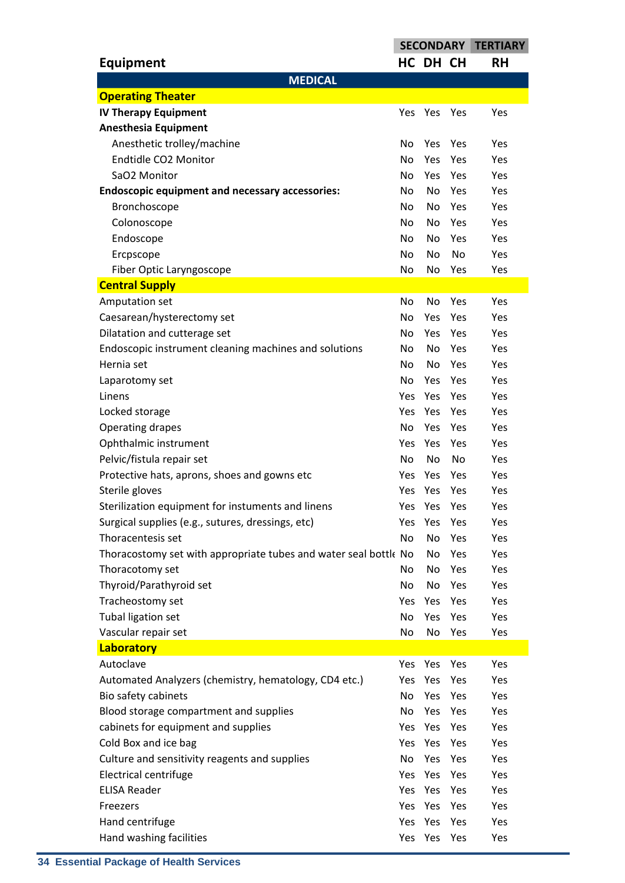| Equipment | SECONDARY | | | TERTIARY |
|---|---|---|---|---|
| | HC | DH | CH | RH |
| **MEDICAL** | | | | |
| **Operating Theater** | | | | |
| **IV Therapy Equipment** | Yes | Yes | Yes | Yes |
| **Anesthesia Equipment** | | | | |
| Anesthetic trolley/machine | No | Yes | Yes | Yes |
| Endtidle CO2 Monitor | No | Yes | Yes | Yes |
| SaO2 Monitor | No | Yes | Yes | Yes |
| **Endoscopic equipment and necessary accessories:** | No | No | Yes | Yes |
| Bronchoscope | No | No | Yes | Yes |
| Colonoscope | No | No | Yes | Yes |
| Endoscope | No | No | Yes | Yes |
| Ercpscope | No | No | No | Yes |
| Fiber Optic Laryngoscope | No | No | Yes | Yes |
| **Central Supply** | | | | |
| Amputation set | No | No | Yes | Yes |
| Caesarean/hysterectomy set | No | Yes | Yes | Yes |
| Dilatation and cutterage set | No | Yes | Yes | Yes |
| Endoscopic instrument cleaning machines and solutions | No | No | Yes | Yes |
| Hernia set | No | No | Yes | Yes |
| Laparotomy set | No | Yes | Yes | Yes |
| Linens | Yes | Yes | Yes | Yes |
| Locked storage | Yes | Yes | Yes | Yes |
| Operating drapes | No | Yes | Yes | Yes |
| Ophthalmic instrument | Yes | Yes | Yes | Yes |
| Pelvic/fistula repair set | No | No | No | Yes |
| Protective hats, aprons, shoes and gowns etc | Yes | Yes | Yes | Yes |
| Sterile gloves | Yes | Yes | Yes | Yes |
| Sterilization equipment for instuments and linens | Yes | Yes | Yes | Yes |
| Surgical supplies (e.g., sutures, dressings, etc) | Yes | Yes | Yes | Yes |
| Thoracentesis set | No | No | Yes | Yes |
| Thoracostomy set with appropriate tubes and water seal bottle | No | No | Yes | Yes |
| Thoracotomy set | No | No | Yes | Yes |
| Thyroid/Parathyroid set | No | No | Yes | Yes |
| Tracheostomy set | Yes | Yes | Yes | Yes |
| Tubal ligation set | No | Yes | Yes | Yes |
| Vascular repair set | No | No | Yes | Yes |
| **Laboratory** | | | | |
| Autoclave | Yes | Yes | Yes | Yes |
| Automated Analyzers (chemistry, hematology, CD4 etc.) | Yes | Yes | Yes | Yes |
| Bio safety cabinets | No | Yes | Yes | Yes |
| Blood storage compartment and supplies | No | Yes | Yes | Yes |
| cabinets for equipment and supplies | Yes | Yes | Yes | Yes |
| Cold Box and ice bag | Yes | Yes | Yes | Yes |
| Culture and sensitivity reagents and supplies | No | Yes | Yes | Yes |
| Electrical centrifuge | Yes | Yes | Yes | Yes |
| ELISA Reader | Yes | Yes | Yes | Yes |
| Freezers | Yes | Yes | Yes | Yes |
| Hand centrifuge | Yes | Yes | Yes | Yes |
| Hand washing facilities | Yes | Yes | Yes | Yes |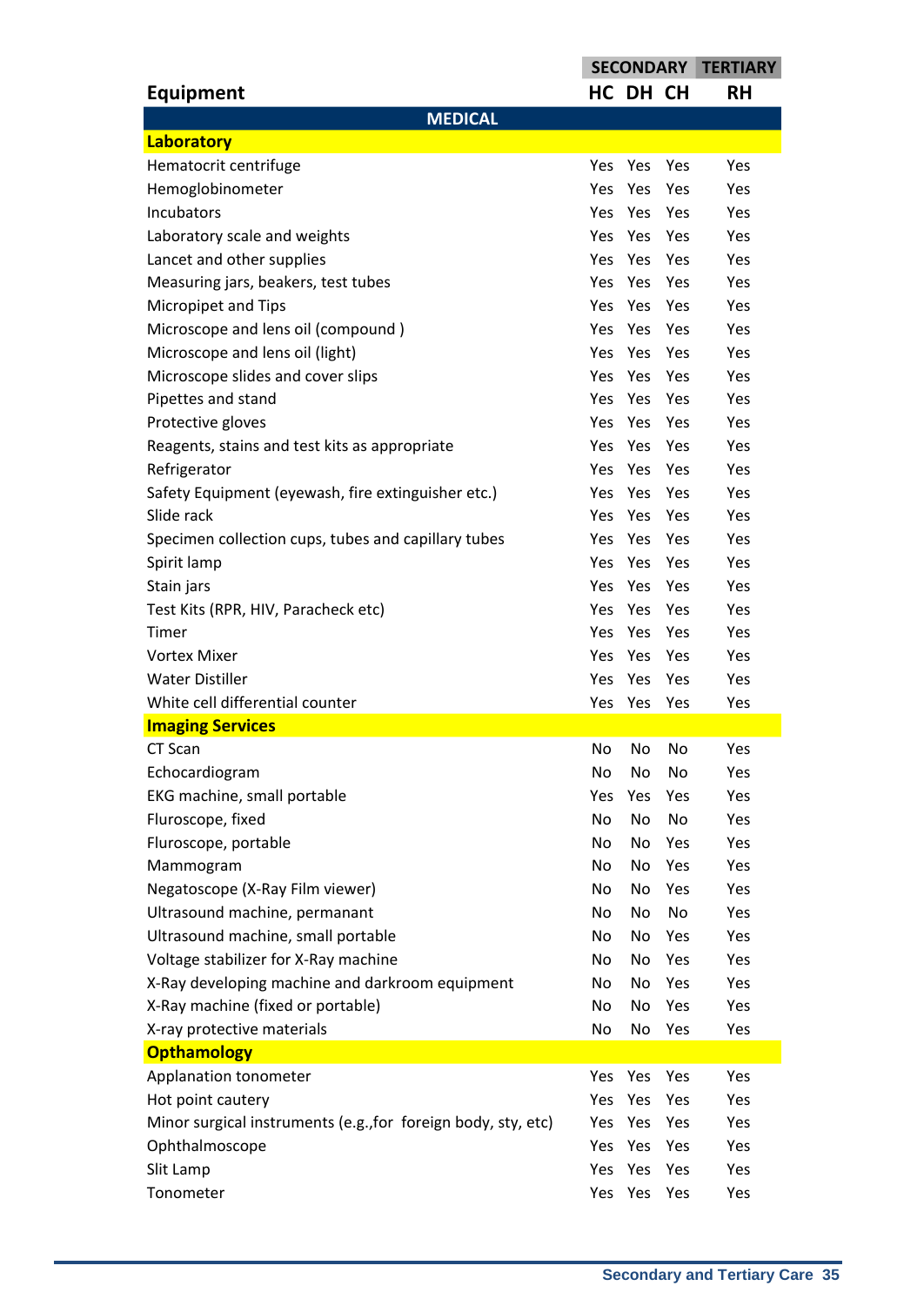| Equipment | SECONDARY | | | TERTIARY |
|---|---|---|---|---|
| | HC | DH | CH | RH |
| **MEDICAL** | | | | |
| **Laboratory** | | | | |
| Hematocrit centrifuge | Yes | Yes | Yes | Yes |
| Hemoglobinometer | Yes | Yes | Yes | Yes |
| Incubators | Yes | Yes | Yes | Yes |
| Laboratory scale and weights | Yes | Yes | Yes | Yes |
| Lancet and other supplies | Yes | Yes | Yes | Yes |
| Measuring jars, beakers, test tubes | Yes | Yes | Yes | Yes |
| Micropipet and Tips | Yes | Yes | Yes | Yes |
| Microscope and lens oil (compound ) | Yes | Yes | Yes | Yes |
| Microscope and lens oil (light) | Yes | Yes | Yes | Yes |
| Microscope slides and cover slips | Yes | Yes | Yes | Yes |
| Pipettes and stand | Yes | Yes | Yes | Yes |
| Protective gloves | Yes | Yes | Yes | Yes |
| Reagents, stains and test kits as appropriate | Yes | Yes | Yes | Yes |
| Refrigerator | Yes | Yes | Yes | Yes |
| Safety Equipment (eyewash, fire extinguisher etc.) | Yes | Yes | Yes | Yes |
| Slide rack | Yes | Yes | Yes | Yes |
| Specimen collection cups, tubes and capillary tubes | Yes | Yes | Yes | Yes |
| Spirit lamp | Yes | Yes | Yes | Yes |
| Stain jars | Yes | Yes | Yes | Yes |
| Test Kits (RPR, HIV, Paracheck etc) | Yes | Yes | Yes | Yes |
| Timer | Yes | Yes | Yes | Yes |
| Vortex Mixer | Yes | Yes | Yes | Yes |
| Water Distiller | Yes | Yes | Yes | Yes |
| White cell differential counter | Yes | Yes | Yes | Yes |
| **Imaging Services** | | | | |
| CT Scan | No | No | No | Yes |
| Echocardiogram | No | No | No | Yes |
| EKG machine, small portable | Yes | Yes | Yes | Yes |
| Fluroscope, fixed | No | No | No | Yes |
| Fluroscope, portable | No | No | Yes | Yes |
| Mammogram | No | No | Yes | Yes |
| Negatoscope (X-Ray Film viewer) | No | No | Yes | Yes |
| Ultrasound machine, permanant | No | No | No | Yes |
| Ultrasound machine, small portable | No | No | Yes | Yes |
| Voltage stabilizer for X-Ray machine | No | No | Yes | Yes |
| X-Ray developing machine and darkroom equipment | No | No | Yes | Yes |
| X-Ray machine (fixed or portable) | No | No | Yes | Yes |
| X-ray protective materials | No | No | Yes | Yes |
| **Opthamology** | | | | |
| Applanation tonometer | Yes | Yes | Yes | Yes |
| Hot point cautery | Yes | Yes | Yes | Yes |
| Minor surgical instruments (e.g.,for foreign body, sty, etc) | Yes | Yes | Yes | Yes |
| Ophthalmoscope | Yes | Yes | Yes | Yes |
| Slit Lamp | Yes | Yes | Yes | Yes |
| Tonometer | Yes | Yes | Yes | Yes |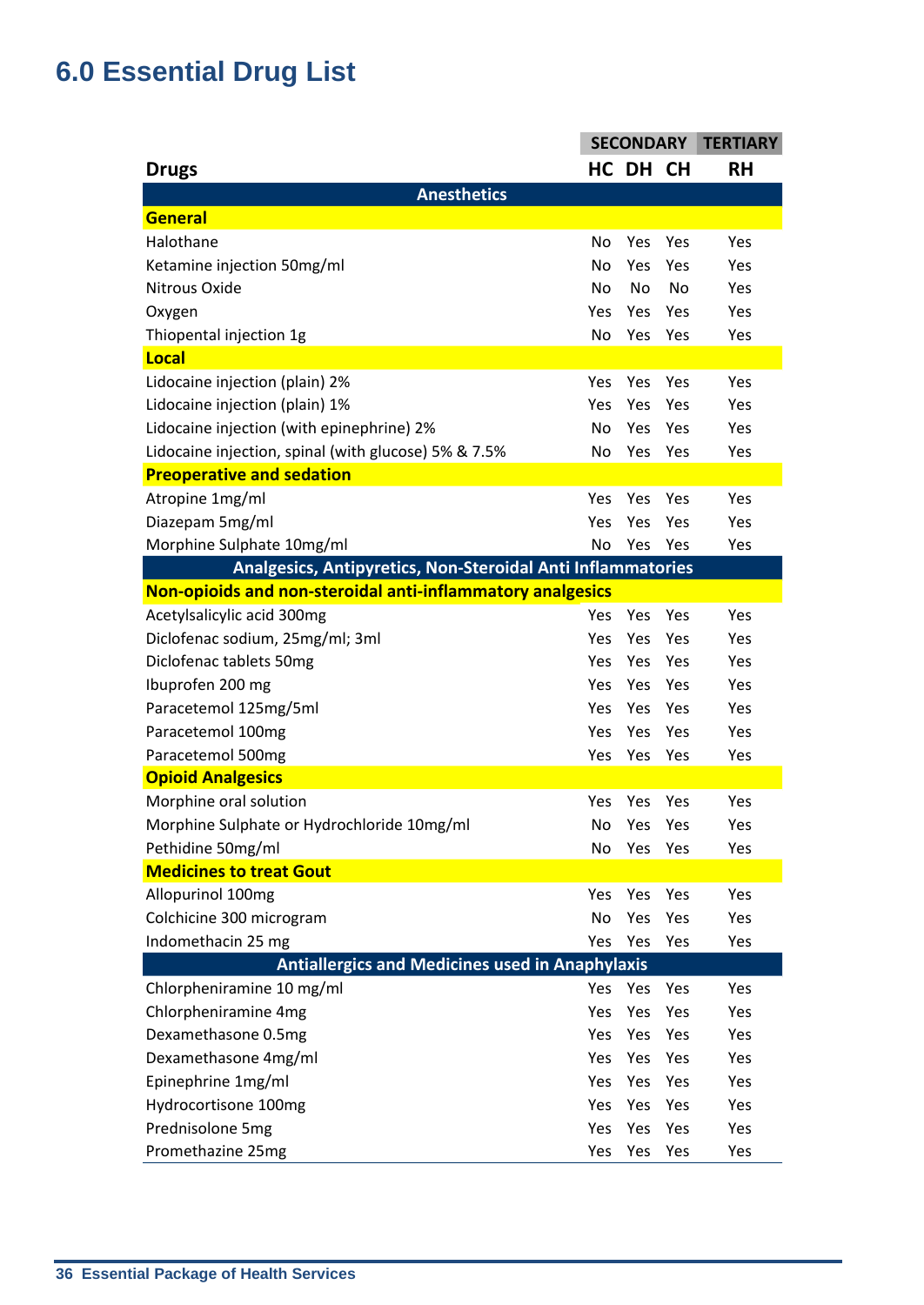# 6.0 Essential Drug List

| Drugs | SECONDARY | | | TERTIARY |
|---|---|---|---|---|
| | HC | DH | CH | RH |
| **Anesthetics** | | | | |
| **General** | | | | |
| Halothane | No | Yes | Yes | Yes |
| Ketamine injection 50mg/ml | No | Yes | Yes | Yes |
| Nitrous Oxide | No | No | No | Yes |
| Oxygen | Yes | Yes | Yes | Yes |
| Thiopental injection 1g | No | Yes | Yes | Yes |
| **Local** | | | | |
| Lidocaine injection (plain) 2% | Yes | Yes | Yes | Yes |
| Lidocaine injection (plain) 1% | Yes | Yes | Yes | Yes |
| Lidocaine injection (with epinephrine) 2% | No | Yes | Yes | Yes |
| Lidocaine injection, spinal (with glucose) 5% & 7.5% | No | Yes | Yes | Yes |
| **Preoperative and sedation** | | | | |
| Atropine 1mg/ml | Yes | Yes | Yes | Yes |
| Diazepam 5mg/ml | Yes | Yes | Yes | Yes |
| Morphine Sulphate 10mg/ml | No | Yes | Yes | Yes |
| **Analgesics, Antipyretics, Non-Steroidal Anti Inflammatories** | | | | |
| **Non-opioids and non-steroidal anti-inflammatory analgesics** | | | | |
| Acetylsalicylic acid 300mg | Yes | Yes | Yes | Yes |
| Diclofenac sodium, 25mg/ml; 3ml | Yes | Yes | Yes | Yes |
| Diclofenac tablets 50mg | Yes | Yes | Yes | Yes |
| Ibuprofen 200 mg | Yes | Yes | Yes | Yes |
| Paracetemol 125mg/5ml | Yes | Yes | Yes | Yes |
| Paracetemol 100mg | Yes | Yes | Yes | Yes |
| Paracetemol 500mg | Yes | Yes | Yes | Yes |
| **Opioid Analgesics** | | | | |
| Morphine oral solution | Yes | Yes | Yes | Yes |
| Morphine Sulphate or Hydrochloride 10mg/ml | No | Yes | Yes | Yes |
| Pethidine 50mg/ml | No | Yes | Yes | Yes |
| **Medicines to treat Gout** | | | | |
| Allopurinol 100mg | Yes | Yes | Yes | Yes |
| Colchicine 300 microgram | No | Yes | Yes | Yes |
| Indomethacin 25 mg | Yes | Yes | Yes | Yes |
| **Antiallergics and Medicines used in Anaphylaxis** | | | | |
| Chlorpheniramine 10 mg/ml | Yes | Yes | Yes | Yes |
| Chlorpheniramine 4mg | Yes | Yes | Yes | Yes |
| Dexamethasone 0.5mg | Yes | Yes | Yes | Yes |
| Dexamethasone 4mg/ml | Yes | Yes | Yes | Yes |
| Epinephrine 1mg/ml | Yes | Yes | Yes | Yes |
| Hydrocortisone 100mg | Yes | Yes | Yes | Yes |
| Prednisolone 5mg | Yes | Yes | Yes | Yes |
| Promethazine 25mg | Yes | Yes | Yes | Yes |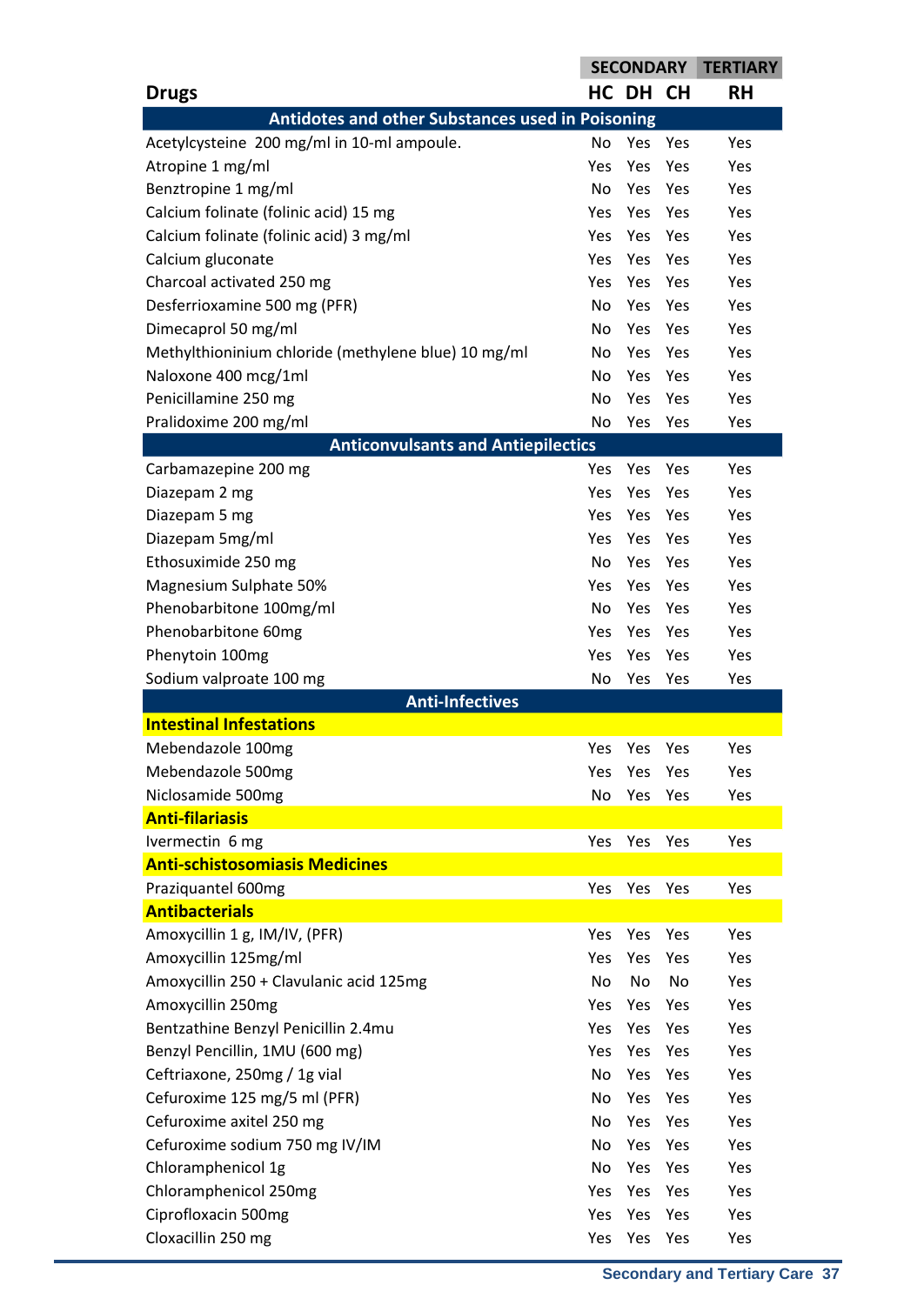| | SECONDARY | | | TERTIARY |
|---|---|---|---|---|
| **Drugs** | **HC** | **DH** | **CH** | **RH** |
| **Antidotes and other Substances used in Poisoning** | | | | |
| Acetylcysteine 200 mg/ml in 10-ml ampoule. | No | Yes | Yes | Yes |
| Atropine 1 mg/ml | Yes | Yes | Yes | Yes |
| Benztropine 1 mg/ml | No | Yes | Yes | Yes |
| Calcium folinate (folinic acid) 15 mg | Yes | Yes | Yes | Yes |
| Calcium folinate (folinic acid) 3 mg/ml | Yes | Yes | Yes | Yes |
| Calcium gluconate | Yes | Yes | Yes | Yes |
| Charcoal activated 250 mg | Yes | Yes | Yes | Yes |
| Desferrioxamine 500 mg (PFR) | No | Yes | Yes | Yes |
| Dimecaprol 50 mg/ml | No | Yes | Yes | Yes |
| Methylthioninium chloride (methylene blue) 10 mg/ml | No | Yes | Yes | Yes |
| Naloxone 400 mcg/1ml | No | Yes | Yes | Yes |
| Penicillamine 250 mg | No | Yes | Yes | Yes |
| Pralidoxime 200 mg/ml | No | Yes | Yes | Yes |
| **Anticonvulsants and Antiepilectics** | | | | |
| Carbamazepine 200 mg | Yes | Yes | Yes | Yes |
| Diazepam 2 mg | Yes | Yes | Yes | Yes |
| Diazepam 5 mg | Yes | Yes | Yes | Yes |
| Diazepam 5mg/ml | Yes | Yes | Yes | Yes |
| Ethosuximide 250 mg | No | Yes | Yes | Yes |
| Magnesium Sulphate 50% | Yes | Yes | Yes | Yes |
| Phenobarbitone 100mg/ml | No | Yes | Yes | Yes |
| Phenobarbitone 60mg | Yes | Yes | Yes | Yes |
| Phenytoin 100mg | Yes | Yes | Yes | Yes |
| Sodium valproate 100 mg | No | Yes | Yes | Yes |
| **Anti-Infectives** | | | | |
| **Intestinal Infestations** | | | | |
| Mebendazole 100mg | Yes | Yes | Yes | Yes |
| Mebendazole 500mg | Yes | Yes | Yes | Yes |
| Niclosamide 500mg | No | Yes | Yes | Yes |
| **Anti-filariasis** | | | | |
| Ivermectin 6 mg | Yes | Yes | Yes | Yes |
| **Anti-schistosomiasis Medicines** | | | | |
| Praziquantel 600mg | Yes | Yes | Yes | Yes |
| **Antibacterials** | | | | |
| Amoxycillin 1 g, IM/IV, (PFR) | Yes | Yes | Yes | Yes |
| Amoxycillin 125mg/ml | Yes | Yes | Yes | Yes |
| Amoxycillin 250 + Clavulanic acid 125mg | No | No | No | Yes |
| Amoxycillin 250mg | Yes | Yes | Yes | Yes |
| Bentzathine Benzyl Penicillin 2.4mu | Yes | Yes | Yes | Yes |
| Benzyl Pencillin, 1MU (600 mg) | Yes | Yes | Yes | Yes |
| Ceftriaxone, 250mg / 1g vial | No | Yes | Yes | Yes |
| Cefuroxime 125 mg/5 ml (PFR) | No | Yes | Yes | Yes |
| Cefuroxime axitel 250 mg | No | Yes | Yes | Yes |
| Cefuroxime sodium 750 mg IV/IM | No | Yes | Yes | Yes |
| Chloramphenicol 1g | No | Yes | Yes | Yes |
| Chloramphenicol 250mg | Yes | Yes | Yes | Yes |
| Ciprofloxacin 500mg | Yes | Yes | Yes | Yes |
| Cloxacillin 250 mg | Yes | Yes | Yes | Yes |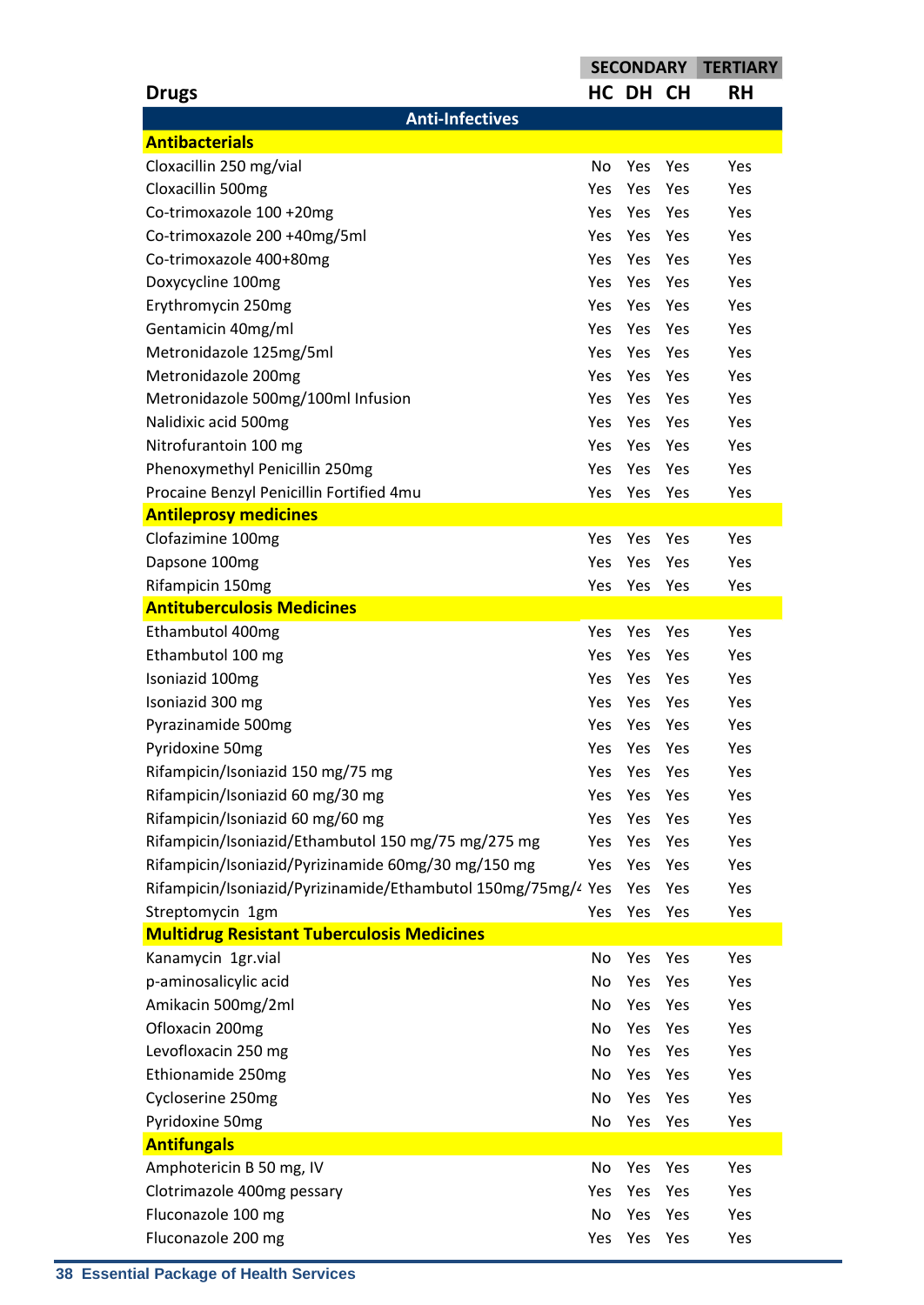| Drugs | SECONDARY HC | SECONDARY DH | SECONDARY CH | TERTIARY RH |
|---|---|---|---|---|
| **Anti-Infectives** | | | | |
| **Antibacterials** | | | | |
| Cloxacillin 250 mg/vial | No | Yes | Yes | Yes |
| Cloxacillin 500mg | Yes | Yes | Yes | Yes |
| Co-trimoxazole 100 +20mg | Yes | Yes | Yes | Yes |
| Co-trimoxazole 200 +40mg/5ml | Yes | Yes | Yes | Yes |
| Co-trimoxazole 400+80mg | Yes | Yes | Yes | Yes |
| Doxycycline 100mg | Yes | Yes | Yes | Yes |
| Erythromycin 250mg | Yes | Yes | Yes | Yes |
| Gentamicin 40mg/ml | Yes | Yes | Yes | Yes |
| Metronidazole 125mg/5ml | Yes | Yes | Yes | Yes |
| Metronidazole 200mg | Yes | Yes | Yes | Yes |
| Metronidazole 500mg/100ml Infusion | Yes | Yes | Yes | Yes |
| Nalidixic acid 500mg | Yes | Yes | Yes | Yes |
| Nitrofurantoin 100 mg | Yes | Yes | Yes | Yes |
| Phenoxymethyl Penicillin 250mg | Yes | Yes | Yes | Yes |
| Procaine Benzyl Penicillin Fortified 4mu | Yes | Yes | Yes | Yes |
| **Antileprosy medicines** | | | | |
| Clofazimine 100mg | Yes | Yes | Yes | Yes |
| Dapsone 100mg | Yes | Yes | Yes | Yes |
| Rifampicin 150mg | Yes | Yes | Yes | Yes |
| **Antituberculosis Medicines** | | | | |
| Ethambutol 400mg | Yes | Yes | Yes | Yes |
| Ethambutol 100 mg | Yes | Yes | Yes | Yes |
| Isoniazid 100mg | Yes | Yes | Yes | Yes |
| Isoniazid 300 mg | Yes | Yes | Yes | Yes |
| Pyrazinamide 500mg | Yes | Yes | Yes | Yes |
| Pyridoxine 50mg | Yes | Yes | Yes | Yes |
| Rifampicin/Isoniazid 150 mg/75 mg | Yes | Yes | Yes | Yes |
| Rifampicin/Isoniazid 60 mg/30 mg | Yes | Yes | Yes | Yes |
| Rifampicin/Isoniazid 60 mg/60 mg | Yes | Yes | Yes | Yes |
| Rifampicin/Isoniazid/Ethambutol 150 mg/75 mg/275 mg | Yes | Yes | Yes | Yes |
| Rifampicin/Isoniazid/Pyrizinamide 60mg/30 mg/150 mg | Yes | Yes | Yes | Yes |
| Rifampicin/Isoniazid/Pyrizinamide/Ethambutol 150mg/75mg/4 | Yes | Yes | Yes | Yes |
| Streptomycin 1gm | Yes | Yes | Yes | Yes |
| **Multidrug Resistant Tuberculosis Medicines** | | | | |
| Kanamycin 1gr.vial | No | Yes | Yes | Yes |
| p-aminosalicylic acid | No | Yes | Yes | Yes |
| Amikacin 500mg/2ml | No | Yes | Yes | Yes |
| Ofloxacin 200mg | No | Yes | Yes | Yes |
| Levofloxacin 250 mg | No | Yes | Yes | Yes |
| Ethionamide 250mg | No | Yes | Yes | Yes |
| Cycloserine 250mg | No | Yes | Yes | Yes |
| Pyridoxine 50mg | No | Yes | Yes | Yes |
| **Antifungals** | | | | |
| Amphotericin B 50 mg, IV | No | Yes | Yes | Yes |
| Clotrimazole 400mg pessary | Yes | Yes | Yes | Yes |
| Fluconazole 100 mg | No | Yes | Yes | Yes |
| Fluconazole 200 mg | Yes | Yes | Yes | Yes |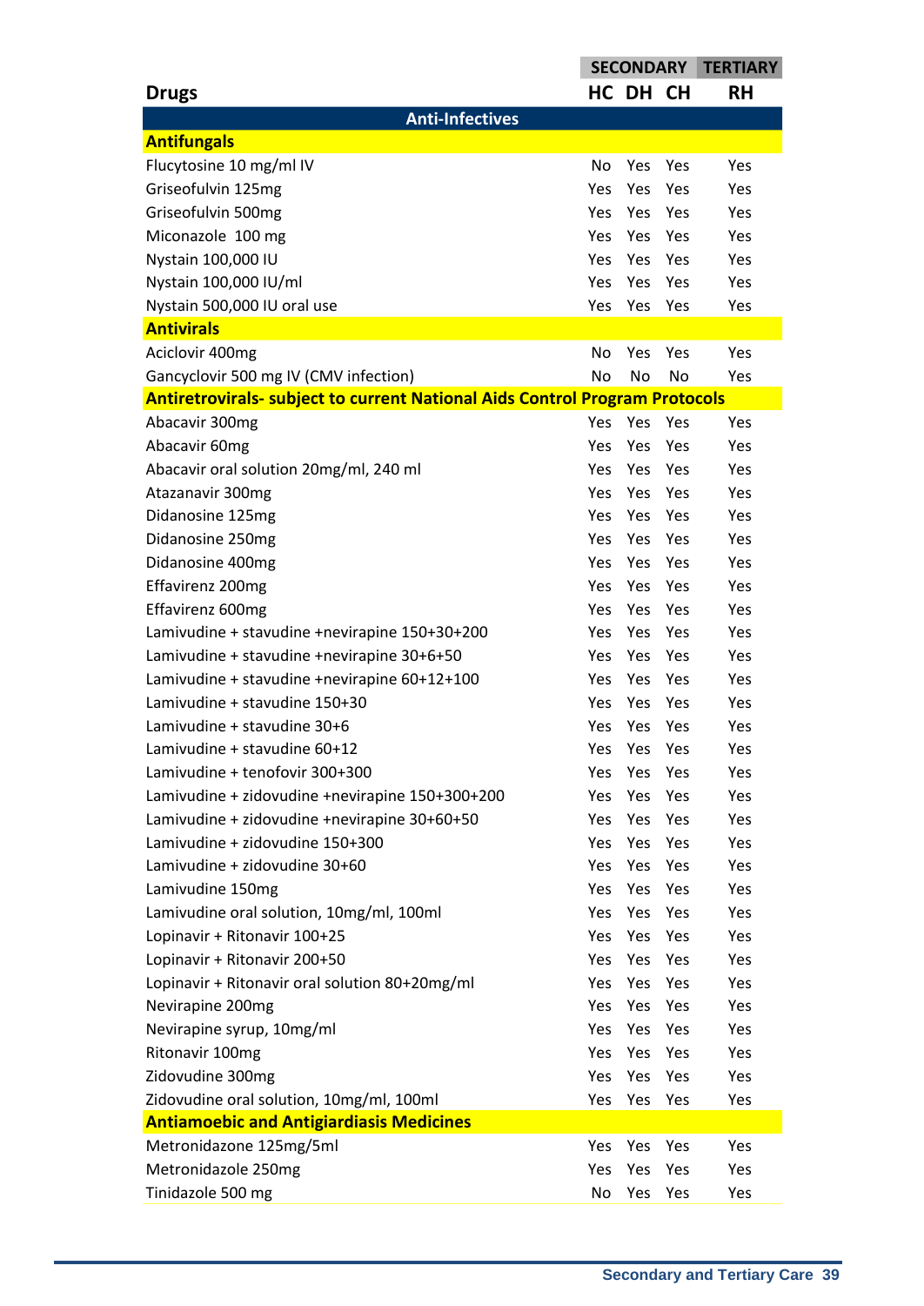| Drugs | SECONDARY | | | TERTIARY |
|---|---|---|---|---|
| | HC | DH | CH | RH |
| **Anti-Infectives** | | | | |
| **Antifungals** | | | | |
| Flucytosine 10 mg/ml IV | No | Yes | Yes | Yes |
| Griseofulvin 125mg | Yes | Yes | Yes | Yes |
| Griseofulvin 500mg | Yes | Yes | Yes | Yes |
| Miconazole 100 mg | Yes | Yes | Yes | Yes |
| Nystain 100,000 IU | Yes | Yes | Yes | Yes |
| Nystain 100,000 IU/ml | Yes | Yes | Yes | Yes |
| Nystain 500,000 IU oral use | Yes | Yes | Yes | Yes |
| **Antivirals** | | | | |
| Aciclovir 400mg | No | Yes | Yes | Yes |
| Gancyclovir 500 mg IV (CMV infection) | No | No | No | Yes |
| **Antiretrovirals- subject to current National Aids Control Program Protocols** | | | | |
| Abacavir 300mg | Yes | Yes | Yes | Yes |
| Abacavir 60mg | Yes | Yes | Yes | Yes |
| Abacavir oral solution 20mg/ml, 240 ml | Yes | Yes | Yes | Yes |
| Atazanavir 300mg | Yes | Yes | Yes | Yes |
| Didanosine 125mg | Yes | Yes | Yes | Yes |
| Didanosine 250mg | Yes | Yes | Yes | Yes |
| Didanosine 400mg | Yes | Yes | Yes | Yes |
| Effavirenz 200mg | Yes | Yes | Yes | Yes |
| Effavirenz 600mg | Yes | Yes | Yes | Yes |
| Lamivudine + stavudine +nevirapine 150+30+200 | Yes | Yes | Yes | Yes |
| Lamivudine + stavudine +nevirapine 30+6+50 | Yes | Yes | Yes | Yes |
| Lamivudine + stavudine +nevirapine 60+12+100 | Yes | Yes | Yes | Yes |
| Lamivudine + stavudine 150+30 | Yes | Yes | Yes | Yes |
| Lamivudine + stavudine 30+6 | Yes | Yes | Yes | Yes |
| Lamivudine + stavudine 60+12 | Yes | Yes | Yes | Yes |
| Lamivudine + tenofovir 300+300 | Yes | Yes | Yes | Yes |
| Lamivudine + zidovudine +nevirapine 150+300+200 | Yes | Yes | Yes | Yes |
| Lamivudine + zidovudine +nevirapine 30+60+50 | Yes | Yes | Yes | Yes |
| Lamivudine + zidovudine 150+300 | Yes | Yes | Yes | Yes |
| Lamivudine + zidovudine 30+60 | Yes | Yes | Yes | Yes |
| Lamivudine 150mg | Yes | Yes | Yes | Yes |
| Lamivudine oral solution, 10mg/ml, 100ml | Yes | Yes | Yes | Yes |
| Lopinavir + Ritonavir 100+25 | Yes | Yes | Yes | Yes |
| Lopinavir + Ritonavir 200+50 | Yes | Yes | Yes | Yes |
| Lopinavir + Ritonavir oral solution 80+20mg/ml | Yes | Yes | Yes | Yes |
| Nevirapine 200mg | Yes | Yes | Yes | Yes |
| Nevirapine syrup, 10mg/ml | Yes | Yes | Yes | Yes |
| Ritonavir 100mg | Yes | Yes | Yes | Yes |
| Zidovudine 300mg | Yes | Yes | Yes | Yes |
| Zidovudine oral solution, 10mg/ml, 100ml | Yes | Yes | Yes | Yes |
| **Antiamoebic and Antigiardiasis Medicines** | | | | |
| Metronidazone 125mg/5ml | Yes | Yes | Yes | Yes |
| Metronidazole 250mg | Yes | Yes | Yes | Yes |
| Tinidazole 500 mg | No | Yes | Yes | Yes |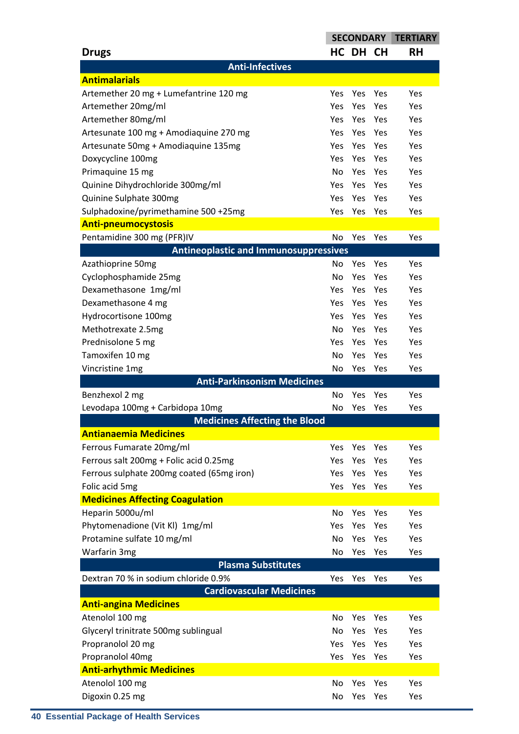| Drugs | SECONDARY | | | TERTIARY |
|---|---|---|---|---|
| | HC | DH | CH | RH |
| **Anti-Infectives** | | | | |
| **Antimalarials** | | | | |
| Artemether 20 mg + Lumefantrine 120 mg | Yes | Yes | Yes | Yes |
| Artemether 20mg/ml | Yes | Yes | Yes | Yes |
| Artemether 80mg/ml | Yes | Yes | Yes | Yes |
| Artesunate 100 mg + Amodiaquine 270 mg | Yes | Yes | Yes | Yes |
| Artesunate 50mg + Amodiaqune 135mg | Yes | Yes | Yes | Yes |
| Doxycycline 100mg | Yes | Yes | Yes | Yes |
| Primaquine 15 mg | No | Yes | Yes | Yes |
| Quinine Dihydrochloride 300mg/ml | Yes | Yes | Yes | Yes |
| Quinine Sulphate 300mg | Yes | Yes | Yes | Yes |
| Sulphadoxine/pyrimethamine 500 +25mg | Yes | Yes | Yes | Yes |
| **Anti-pneumocystosis** | | | | |
| Pentamidine 300 mg (PFR)IV | No | Yes | Yes | Yes |
| **Antineoplastic and Immunosuppressives** | | | | |
| Azathioprine 50mg | No | Yes | Yes | Yes |
| Cyclophosphamide 25mg | No | Yes | Yes | Yes |
| Dexamethasone 1mg/ml | Yes | Yes | Yes | Yes |
| Dexamethasone 4 mg | Yes | Yes | Yes | Yes |
| Hydrocortisone 100mg | Yes | Yes | Yes | Yes |
| Methotrexate 2.5mg | No | Yes | Yes | Yes |
| Prednisolone 5 mg | Yes | Yes | Yes | Yes |
| Tamoxifen 10 mg | No | Yes | Yes | Yes |
| Vincristine 1mg | No | Yes | Yes | Yes |
| **Anti-Parkinsonism Medicines** | | | | |
| Benzhexol 2 mg | No | Yes | Yes | Yes |
| Levodapa 100mg + Carbidopa 10mg | No | Yes | Yes | Yes |
| **Medicines Affecting the Blood** | | | | |
| **Antianaemia Medicines** | | | | |
| Ferrous Fumarate 20mg/ml | Yes | Yes | Yes | Yes |
| Ferrous salt 200mg + Folic acid 0.25mg | Yes | Yes | Yes | Yes |
| Ferrous sulphate 200mg coated (65mg iron) | Yes | Yes | Yes | Yes |
| Folic acid 5mg | Yes | Yes | Yes | Yes |
| **Medicines Affecting Coagulation** | | | | |
| Heparin 5000u/ml | No | Yes | Yes | Yes |
| Phytomenadione (Vit Kl) 1mg/ml | Yes | Yes | Yes | Yes |
| Protamine sulfate 10 mg/ml | No | Yes | Yes | Yes |
| Warfarin 3mg | No | Yes | Yes | Yes |
| **Plasma Substitutes** | | | | |
| Dextran 70 % in sodium chloride 0.9% | Yes | Yes | Yes | Yes |
| **Cardiovascular Medicines** | | | | |
| **Anti-angina Medicines** | | | | |
| Atenolol 100 mg | No | Yes | Yes | Yes |
| Glyceryl trinitrate 500mg sublingual | No | Yes | Yes | Yes |
| Propranolol 20 mg | Yes | Yes | Yes | Yes |
| Propranolol 40mg | Yes | Yes | Yes | Yes |
| **Anti-arhythmic Medicines** | | | | |
| Atenolol 100 mg | No | Yes | Yes | Yes |
| Digoxin 0.25 mg | No | Yes | Yes | Yes |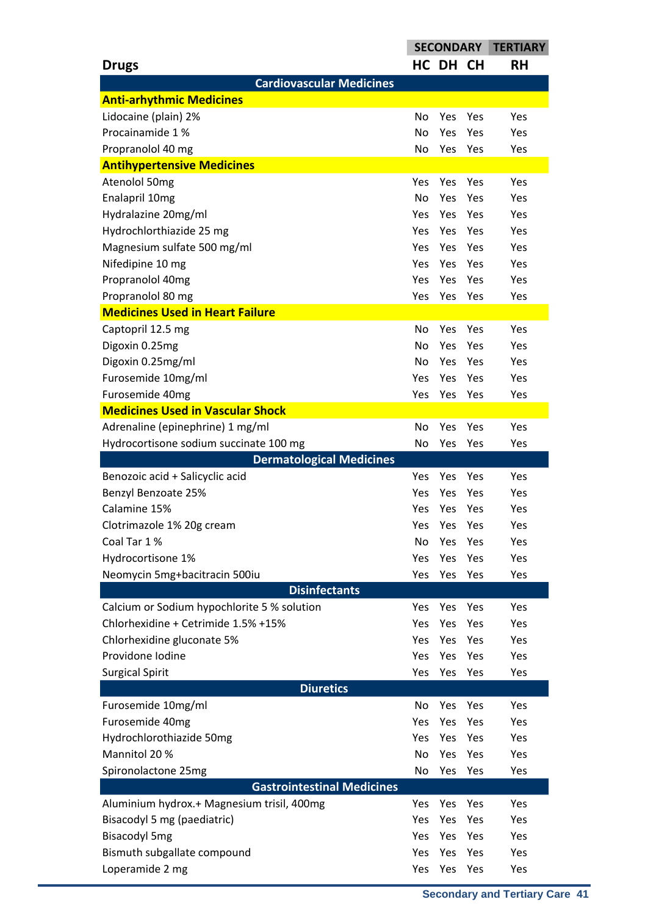| Drugs | SECONDARY HC | SECONDARY DH | SECONDARY CH | TERTIARY RH |
|---|---|---|---|---|
| **Cardiovascular Medicines** | | | | |
| **Anti-arhythmic Medicines** | | | | |
| Lidocaine (plain) 2% | No | Yes | Yes | Yes |
| Procainamide 1 % | No | Yes | Yes | Yes |
| Propranolol 40 mg | No | Yes | Yes | Yes |
| **Antihypertensive Medicines** | | | | |
| Atenolol 50mg | Yes | Yes | Yes | Yes |
| Enalapril 10mg | No | Yes | Yes | Yes |
| Hydralazine 20mg/ml | Yes | Yes | Yes | Yes |
| Hydrochlorthiazide 25 mg | Yes | Yes | Yes | Yes |
| Magnesium sulfate 500 mg/ml | Yes | Yes | Yes | Yes |
| Nifedipine 10 mg | Yes | Yes | Yes | Yes |
| Propranolol 40mg | Yes | Yes | Yes | Yes |
| Propranolol 80 mg | Yes | Yes | Yes | Yes |
| **Medicines Used in Heart Failure** | | | | |
| Captopril 12.5 mg | No | Yes | Yes | Yes |
| Digoxin 0.25mg | No | Yes | Yes | Yes |
| Digoxin 0.25mg/ml | No | Yes | Yes | Yes |
| Furosemide 10mg/ml | Yes | Yes | Yes | Yes |
| Furosemide 40mg | Yes | Yes | Yes | Yes |
| **Medicines Used in Vascular Shock** | | | | |
| Adrenaline (epinephrine) 1 mg/ml | No | Yes | Yes | Yes |
| Hydrocortisone sodium succinate 100 mg | No | Yes | Yes | Yes |
| **Dermatological Medicines** | | | | |
| Benozoic acid + Salicyclic acid | Yes | Yes | Yes | Yes |
| Benzyl Benzoate 25% | Yes | Yes | Yes | Yes |
| Calamine 15% | Yes | Yes | Yes | Yes |
| Clotrimazole 1% 20g cream | Yes | Yes | Yes | Yes |
| Coal Tar 1 % | No | Yes | Yes | Yes |
| Hydrocortisone 1% | Yes | Yes | Yes | Yes |
| Neomycin 5mg+bacitracin 500iu | Yes | Yes | Yes | Yes |
| **Disinfectants** | | | | |
| Calcium or Sodium hypochlorite 5 % solution | Yes | Yes | Yes | Yes |
| Chlorhexidine + Cetrimide 1.5% +15% | Yes | Yes | Yes | Yes |
| Chlorhexidine gluconate 5% | Yes | Yes | Yes | Yes |
| Providone Iodine | Yes | Yes | Yes | Yes |
| Surgical Spirit | Yes | Yes | Yes | Yes |
| **Diuretics** | | | | |
| Furosemide 10mg/ml | No | Yes | Yes | Yes |
| Furosemide 40mg | Yes | Yes | Yes | Yes |
| Hydrochlorothiazide 50mg | Yes | Yes | Yes | Yes |
| Mannitol 20 % | No | Yes | Yes | Yes |
| Spironolactone 25mg | No | Yes | Yes | Yes |
| **Gastrointestinal Medicines** | | | | |
| Aluminium hydrox.+ Magnesium trisil, 400mg | Yes | Yes | Yes | Yes |
| Bisacodyl 5 mg (paediatric) | Yes | Yes | Yes | Yes |
| Bisacodyl 5mg | Yes | Yes | Yes | Yes |
| Bismuth subgallate compound | Yes | Yes | Yes | Yes |
| Loperamide 2 mg | Yes | Yes | Yes | Yes |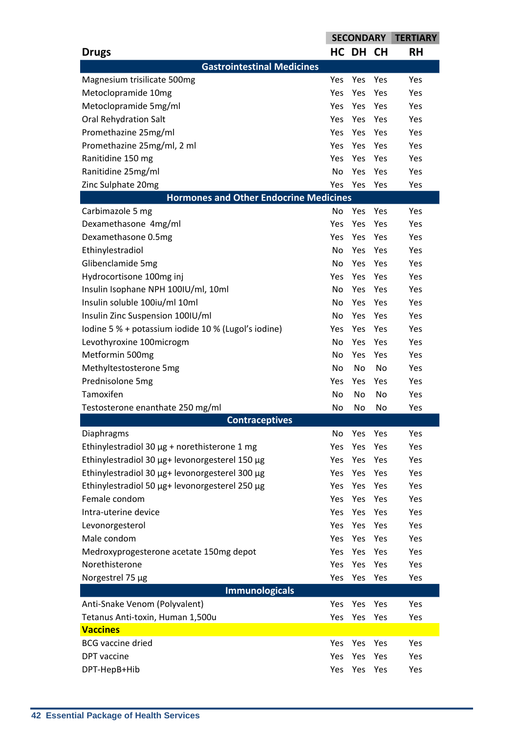| Drugs | SECONDARY | | | TERTIARY |
|---|---|---|---|---|
| | HC | DH | CH | RH |
| **Gastrointestinal Medicines** | | | | |
| Magnesium trisilicate 500mg | Yes | Yes | Yes | Yes |
| Metoclopramide 10mg | Yes | Yes | Yes | Yes |
| Metoclopramide 5mg/ml | Yes | Yes | Yes | Yes |
| Oral Rehydration Salt | Yes | Yes | Yes | Yes |
| Promethazine 25mg/ml | Yes | Yes | Yes | Yes |
| Promethazine 25mg/ml, 2 ml | Yes | Yes | Yes | Yes |
| Ranitidine 150 mg | Yes | Yes | Yes | Yes |
| Ranitidine 25mg/ml | No | Yes | Yes | Yes |
| Zinc Sulphate 20mg | Yes | Yes | Yes | Yes |
| **Hormones and Other Endocrine Medicines** | | | | |
| Carbimazole 5 mg | No | Yes | Yes | Yes |
| Dexamethasone 4mg/ml | Yes | Yes | Yes | Yes |
| Dexamethasone 0.5mg | Yes | Yes | Yes | Yes |
| Ethinylestradiol | No | Yes | Yes | Yes |
| Glibenclamide 5mg | No | Yes | Yes | Yes |
| Hydrocortisone 100mg inj | Yes | Yes | Yes | Yes |
| Insulin Isophane NPH 100IU/ml, 10ml | No | Yes | Yes | Yes |
| Insulin soluble 100iu/ml 10ml | No | Yes | Yes | Yes |
| Insulin Zinc Suspension 100IU/ml | No | Yes | Yes | Yes |
| Iodine 5 % + potassium iodide 10 % (Lugol's iodine) | Yes | Yes | Yes | Yes |
| Levothyroxine 100microgm | No | Yes | Yes | Yes |
| Metformin 500mg | No | Yes | Yes | Yes |
| Methyltestosterone 5mg | No | No | No | Yes |
| Prednisolone 5mg | Yes | Yes | Yes | Yes |
| Tamoxifen | No | No | No | Yes |
| Testosterone enanthate 250 mg/ml | No | No | No | Yes |
| **Contraceptives** | | | | |
| Diaphragms | No | Yes | Yes | Yes |
| Ethinylestradiol 30 µg + norethisterone 1 mg | Yes | Yes | Yes | Yes |
| Ethinylestradiol 30 µg+ levonorgesterel 150 µg | Yes | Yes | Yes | Yes |
| Ethinylestradiol 30 µg+ levonorgesterel 300 µg | Yes | Yes | Yes | Yes |
| Ethinylestradiol 50 µg+ levonorgesterel 250 µg | Yes | Yes | Yes | Yes |
| Female condom | Yes | Yes | Yes | Yes |
| Intra-uterine device | Yes | Yes | Yes | Yes |
| Levonorgesterol | Yes | Yes | Yes | Yes |
| Male condom | Yes | Yes | Yes | Yes |
| Medroxyprogesterone acetate 150mg depot | Yes | Yes | Yes | Yes |
| Norethisterone | Yes | Yes | Yes | Yes |
| Norgestrel 75 µg | Yes | Yes | Yes | Yes |
| **Immunologicals** | | | | |
| Anti-Snake Venom (Polyvalent) | Yes | Yes | Yes | Yes |
| Tetanus Anti-toxin, Human 1,500u | Yes | Yes | Yes | Yes |
| **Vaccines** | | | | |
| BCG vaccine dried | Yes | Yes | Yes | Yes |
| DPT vaccine | Yes | Yes | Yes | Yes |
| DPT-HepB+Hib | Yes | Yes | Yes | Yes |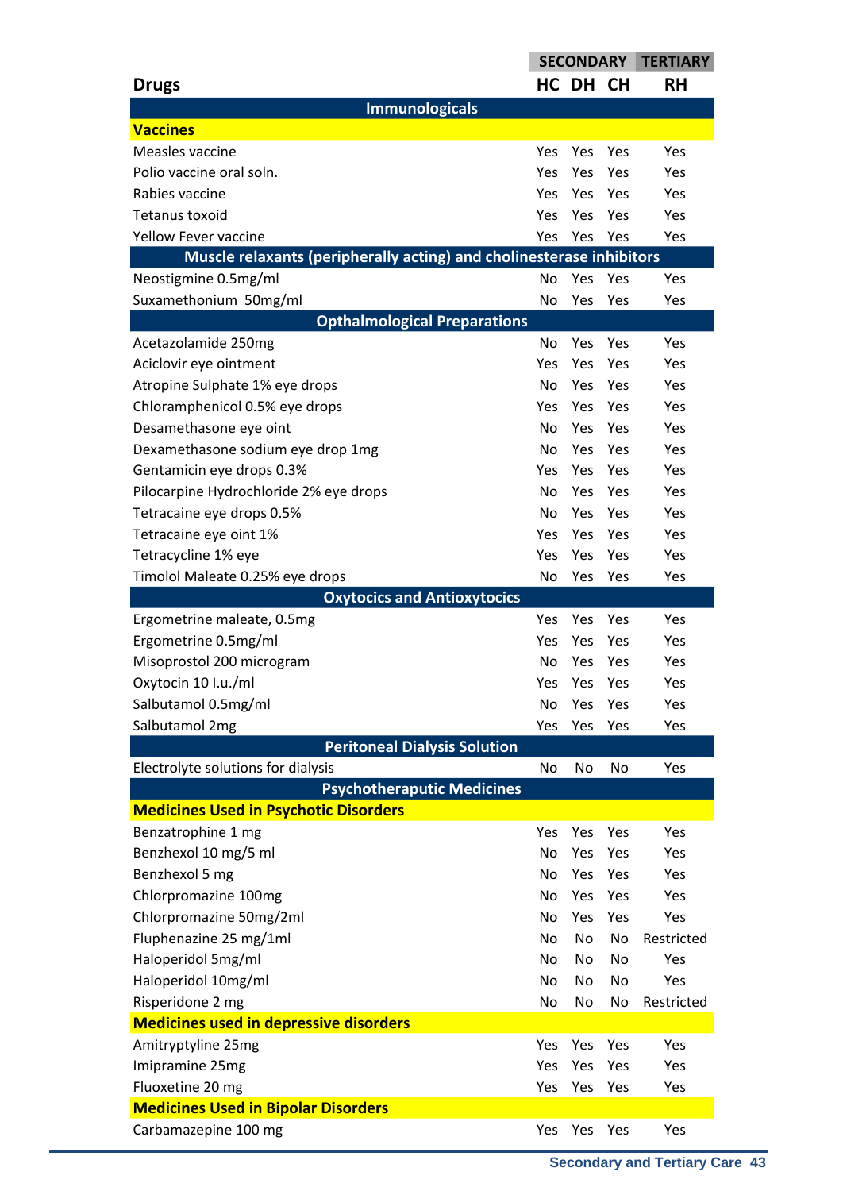| Drugs | SECONDARY HC | DH | CH | TERTIARY RH |
|---|---|---|---|---|
| **Immunologicals** | | | | |
| **Vaccines** | | | | |
| Measles vaccine | Yes | Yes | Yes | Yes |
| Polio vaccine oral soln. | Yes | Yes | Yes | Yes |
| Rabies vaccine | Yes | Yes | Yes | Yes |
| Tetanus toxoid | Yes | Yes | Yes | Yes |
| Yellow Fever vaccine | Yes | Yes | Yes | Yes |
| **Muscle relaxants (peripherally acting) and cholinesterase inhibitors** | | | | |
| Neostigmine 0.5mg/ml | No | Yes | Yes | Yes |
| Suxamethonium 50mg/ml | No | Yes | Yes | Yes |
| **Opthalmological Preparations** | | | | |
| Acetazolamide 250mg | No | Yes | Yes | Yes |
| Aciclovir eye ointment | Yes | Yes | Yes | Yes |
| Atropine Sulphate 1% eye drops | No | Yes | Yes | Yes |
| Chloramphenicol 0.5% eye drops | Yes | Yes | Yes | Yes |
| Desamethasone eye oint | No | Yes | Yes | Yes |
| Dexamethasone sodium eye drop 1mg | No | Yes | Yes | Yes |
| Gentamicin eye drops 0.3% | Yes | Yes | Yes | Yes |
| Pilocarpine Hydrochloride 2% eye drops | No | Yes | Yes | Yes |
| Tetracaine eye drops 0.5% | No | Yes | Yes | Yes |
| Tetracaine eye oint 1% | Yes | Yes | Yes | Yes |
| Tetracycline 1% eye | Yes | Yes | Yes | Yes |
| Timolol Maleate 0.25% eye drops | No | Yes | Yes | Yes |
| **Oxytocics and Antioxytocics** | | | | |
| Ergometrine maleate, 0.5mg | Yes | Yes | Yes | Yes |
| Ergometrine 0.5mg/ml | Yes | Yes | Yes | Yes |
| Misoprostol 200 microgram | No | Yes | Yes | Yes |
| Oxytocin 10 I.u./ml | Yes | Yes | Yes | Yes |
| Salbutamol 0.5mg/ml | No | Yes | Yes | Yes |
| Salbutamol 2mg | Yes | Yes | Yes | Yes |
| **Peritoneal Dialysis Solution** | | | | |
| Electrolyte solutions for dialysis | No | No | No | Yes |
| **Psychotherapeutic Medicines** | | | | |
| **Medicines Used in Psychotic Disorders** | | | | |
| Benzatrophine 1 mg | Yes | Yes | Yes | Yes |
| Benzhexol 10 mg/5 ml | No | Yes | Yes | Yes |
| Benzhexol 5 mg | No | Yes | Yes | Yes |
| Chlorpromazine 100mg | No | Yes | Yes | Yes |
| Chlorpromazine 50mg/2ml | No | Yes | Yes | Yes |
| Fluphenazine 25 mg/1ml | No | No | No | Restricted |
| Haloperidol 5mg/ml | No | No | No | Yes |
| Haloperidol 10mg/ml | No | No | No | Yes |
| Risperidone 2 mg | No | No | No | Restricted |
| **Medicines used in depressive disorders** | | | | |
| Amitryptyline 25mg | Yes | Yes | Yes | Yes |
| Imipramine 25mg | Yes | Yes | Yes | Yes |
| Fluoxetine 20 mg | Yes | Yes | Yes | Yes |
| **Medicines Used in Bipolar Disorders** | | | | |
| Carbamazepine 100 mg | Yes | Yes | Yes | Yes |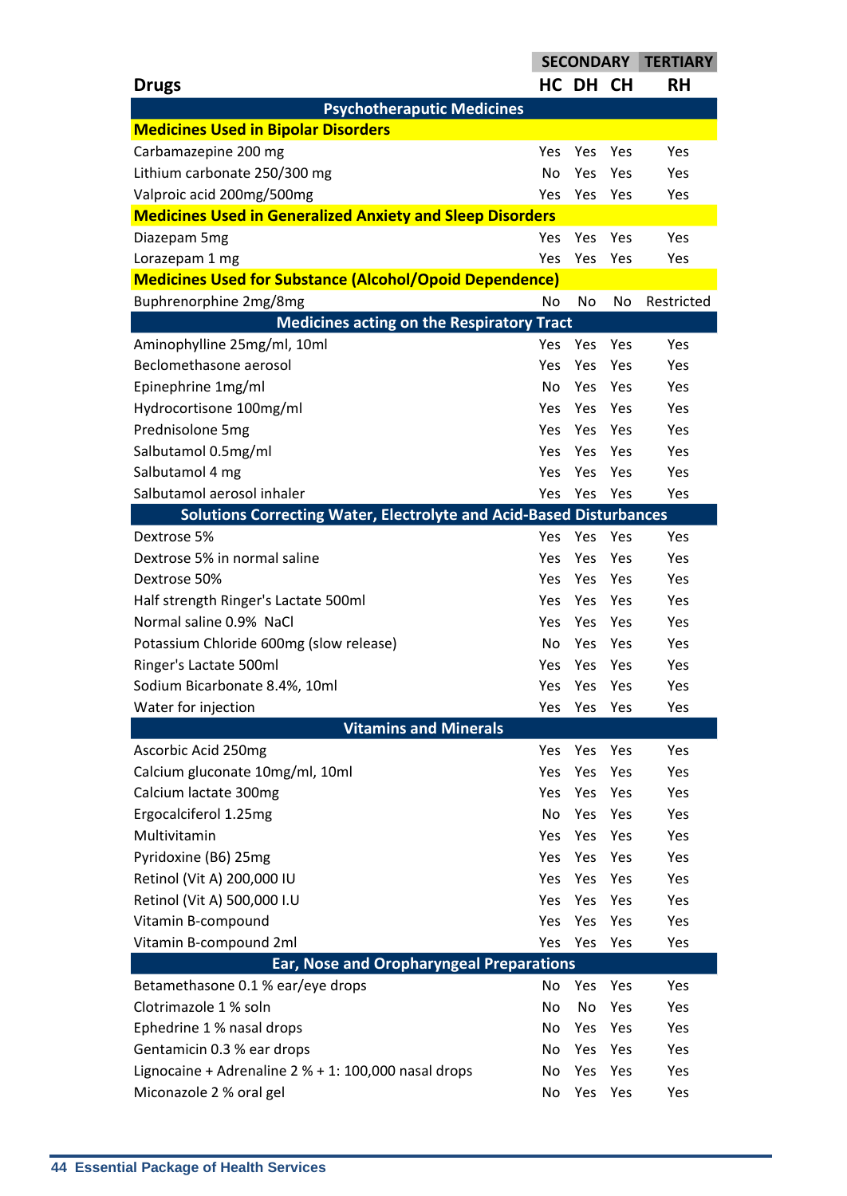| Drugs | SECONDARY HC | DH | CH | TERTIARY RH |
|---|---|---|---|---|
| **Psychotherapeutic Medicines** | | | | |
| **Medicines Used in Bipolar Disorders** | | | | |
| Carbamazepine 200 mg | Yes | Yes | Yes | Yes |
| Lithium carbonate 250/300 mg | No | Yes | Yes | Yes |
| Valproic acid 200mg/500mg | Yes | Yes | Yes | Yes |
| **Medicines Used in Generalized Anxiety and Sleep Disorders** | | | | |
| Diazepam 5mg | Yes | Yes | Yes | Yes |
| Lorazepam 1 mg | Yes | Yes | Yes | Yes |
| **Medicines Used for Substance (Alcohol/Opoid Dependence)** | | | | |
| Buphrenorphine 2mg/8mg | No | No | No | Restricted |
| **Medicines acting on the Respiratory Tract** | | | | |
| Aminophylline 25mg/ml, 10ml | Yes | Yes | Yes | Yes |
| Beclomethasone aerosol | Yes | Yes | Yes | Yes |
| Epinephrine 1mg/ml | No | Yes | Yes | Yes |
| Hydrocortisone 100mg/ml | Yes | Yes | Yes | Yes |
| Prednisolone 5mg | Yes | Yes | Yes | Yes |
| Salbutamol 0.5mg/ml | Yes | Yes | Yes | Yes |
| Salbutamol 4 mg | Yes | Yes | Yes | Yes |
| Salbutamol aerosol inhaler | Yes | Yes | Yes | Yes |
| **Solutions Correcting Water, Electrolyte and Acid-Based Disturbances** | | | | |
| Dextrose 5% | Yes | Yes | Yes | Yes |
| Dextrose 5% in normal saline | Yes | Yes | Yes | Yes |
| Dextrose 50% | Yes | Yes | Yes | Yes |
| Half strength Ringer's Lactate 500ml | Yes | Yes | Yes | Yes |
| Normal saline 0.9% NaCl | Yes | Yes | Yes | Yes |
| Potassium Chloride 600mg (slow release) | No | Yes | Yes | Yes |
| Ringer's Lactate 500ml | Yes | Yes | Yes | Yes |
| Sodium Bicarbonate 8.4%, 10ml | Yes | Yes | Yes | Yes |
| Water for injection | Yes | Yes | Yes | Yes |
| **Vitamins and Minerals** | | | | |
| Ascorbic Acid 250mg | Yes | Yes | Yes | Yes |
| Calcium gluconate 10mg/ml, 10ml | Yes | Yes | Yes | Yes |
| Calcium lactate 300mg | Yes | Yes | Yes | Yes |
| Ergocalciferol 1.25mg | No | Yes | Yes | Yes |
| Multivitamin | Yes | Yes | Yes | Yes |
| Pyridoxine (B6) 25mg | Yes | Yes | Yes | Yes |
| Retinol (Vit A) 200,000 IU | Yes | Yes | Yes | Yes |
| Retinol (Vit A) 500,000 I.U | Yes | Yes | Yes | Yes |
| Vitamin B-compound | Yes | Yes | Yes | Yes |
| Vitamin B-compound 2ml | Yes | Yes | Yes | Yes |
| **Ear, Nose and Oropharyngeal Preparations** | | | | |
| Betamethasone 0.1 % ear/eye drops | No | Yes | Yes | Yes |
| Clotrimazole 1 % soln | No | No | Yes | Yes |
| Ephedrine 1 % nasal drops | No | Yes | Yes | Yes |
| Gentamicin 0.3 % ear drops | No | Yes | Yes | Yes |
| Lignocaine + Adrenaline 2 % + 1: 100,000 nasal drops | No | Yes | Yes | Yes |
| Miconazole 2 % oral gel | No | Yes | Yes | Yes |